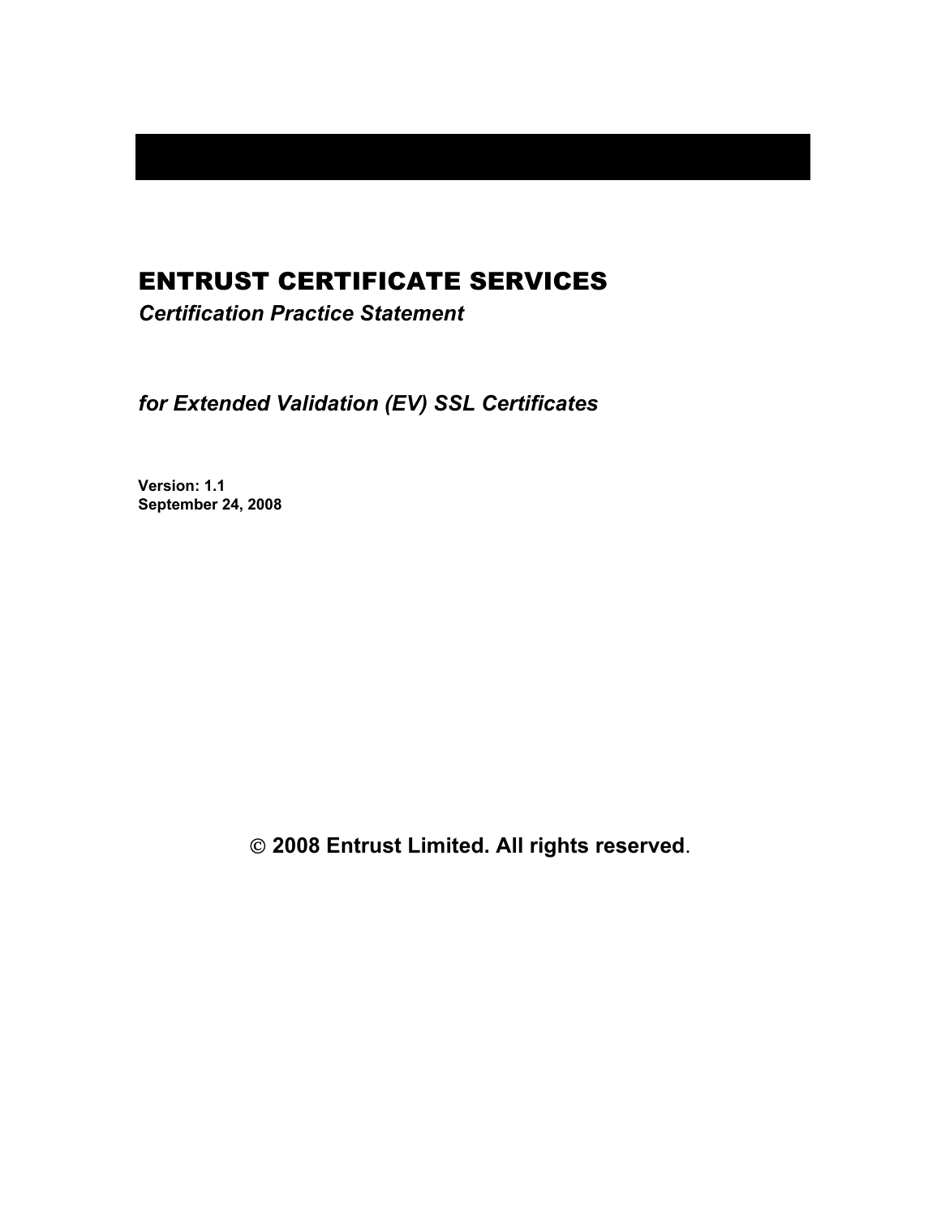# ENTRUST CERTIFICATE SERVICES

*Certification Practice Statement*

*for Extended Validation (EV) SSL Certificates*

**Version: 1.1**
**September 24, 2008**

**© 2008 Entrust Limited. All rights reserved**.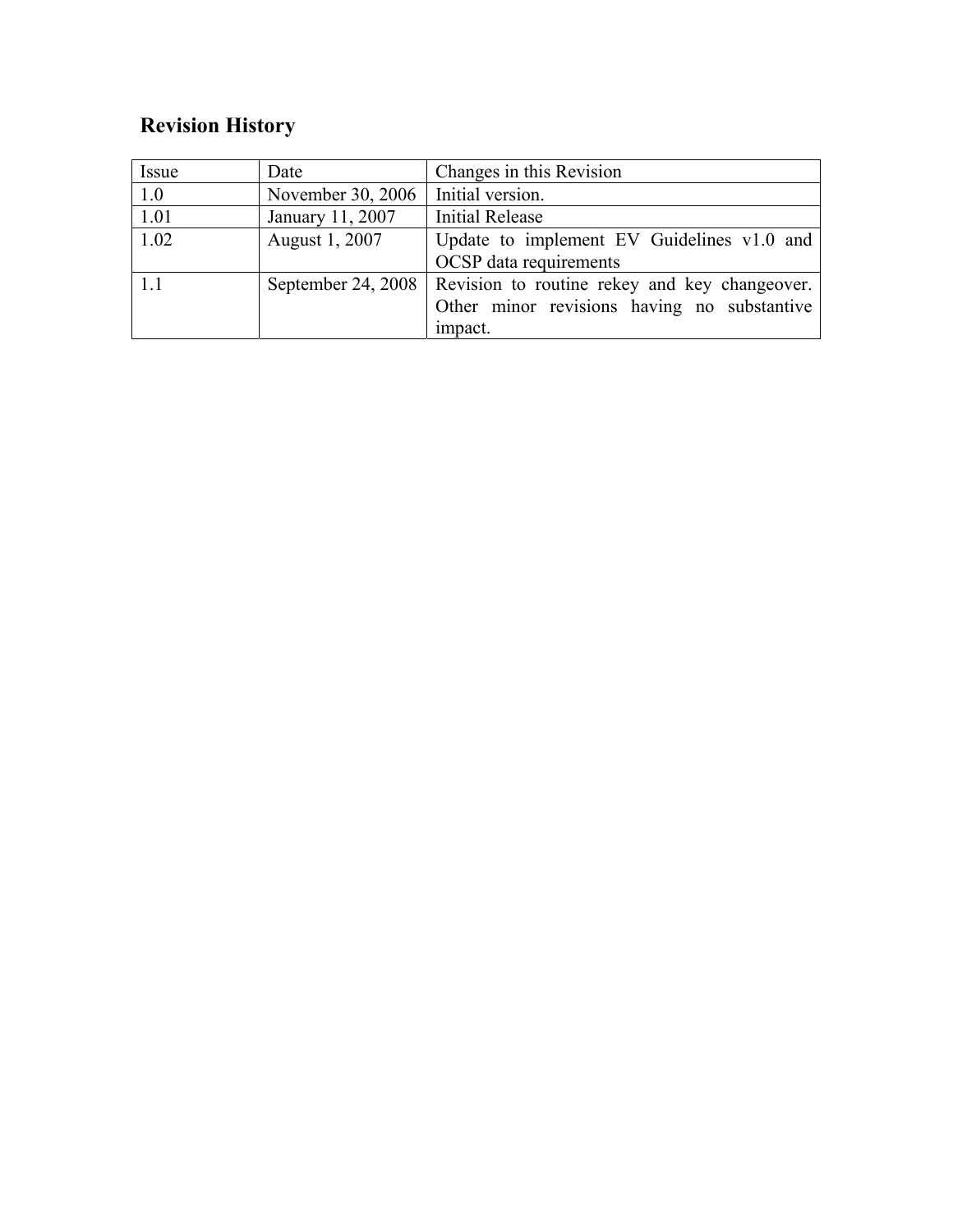## Revision History

| Issue | Date | Changes in this Revision |
|---|---|---|
| 1.0 | November 30, 2006 | Initial version. |
| 1.01 | January 11, 2007 | Initial Release |
| 1.02 | August 1, 2007 | Update to implement EV Guidelines v1.0 and OCSP data requirements |
| 1.1 | September 24, 2008 | Revision to routine rekey and key changeover. Other minor revisions having no substantive impact. |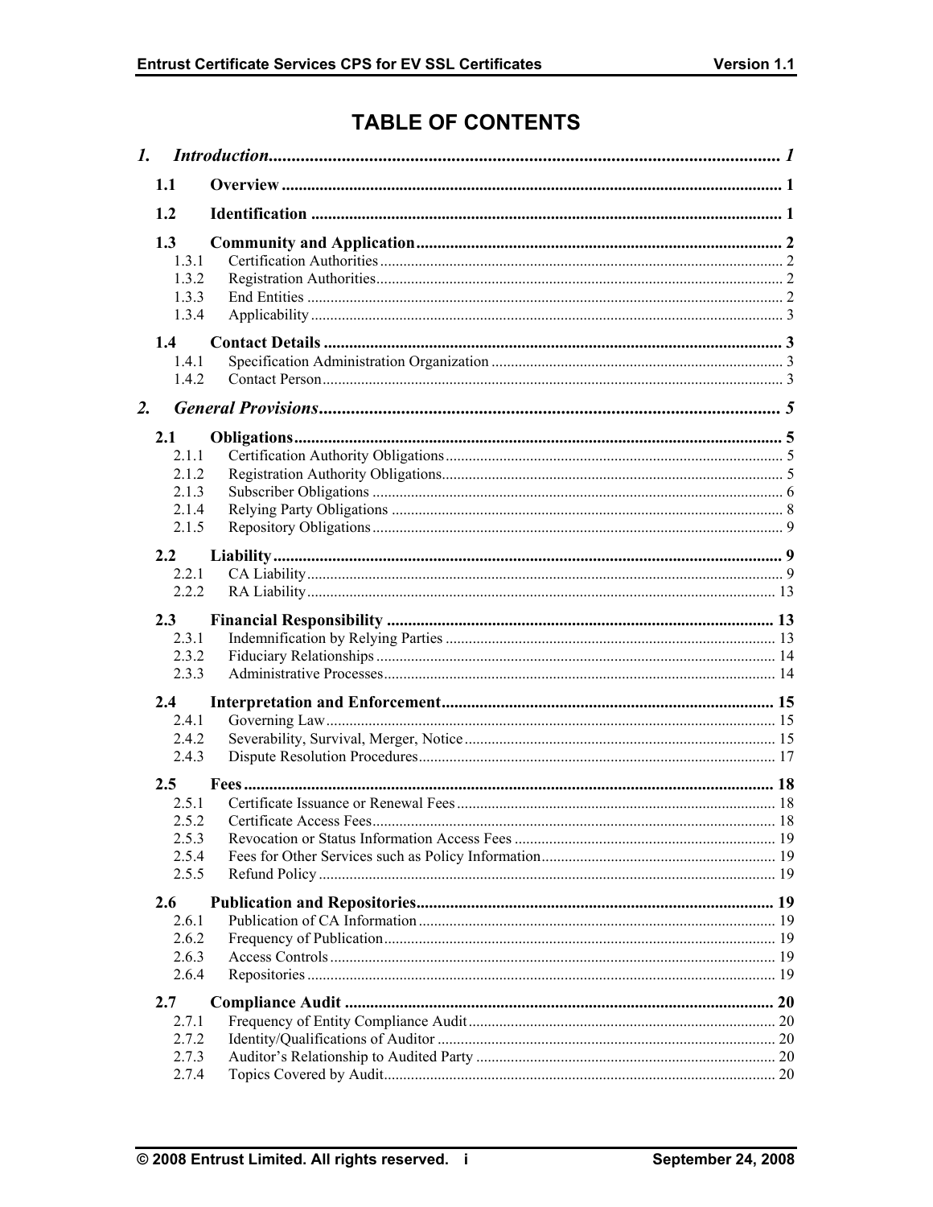# TABLE OF CONTENTS

1. *Introduction* ........ 1
   - 1.1 **Overview** ........ 1
   - 1.2 **Identification** ........ 1
   - 1.3 **Community and Application** ........ 2
     - 1.3.1 Certification Authorities ........ 2
     - 1.3.2 Registration Authorities ........ 2
     - 1.3.3 End Entities ........ 2
     - 1.3.4 Applicability ........ 3
   - 1.4 **Contact Details** ........ 3
     - 1.4.1 Specification Administration Organization ........ 3
     - 1.4.2 Contact Person ........ 3
2. *General Provisions* ........ 5
   - 2.1 **Obligations** ........ 5
     - 2.1.1 Certification Authority Obligations ........ 5
     - 2.1.2 Registration Authority Obligations ........ 5
     - 2.1.3 Subscriber Obligations ........ 6
     - 2.1.4 Relying Party Obligations ........ 8
     - 2.1.5 Repository Obligations ........ 9
   - 2.2 **Liability** ........ 9
     - 2.2.1 CA Liability ........ 9
     - 2.2.2 RA Liability ........ 13
   - 2.3 **Financial Responsibility** ........ 13
     - 2.3.1 Indemnification by Relying Parties ........ 13
     - 2.3.2 Fiduciary Relationships ........ 14
     - 2.3.3 Administrative Processes ........ 14
   - 2.4 **Interpretation and Enforcement** ........ 15
     - 2.4.1 Governing Law ........ 15
     - 2.4.2 Severability, Survival, Merger, Notice ........ 15
     - 2.4.3 Dispute Resolution Procedures ........ 17
   - 2.5 **Fees** ........ 18
     - 2.5.1 Certificate Issuance or Renewal Fees ........ 18
     - 2.5.2 Certificate Access Fees ........ 18
     - 2.5.3 Revocation or Status Information Access Fees ........ 19
     - 2.5.4 Fees for Other Services such as Policy Information ........ 19
     - 2.5.5 Refund Policy ........ 19
   - 2.6 **Publication and Repositories** ........ 19
     - 2.6.1 Publication of CA Information ........ 19
     - 2.6.2 Frequency of Publication ........ 19
     - 2.6.3 Access Controls ........ 19
     - 2.6.4 Repositories ........ 19
   - 2.7 **Compliance Audit** ........ 20
     - 2.7.1 Frequency of Entity Compliance Audit ........ 20
     - 2.7.2 Identity/Qualifications of Auditor ........ 20
     - 2.7.3 Auditor's Relationship to Audited Party ........ 20
     - 2.7.4 Topics Covered by Audit ........ 20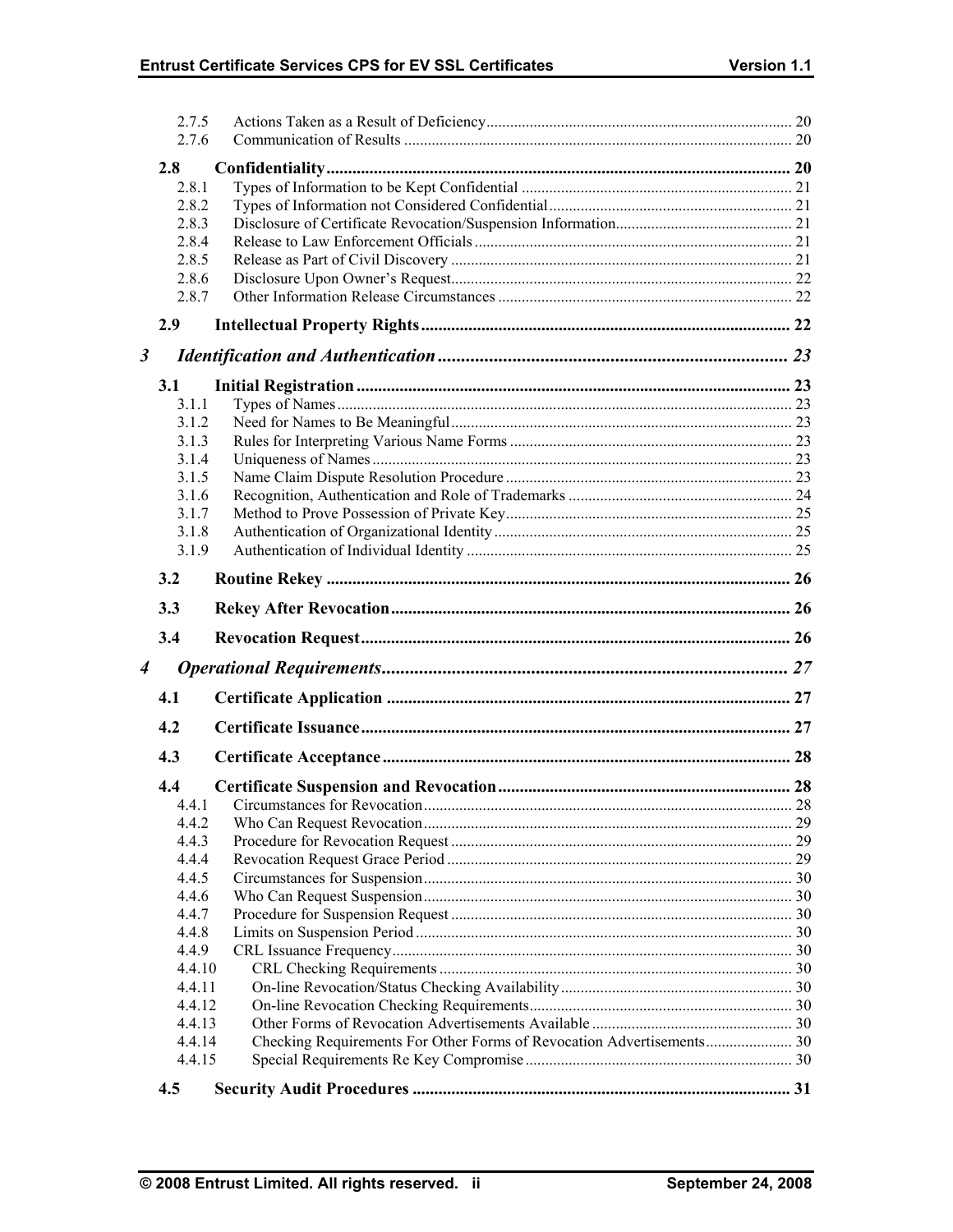2.7.5 Actions Taken as a Result of Deficiency ..... 20
2.7.6 Communication of Results ..... 20

**2.8 Confidentiality ..... 20**

2.8.1 Types of Information to be Kept Confidential ..... 21
2.8.2 Types of Information not Considered Confidential ..... 21
2.8.3 Disclosure of Certificate Revocation/Suspension Information ..... 21
2.8.4 Release to Law Enforcement Officials ..... 21
2.8.5 Release as Part of Civil Discovery ..... 21
2.8.6 Disclosure Upon Owner's Request ..... 22
2.8.7 Other Information Release Circumstances ..... 22

**2.9 Intellectual Property Rights ..... 22**

***3 Identification and Authentication ..... 23***

**3.1 Initial Registration ..... 23**

3.1.1 Types of Names ..... 23
3.1.2 Need for Names to Be Meaningful ..... 23
3.1.3 Rules for Interpreting Various Name Forms ..... 23
3.1.4 Uniqueness of Names ..... 23
3.1.5 Name Claim Dispute Resolution Procedure ..... 23
3.1.6 Recognition, Authentication and Role of Trademarks ..... 24
3.1.7 Method to Prove Possession of Private Key ..... 25
3.1.8 Authentication of Organizational Identity ..... 25
3.1.9 Authentication of Individual Identity ..... 25

**3.2 Routine Rekey ..... 26**

**3.3 Rekey After Revocation ..... 26**

**3.4 Revocation Request ..... 26**

***4 Operational Requirements ..... 27***

**4.1 Certificate Application ..... 27**

**4.2 Certificate Issuance ..... 27**

**4.3 Certificate Acceptance ..... 28**

**4.4 Certificate Suspension and Revocation ..... 28**

4.4.1 Circumstances for Revocation ..... 28
4.4.2 Who Can Request Revocation ..... 29
4.4.3 Procedure for Revocation Request ..... 29
4.4.4 Revocation Request Grace Period ..... 29
4.4.5 Circumstances for Suspension ..... 30
4.4.6 Who Can Request Suspension ..... 30
4.4.7 Procedure for Suspension Request ..... 30
4.4.8 Limits on Suspension Period ..... 30
4.4.9 CRL Issuance Frequency ..... 30
4.4.10 CRL Checking Requirements ..... 30
4.4.11 On-line Revocation/Status Checking Availability ..... 30
4.4.12 On-line Revocation Checking Requirements ..... 30
4.4.13 Other Forms of Revocation Advertisements Available ..... 30
4.4.14 Checking Requirements For Other Forms of Revocation Advertisements ..... 30
4.4.15 Special Requirements Re Key Compromise ..... 30

**4.5 Security Audit Procedures ..... 31**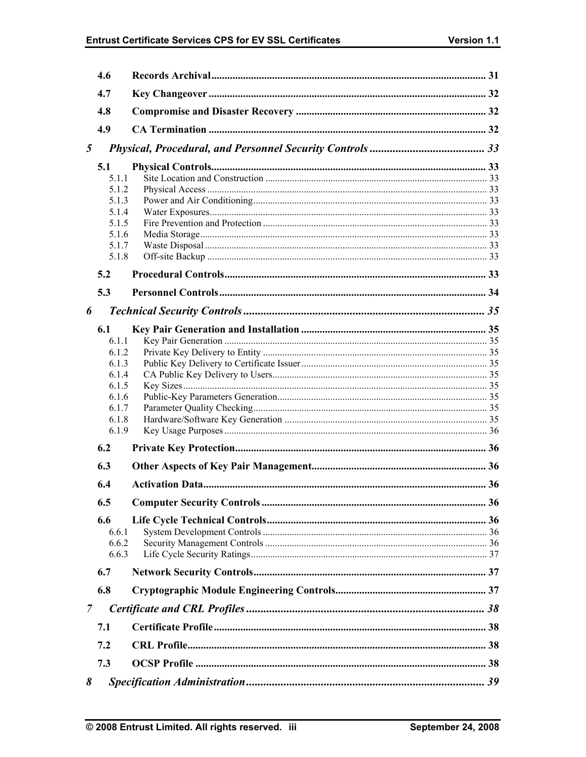4.6 Records Archival ........................................................................................................ 31

4.7 Key Changeover ......................................................................................................... 32

4.8 Compromise and Disaster Recovery ........................................................................ 32

4.9 CA Termination ......................................................................................................... 32

*5 Physical, Procedural, and Personnel Security Controls ........................................ 33*

5.1 Physical Controls........................................................................................................ 33
- 5.1.1 Site Location and Construction ........................................................................................... 33
- 5.1.2 Physical Access .................................................................................................................. 33
- 5.1.3 Power and Air Conditioning................................................................................................ 33
- 5.1.4 Water Exposures.................................................................................................................. 33
- 5.1.5 Fire Prevention and Protection ............................................................................................ 33
- 5.1.6 Media Storage...................................................................................................................... 33
- 5.1.7 Waste Disposal .................................................................................................................... 33
- 5.1.8 Off-site Backup ................................................................................................................... 33

5.2 Procedural Controls................................................................................................... 33

5.3 Personnel Controls..................................................................................................... 34

*6 Technical Security Controls ...................................................................................... 35*

6.1 Key Pair Generation and Installation ...................................................................... 35
- 6.1.1 Key Pair Generation ............................................................................................................ 35
- 6.1.2 Private Key Delivery to Entity ............................................................................................ 35
- 6.1.3 Public Key Delivery to Certificate Issuer............................................................................ 35
- 6.1.4 CA Public Key Delivery to Users........................................................................................ 35
- 6.1.5 Key Sizes............................................................................................................................. 35
- 6.1.6 Public-Key Parameters Generation...................................................................................... 35
- 6.1.7 Parameter Quality Checking................................................................................................ 35
- 6.1.8 Hardware/Software Key Generation ................................................................................... 35
- 6.1.9 Key Usage Purposes ............................................................................................................ 36

6.2 Private Key Protection............................................................................................... 36

6.3 Other Aspects of Key Pair Management.................................................................. 36

6.4 Activation Data........................................................................................................... 36

6.5 Computer Security Controls ..................................................................................... 36

6.6 Life Cycle Technical Controls.................................................................................... 36
- 6.6.1 System Development Controls ............................................................................................ 36
- 6.6.2 Security Management Controls ........................................................................................... 36
- 6.6.3 Life Cycle Security Ratings................................................................................................. 37

6.7 Network Security Controls........................................................................................ 37

6.8 Cryptographic Module Engineering Controls.......................................................... 37

*7 Certificate and CRL Profiles .................................................................................... 38*

7.1 Certificate Profile....................................................................................................... 38

7.2 CRL Profile................................................................................................................. 38

7.3 OCSP Profile .............................................................................................................. 38

*8 Specification Administration..................................................................................... 39*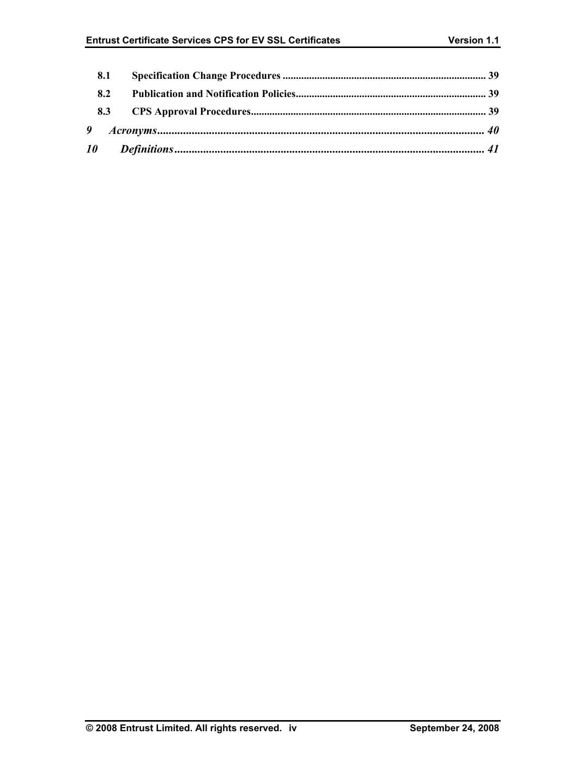**8.1 Specification Change Procedures ............................................................................ 39**

**8.2 Publication and Notification Policies....................................................................... 39**

**8.3 CPS Approval Procedures......................................................................................... 39**

***9 Acronyms................................................................................................................... 40***

***10 Definitions........................................................................................................... 41***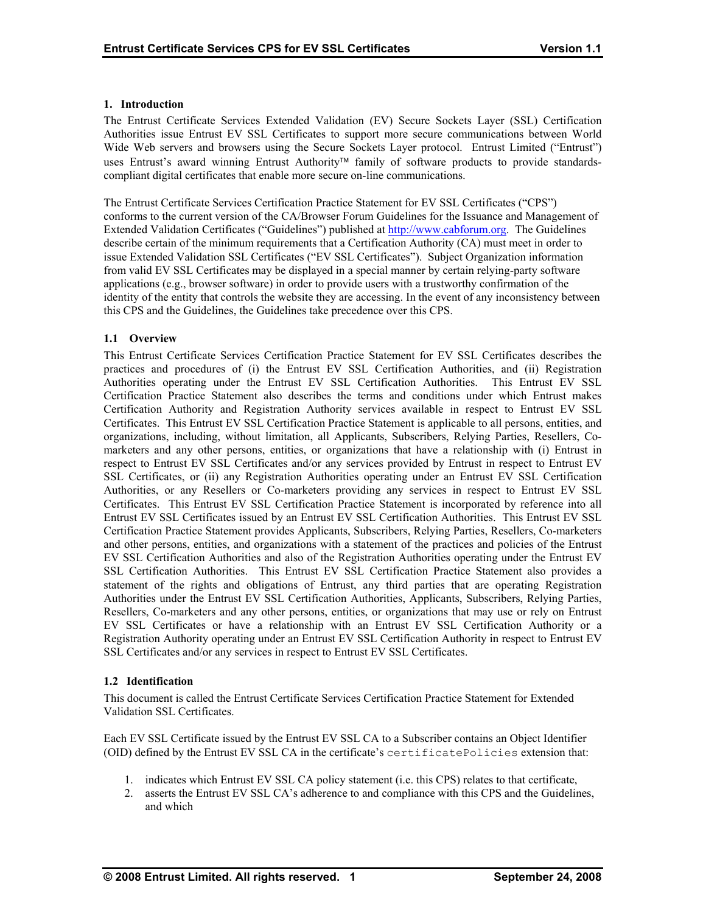## 1. Introduction

The Entrust Certificate Services Extended Validation (EV) Secure Sockets Layer (SSL) Certification Authorities issue Entrust EV SSL Certificates to support more secure communications between World Wide Web servers and browsers using the Secure Sockets Layer protocol. Entrust Limited ("Entrust") uses Entrust's award winning Entrust Authority™ family of software products to provide standards-compliant digital certificates that enable more secure on-line communications.

The Entrust Certificate Services Certification Practice Statement for EV SSL Certificates ("CPS") conforms to the current version of the CA/Browser Forum Guidelines for the Issuance and Management of Extended Validation Certificates ("Guidelines") published at http://www.cabforum.org. The Guidelines describe certain of the minimum requirements that a Certification Authority (CA) must meet in order to issue Extended Validation SSL Certificates ("EV SSL Certificates"). Subject Organization information from valid EV SSL Certificates may be displayed in a special manner by certain relying-party software applications (e.g., browser software) in order to provide users with a trustworthy confirmation of the identity of the entity that controls the website they are accessing. In the event of any inconsistency between this CPS and the Guidelines, the Guidelines take precedence over this CPS.

### 1.1 Overview

This Entrust Certificate Services Certification Practice Statement for EV SSL Certificates describes the practices and procedures of (i) the Entrust EV SSL Certification Authorities, and (ii) Registration Authorities operating under the Entrust EV SSL Certification Authorities. This Entrust EV SSL Certification Practice Statement also describes the terms and conditions under which Entrust makes Certification Authority and Registration Authority services available in respect to Entrust EV SSL Certificates. This Entrust EV SSL Certification Practice Statement is applicable to all persons, entities, and organizations, including, without limitation, all Applicants, Subscribers, Relying Parties, Resellers, Co-marketers and any other persons, entities, or organizations that have a relationship with (i) Entrust in respect to Entrust EV SSL Certificates and/or any services provided by Entrust in respect to Entrust EV SSL Certificates, or (ii) any Registration Authorities operating under an Entrust EV SSL Certification Authorities, or any Resellers or Co-marketers providing any services in respect to Entrust EV SSL Certificates. This Entrust EV SSL Certification Practice Statement is incorporated by reference into all Entrust EV SSL Certificates issued by an Entrust EV SSL Certification Authorities. This Entrust EV SSL Certification Practice Statement provides Applicants, Subscribers, Relying Parties, Resellers, Co-marketers and other persons, entities, and organizations with a statement of the practices and policies of the Entrust EV SSL Certification Authorities and also of the Registration Authorities operating under the Entrust EV SSL Certification Authorities. This Entrust EV SSL Certification Practice Statement also provides a statement of the rights and obligations of Entrust, any third parties that are operating Registration Authorities under the Entrust EV SSL Certification Authorities, Applicants, Subscribers, Relying Parties, Resellers, Co-marketers and any other persons, entities, or organizations that may use or rely on Entrust EV SSL Certificates or have a relationship with an Entrust EV SSL Certification Authority or a Registration Authority operating under an Entrust EV SSL Certification Authority in respect to Entrust EV SSL Certificates and/or any services in respect to Entrust EV SSL Certificates.

### 1.2 Identification

This document is called the Entrust Certificate Services Certification Practice Statement for Extended Validation SSL Certificates.

Each EV SSL Certificate issued by the Entrust EV SSL CA to a Subscriber contains an Object Identifier (OID) defined by the Entrust EV SSL CA in the certificate's `certificatePolicies` extension that:

1. indicates which Entrust EV SSL CA policy statement (i.e. this CPS) relates to that certificate,
2. asserts the Entrust EV SSL CA's adherence to and compliance with this CPS and the Guidelines, and which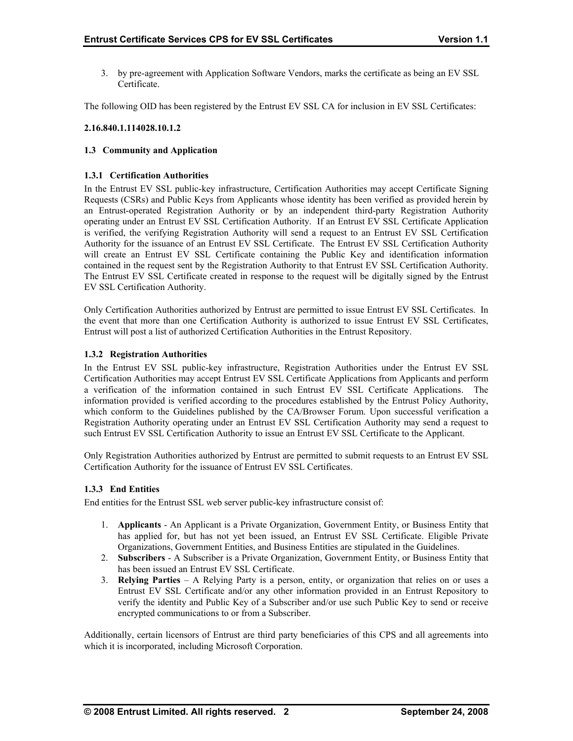3. by pre-agreement with Application Software Vendors, marks the certificate as being an EV SSL Certificate.

The following OID has been registered by the Entrust EV SSL CA for inclusion in EV SSL Certificates:

**2.16.840.1.114028.10.1.2**

### 1.3 Community and Application

#### 1.3.1 Certification Authorities

In the Entrust EV SSL public-key infrastructure, Certification Authorities may accept Certificate Signing Requests (CSRs) and Public Keys from Applicants whose identity has been verified as provided herein by an Entrust-operated Registration Authority or by an independent third-party Registration Authority operating under an Entrust EV SSL Certification Authority. If an Entrust EV SSL Certificate Application is verified, the verifying Registration Authority will send a request to an Entrust EV SSL Certification Authority for the issuance of an Entrust EV SSL Certificate. The Entrust EV SSL Certification Authority will create an Entrust EV SSL Certificate containing the Public Key and identification information contained in the request sent by the Registration Authority to that Entrust EV SSL Certification Authority. The Entrust EV SSL Certificate created in response to the request will be digitally signed by the Entrust EV SSL Certification Authority.

Only Certification Authorities authorized by Entrust are permitted to issue Entrust EV SSL Certificates. In the event that more than one Certification Authority is authorized to issue Entrust EV SSL Certificates, Entrust will post a list of authorized Certification Authorities in the Entrust Repository.

#### 1.3.2 Registration Authorities

In the Entrust EV SSL public-key infrastructure, Registration Authorities under the Entrust EV SSL Certification Authorities may accept Entrust EV SSL Certificate Applications from Applicants and perform a verification of the information contained in such Entrust EV SSL Certificate Applications. The information provided is verified according to the procedures established by the Entrust Policy Authority, which conform to the Guidelines published by the CA/Browser Forum. Upon successful verification a Registration Authority operating under an Entrust EV SSL Certification Authority may send a request to such Entrust EV SSL Certification Authority to issue an Entrust EV SSL Certificate to the Applicant.

Only Registration Authorities authorized by Entrust are permitted to submit requests to an Entrust EV SSL Certification Authority for the issuance of Entrust EV SSL Certificates.

#### 1.3.3 End Entities

End entities for the Entrust SSL web server public-key infrastructure consist of:

1. **Applicants** - An Applicant is a Private Organization, Government Entity, or Business Entity that has applied for, but has not yet been issued, an Entrust EV SSL Certificate. Eligible Private Organizations, Government Entities, and Business Entities are stipulated in the Guidelines.
2. **Subscribers** - A Subscriber is a Private Organization, Government Entity, or Business Entity that has been issued an Entrust EV SSL Certificate.
3. **Relying Parties** – A Relying Party is a person, entity, or organization that relies on or uses a Entrust EV SSL Certificate and/or any other information provided in an Entrust Repository to verify the identity and Public Key of a Subscriber and/or use such Public Key to send or receive encrypted communications to or from a Subscriber.

Additionally, certain licensors of Entrust are third party beneficiaries of this CPS and all agreements into which it is incorporated, including Microsoft Corporation.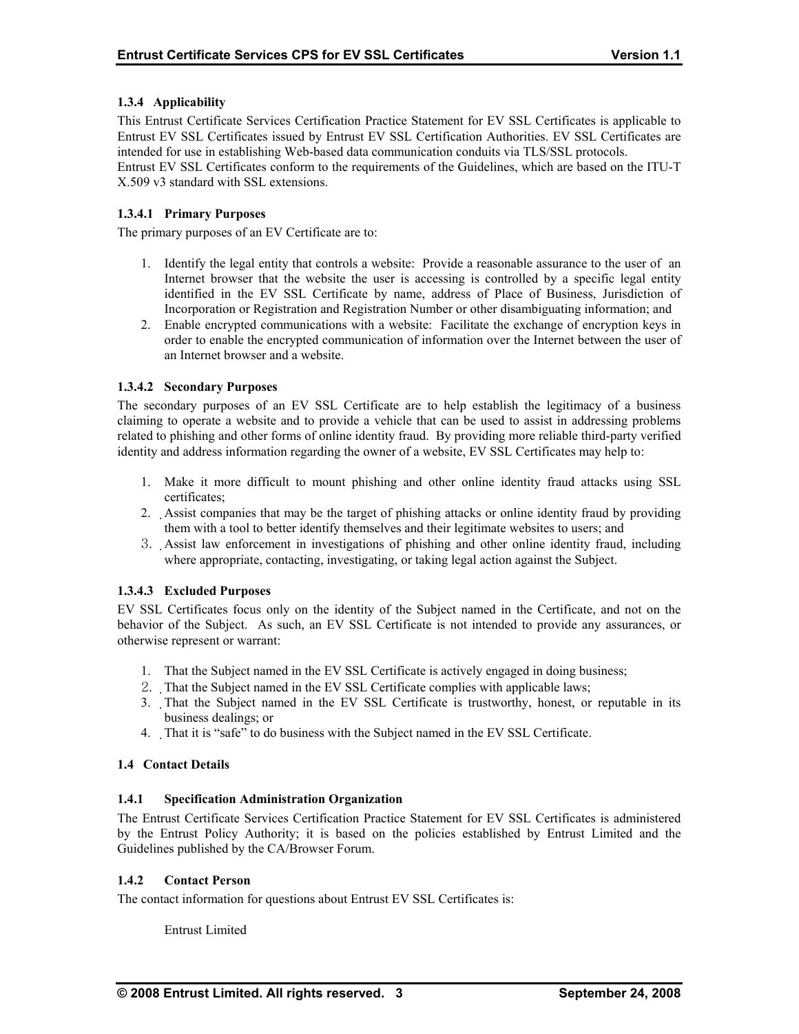### 1.3.4 Applicability

This Entrust Certificate Services Certification Practice Statement for EV SSL Certificates is applicable to Entrust EV SSL Certificates issued by Entrust EV SSL Certification Authorities. EV SSL Certificates are intended for use in establishing Web-based data communication conduits via TLS/SSL protocols.
Entrust EV SSL Certificates conform to the requirements of the Guidelines, which are based on the ITU-T X.509 v3 standard with SSL extensions.

#### 1.3.4.1 Primary Purposes

The primary purposes of an EV Certificate are to:

1. Identify the legal entity that controls a website: Provide a reasonable assurance to the user of an Internet browser that the website the user is accessing is controlled by a specific legal entity identified in the EV SSL Certificate by name, address of Place of Business, Jurisdiction of Incorporation or Registration and Registration Number or other disambiguating information; and
2. Enable encrypted communications with a website: Facilitate the exchange of encryption keys in order to enable the encrypted communication of information over the Internet between the user of an Internet browser and a website.

#### 1.3.4.2 Secondary Purposes

The secondary purposes of an EV SSL Certificate are to help establish the legitimacy of a business claiming to operate a website and to provide a vehicle that can be used to assist in addressing problems related to phishing and other forms of online identity fraud. By providing more reliable third-party verified identity and address information regarding the owner of a website, EV SSL Certificates may help to:

1. Make it more difficult to mount phishing and other online identity fraud attacks using SSL certificates;
2. Assist companies that may be the target of phishing attacks or online identity fraud by providing them with a tool to better identify themselves and their legitimate websites to users; and
3. Assist law enforcement in investigations of phishing and other online identity fraud, including where appropriate, contacting, investigating, or taking legal action against the Subject.

#### 1.3.4.3 Excluded Purposes

EV SSL Certificates focus only on the identity of the Subject named in the Certificate, and not on the behavior of the Subject. As such, an EV SSL Certificate is not intended to provide any assurances, or otherwise represent or warrant:

1. That the Subject named in the EV SSL Certificate is actively engaged in doing business;
2. That the Subject named in the EV SSL Certificate complies with applicable laws;
3. That the Subject named in the EV SSL Certificate is trustworthy, honest, or reputable in its business dealings; or
4. That it is "safe" to do business with the Subject named in the EV SSL Certificate.

## 1.4 Contact Details

### 1.4.1 Specification Administration Organization

The Entrust Certificate Services Certification Practice Statement for EV SSL Certificates is administered by the Entrust Policy Authority; it is based on the policies established by Entrust Limited and the Guidelines published by the CA/Browser Forum.

### 1.4.2 Contact Person

The contact information for questions about Entrust EV SSL Certificates is:

Entrust Limited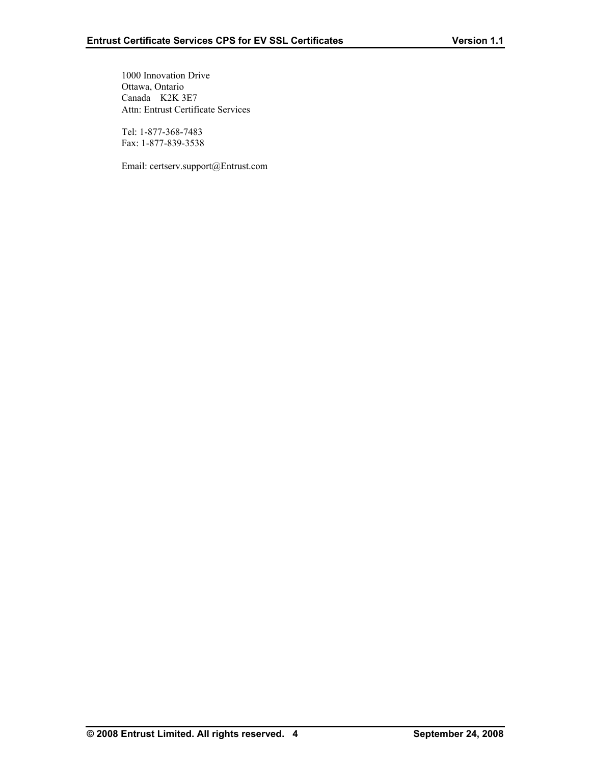1000 Innovation Drive
Ottawa, Ontario
Canada    K2K 3E7
Attn: Entrust Certificate Services

Tel: 1-877-368-7483
Fax: 1-877-839-3538

Email: certserv.support@Entrust.com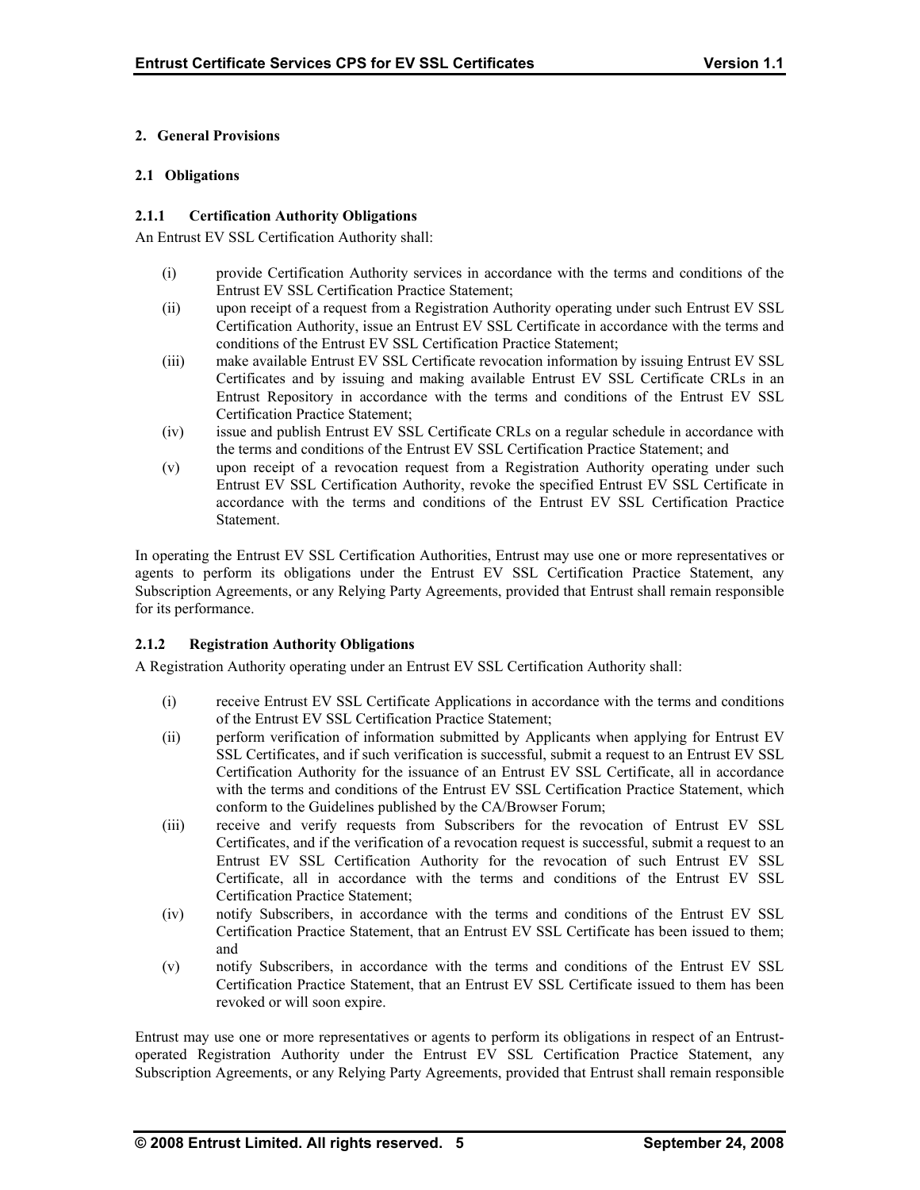## 2. General Provisions

### 2.1 Obligations

#### 2.1.1 Certification Authority Obligations

An Entrust EV SSL Certification Authority shall:

(i) provide Certification Authority services in accordance with the terms and conditions of the Entrust EV SSL Certification Practice Statement;

(ii) upon receipt of a request from a Registration Authority operating under such Entrust EV SSL Certification Authority, issue an Entrust EV SSL Certificate in accordance with the terms and conditions of the Entrust EV SSL Certification Practice Statement;

(iii) make available Entrust EV SSL Certificate revocation information by issuing Entrust EV SSL Certificates and by issuing and making available Entrust EV SSL Certificate CRLs in an Entrust Repository in accordance with the terms and conditions of the Entrust EV SSL Certification Practice Statement;

(iv) issue and publish Entrust EV SSL Certificate CRLs on a regular schedule in accordance with the terms and conditions of the Entrust EV SSL Certification Practice Statement; and

(v) upon receipt of a revocation request from a Registration Authority operating under such Entrust EV SSL Certification Authority, revoke the specified Entrust EV SSL Certificate in accordance with the terms and conditions of the Entrust EV SSL Certification Practice Statement.

In operating the Entrust EV SSL Certification Authorities, Entrust may use one or more representatives or agents to perform its obligations under the Entrust EV SSL Certification Practice Statement, any Subscription Agreements, or any Relying Party Agreements, provided that Entrust shall remain responsible for its performance.

#### 2.1.2 Registration Authority Obligations

A Registration Authority operating under an Entrust EV SSL Certification Authority shall:

(i) receive Entrust EV SSL Certificate Applications in accordance with the terms and conditions of the Entrust EV SSL Certification Practice Statement;

(ii) perform verification of information submitted by Applicants when applying for Entrust EV SSL Certificates, and if such verification is successful, submit a request to an Entrust EV SSL Certification Authority for the issuance of an Entrust EV SSL Certificate, all in accordance with the terms and conditions of the Entrust EV SSL Certification Practice Statement, which conform to the Guidelines published by the CA/Browser Forum;

(iii) receive and verify requests from Subscribers for the revocation of Entrust EV SSL Certificates, and if the verification of a revocation request is successful, submit a request to an Entrust EV SSL Certification Authority for the revocation of such Entrust EV SSL Certificate, all in accordance with the terms and conditions of the Entrust EV SSL Certification Practice Statement;

(iv) notify Subscribers, in accordance with the terms and conditions of the Entrust EV SSL Certification Practice Statement, that an Entrust EV SSL Certificate has been issued to them; and

(v) notify Subscribers, in accordance with the terms and conditions of the Entrust EV SSL Certification Practice Statement, that an Entrust EV SSL Certificate issued to them has been revoked or will soon expire.

Entrust may use one or more representatives or agents to perform its obligations in respect of an Entrust-operated Registration Authority under the Entrust EV SSL Certification Practice Statement, any Subscription Agreements, or any Relying Party Agreements, provided that Entrust shall remain responsible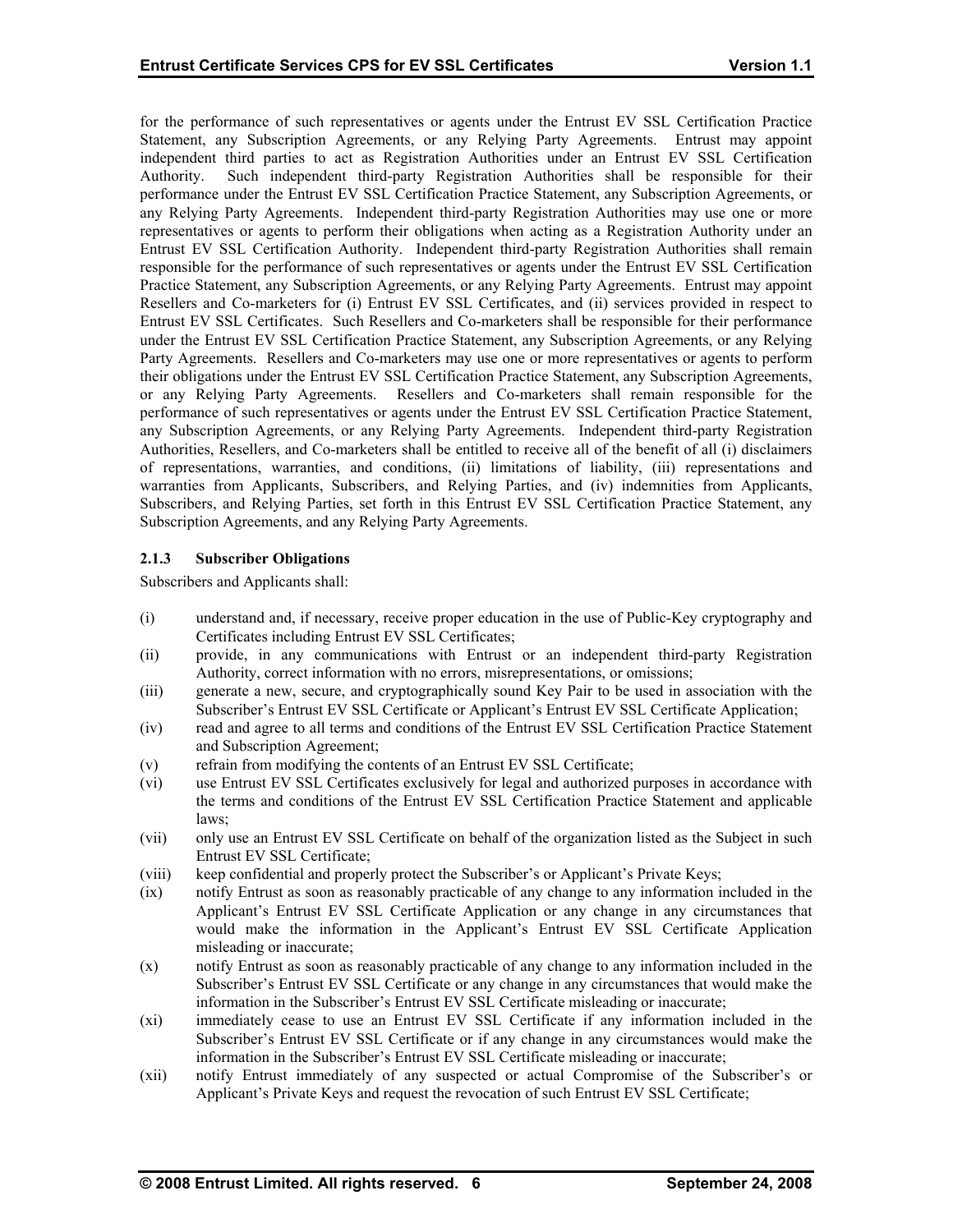for the performance of such representatives or agents under the Entrust EV SSL Certification Practice Statement, any Subscription Agreements, or any Relying Party Agreements. Entrust may appoint independent third parties to act as Registration Authorities under an Entrust EV SSL Certification Authority. Such independent third-party Registration Authorities shall be responsible for their performance under the Entrust EV SSL Certification Practice Statement, any Subscription Agreements, or any Relying Party Agreements. Independent third-party Registration Authorities may use one or more representatives or agents to perform their obligations when acting as a Registration Authority under an Entrust EV SSL Certification Authority. Independent third-party Registration Authorities shall remain responsible for the performance of such representatives or agents under the Entrust EV SSL Certification Practice Statement, any Subscription Agreements, or any Relying Party Agreements. Entrust may appoint Resellers and Co-marketers for (i) Entrust EV SSL Certificates, and (ii) services provided in respect to Entrust EV SSL Certificates. Such Resellers and Co-marketers shall be responsible for their performance under the Entrust EV SSL Certification Practice Statement, any Subscription Agreements, or any Relying Party Agreements. Resellers and Co-marketers may use one or more representatives or agents to perform their obligations under the Entrust EV SSL Certification Practice Statement, any Subscription Agreements, or any Relying Party Agreements. Resellers and Co-marketers shall remain responsible for the performance of such representatives or agents under the Entrust EV SSL Certification Practice Statement, any Subscription Agreements, or any Relying Party Agreements. Independent third-party Registration Authorities, Resellers, and Co-marketers shall be entitled to receive all of the benefit of all (i) disclaimers of representations, warranties, and conditions, (ii) limitations of liability, (iii) representations and warranties from Applicants, Subscribers, and Relying Parties, and (iv) indemnities from Applicants, Subscribers, and Relying Parties, set forth in this Entrust EV SSL Certification Practice Statement, any Subscription Agreements, and any Relying Party Agreements.

### 2.1.3 Subscriber Obligations

Subscribers and Applicants shall:

(i) understand and, if necessary, receive proper education in the use of Public-Key cryptography and Certificates including Entrust EV SSL Certificates;

(ii) provide, in any communications with Entrust or an independent third-party Registration Authority, correct information with no errors, misrepresentations, or omissions;

(iii) generate a new, secure, and cryptographically sound Key Pair to be used in association with the Subscriber's Entrust EV SSL Certificate or Applicant's Entrust EV SSL Certificate Application;

(iv) read and agree to all terms and conditions of the Entrust EV SSL Certification Practice Statement and Subscription Agreement;

(v) refrain from modifying the contents of an Entrust EV SSL Certificate;

(vi) use Entrust EV SSL Certificates exclusively for legal and authorized purposes in accordance with the terms and conditions of the Entrust EV SSL Certification Practice Statement and applicable laws;

(vii) only use an Entrust EV SSL Certificate on behalf of the organization listed as the Subject in such Entrust EV SSL Certificate;

(viii) keep confidential and properly protect the Subscriber's or Applicant's Private Keys;

(ix) notify Entrust as soon as reasonably practicable of any change to any information included in the Applicant's Entrust EV SSL Certificate Application or any change in any circumstances that would make the information in the Applicant's Entrust EV SSL Certificate Application misleading or inaccurate;

(x) notify Entrust as soon as reasonably practicable of any change to any information included in the Subscriber's Entrust EV SSL Certificate or any change in any circumstances that would make the information in the Subscriber's Entrust EV SSL Certificate misleading or inaccurate;

(xi) immediately cease to use an Entrust EV SSL Certificate if any information included in the Subscriber's Entrust EV SSL Certificate or if any change in any circumstances would make the information in the Subscriber's Entrust EV SSL Certificate misleading or inaccurate;

(xii) notify Entrust immediately of any suspected or actual Compromise of the Subscriber's or Applicant's Private Keys and request the revocation of such Entrust EV SSL Certificate;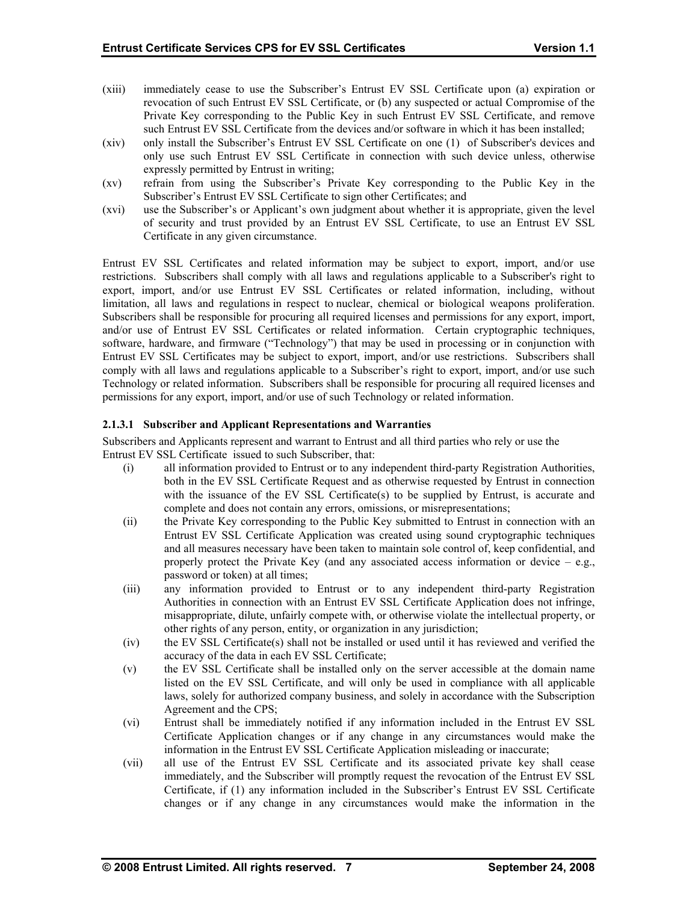(xiii) immediately cease to use the Subscriber's Entrust EV SSL Certificate upon (a) expiration or revocation of such Entrust EV SSL Certificate, or (b) any suspected or actual Compromise of the Private Key corresponding to the Public Key in such Entrust EV SSL Certificate, and remove such Entrust EV SSL Certificate from the devices and/or software in which it has been installed;

(xiv) only install the Subscriber's Entrust EV SSL Certificate on one (1) of Subscriber's devices and only use such Entrust EV SSL Certificate in connection with such device unless, otherwise expressly permitted by Entrust in writing;

(xv) refrain from using the Subscriber's Private Key corresponding to the Public Key in the Subscriber's Entrust EV SSL Certificate to sign other Certificates; and

(xvi) use the Subscriber's or Applicant's own judgment about whether it is appropriate, given the level of security and trust provided by an Entrust EV SSL Certificate, to use an Entrust EV SSL Certificate in any given circumstance.

Entrust EV SSL Certificates and related information may be subject to export, import, and/or use restrictions. Subscribers shall comply with all laws and regulations applicable to a Subscriber's right to export, import, and/or use Entrust EV SSL Certificates or related information, including, without limitation, all laws and regulations in respect to nuclear, chemical or biological weapons proliferation. Subscribers shall be responsible for procuring all required licenses and permissions for any export, import, and/or use of Entrust EV SSL Certificates or related information. Certain cryptographic techniques, software, hardware, and firmware ("Technology") that may be used in processing or in conjunction with Entrust EV SSL Certificates may be subject to export, import, and/or use restrictions. Subscribers shall comply with all laws and regulations applicable to a Subscriber's right to export, import, and/or use such Technology or related information. Subscribers shall be responsible for procuring all required licenses and permissions for any export, import, and/or use of such Technology or related information.

#### 2.1.3.1 Subscriber and Applicant Representations and Warranties

Subscribers and Applicants represent and warrant to Entrust and all third parties who rely or use the Entrust EV SSL Certificate issued to such Subscriber, that:

(i) all information provided to Entrust or to any independent third-party Registration Authorities, both in the EV SSL Certificate Request and as otherwise requested by Entrust in connection with the issuance of the EV SSL Certificate(s) to be supplied by Entrust, is accurate and complete and does not contain any errors, omissions, or misrepresentations;

(ii) the Private Key corresponding to the Public Key submitted to Entrust in connection with an Entrust EV SSL Certificate Application was created using sound cryptographic techniques and all measures necessary have been taken to maintain sole control of, keep confidential, and properly protect the Private Key (and any associated access information or device – e.g., password or token) at all times;

(iii) any information provided to Entrust or to any independent third-party Registration Authorities in connection with an Entrust EV SSL Certificate Application does not infringe, misappropriate, dilute, unfairly compete with, or otherwise violate the intellectual property, or other rights of any person, entity, or organization in any jurisdiction;

(iv) the EV SSL Certificate(s) shall not be installed or used until it has reviewed and verified the accuracy of the data in each EV SSL Certificate;

(v) the EV SSL Certificate shall be installed only on the server accessible at the domain name listed on the EV SSL Certificate, and will only be used in compliance with all applicable laws, solely for authorized company business, and solely in accordance with the Subscription Agreement and the CPS;

(vi) Entrust shall be immediately notified if any information included in the Entrust EV SSL Certificate Application changes or if any change in any circumstances would make the information in the Entrust EV SSL Certificate Application misleading or inaccurate;

(vii) all use of the Entrust EV SSL Certificate and its associated private key shall cease immediately, and the Subscriber will promptly request the revocation of the Entrust EV SSL Certificate, if (1) any information included in the Subscriber's Entrust EV SSL Certificate changes or if any change in any circumstances would make the information in the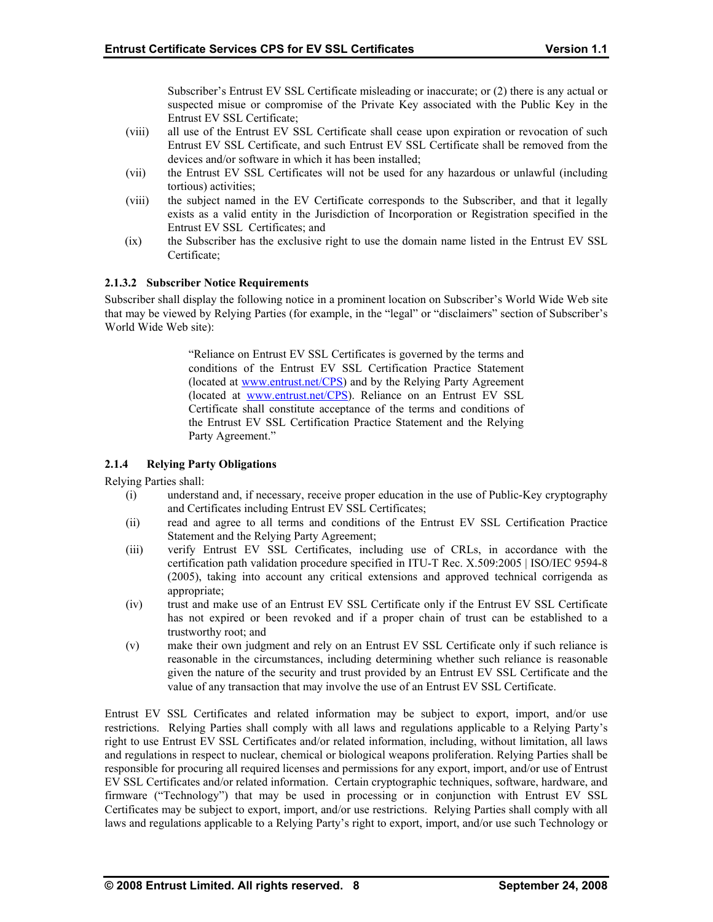Subscriber's Entrust EV SSL Certificate misleading or inaccurate; or (2) there is any actual or suspected misue or compromise of the Private Key associated with the Public Key in the Entrust EV SSL Certificate;

(viii) all use of the Entrust EV SSL Certificate shall cease upon expiration or revocation of such Entrust EV SSL Certificate, and such Entrust EV SSL Certificate shall be removed from the devices and/or software in which it has been installed;

(vii) the Entrust EV SSL Certificates will not be used for any hazardous or unlawful (including tortious) activities;

(viii) the subject named in the EV Certificate corresponds to the Subscriber, and that it legally exists as a valid entity in the Jurisdiction of Incorporation or Registration specified in the Entrust EV SSL Certificates; and

(ix) the Subscriber has the exclusive right to use the domain name listed in the Entrust EV SSL Certificate;

#### 2.1.3.2 Subscriber Notice Requirements

Subscriber shall display the following notice in a prominent location on Subscriber's World Wide Web site that may be viewed by Relying Parties (for example, in the "legal" or "disclaimers" section of Subscriber's World Wide Web site):

> "Reliance on Entrust EV SSL Certificates is governed by the terms and conditions of the Entrust EV SSL Certification Practice Statement (located at www.entrust.net/CPS) and by the Relying Party Agreement (located at www.entrust.net/CPS). Reliance on an Entrust EV SSL Certificate shall constitute acceptance of the terms and conditions of the Entrust EV SSL Certification Practice Statement and the Relying Party Agreement."

### 2.1.4 Relying Party Obligations

Relying Parties shall:

(i) understand and, if necessary, receive proper education in the use of Public-Key cryptography and Certificates including Entrust EV SSL Certificates;

(ii) read and agree to all terms and conditions of the Entrust EV SSL Certification Practice Statement and the Relying Party Agreement;

(iii) verify Entrust EV SSL Certificates, including use of CRLs, in accordance with the certification path validation procedure specified in ITU-T Rec. X.509:2005 | ISO/IEC 9594-8 (2005), taking into account any critical extensions and approved technical corrigenda as appropriate;

(iv) trust and make use of an Entrust EV SSL Certificate only if the Entrust EV SSL Certificate has not expired or been revoked and if a proper chain of trust can be established to a trustworthy root; and

(v) make their own judgment and rely on an Entrust EV SSL Certificate only if such reliance is reasonable in the circumstances, including determining whether such reliance is reasonable given the nature of the security and trust provided by an Entrust EV SSL Certificate and the value of any transaction that may involve the use of an Entrust EV SSL Certificate.

Entrust EV SSL Certificates and related information may be subject to export, import, and/or use restrictions. Relying Parties shall comply with all laws and regulations applicable to a Relying Party's right to use Entrust EV SSL Certificates and/or related information, including, without limitation, all laws and regulations in respect to nuclear, chemical or biological weapons proliferation. Relying Parties shall be responsible for procuring all required licenses and permissions for any export, import, and/or use of Entrust EV SSL Certificates and/or related information. Certain cryptographic techniques, software, hardware, and firmware ("Technology") that may be used in processing or in conjunction with Entrust EV SSL Certificates may be subject to export, import, and/or use restrictions. Relying Parties shall comply with all laws and regulations applicable to a Relying Party's right to export, import, and/or use such Technology or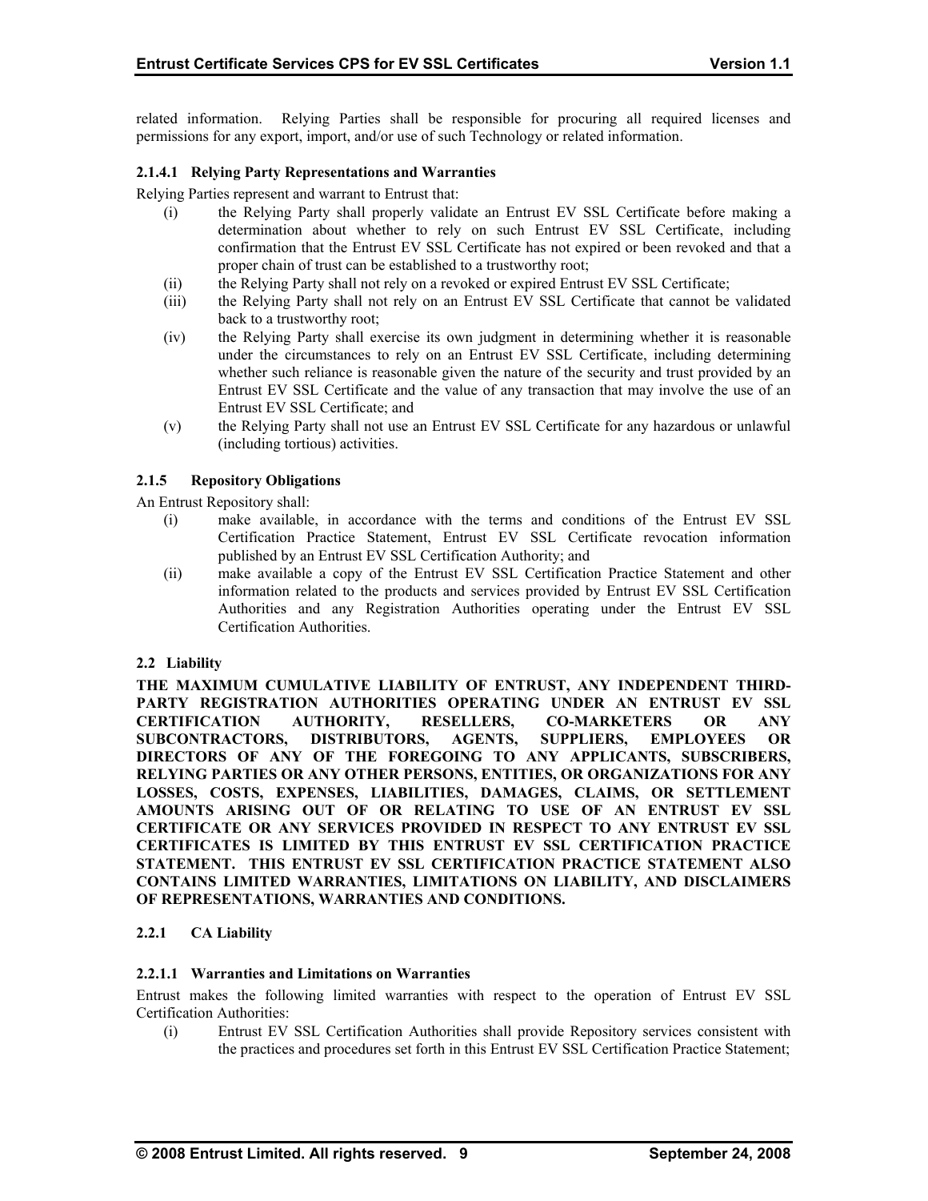related information. Relying Parties shall be responsible for procuring all required licenses and permissions for any export, import, and/or use of such Technology or related information.

#### 2.1.4.1 Relying Party Representations and Warranties

Relying Parties represent and warrant to Entrust that:

(i) the Relying Party shall properly validate an Entrust EV SSL Certificate before making a determination about whether to rely on such Entrust EV SSL Certificate, including confirmation that the Entrust EV SSL Certificate has not expired or been revoked and that a proper chain of trust can be established to a trustworthy root;

(ii) the Relying Party shall not rely on a revoked or expired Entrust EV SSL Certificate;

(iii) the Relying Party shall not rely on an Entrust EV SSL Certificate that cannot be validated back to a trustworthy root;

(iv) the Relying Party shall exercise its own judgment in determining whether it is reasonable under the circumstances to rely on an Entrust EV SSL Certificate, including determining whether such reliance is reasonable given the nature of the security and trust provided by an Entrust EV SSL Certificate and the value of any transaction that may involve the use of an Entrust EV SSL Certificate; and

(v) the Relying Party shall not use an Entrust EV SSL Certificate for any hazardous or unlawful (including tortious) activities.

### 2.1.5 Repository Obligations

An Entrust Repository shall:

(i) make available, in accordance with the terms and conditions of the Entrust EV SSL Certification Practice Statement, Entrust EV SSL Certificate revocation information published by an Entrust EV SSL Certification Authority; and

(ii) make available a copy of the Entrust EV SSL Certification Practice Statement and other information related to the products and services provided by Entrust EV SSL Certification Authorities and any Registration Authorities operating under the Entrust EV SSL Certification Authorities.

## 2.2 Liability

**THE MAXIMUM CUMULATIVE LIABILITY OF ENTRUST, ANY INDEPENDENT THIRD-PARTY REGISTRATION AUTHORITIES OPERATING UNDER AN ENTRUST EV SSL CERTIFICATION AUTHORITY, RESELLERS, CO-MARKETERS OR ANY SUBCONTRACTORS, DISTRIBUTORS, AGENTS, SUPPLIERS, EMPLOYEES OR DIRECTORS OF ANY OF THE FOREGOING TO ANY APPLICANTS, SUBSCRIBERS, RELYING PARTIES OR ANY OTHER PERSONS, ENTITIES, OR ORGANIZATIONS FOR ANY LOSSES, COSTS, EXPENSES, LIABILITIES, DAMAGES, CLAIMS, OR SETTLEMENT AMOUNTS ARISING OUT OF OR RELATING TO USE OF AN ENTRUST EV SSL CERTIFICATE OR ANY SERVICES PROVIDED IN RESPECT TO ANY ENTRUST EV SSL CERTIFICATES IS LIMITED BY THIS ENTRUST EV SSL CERTIFICATION PRACTICE STATEMENT. THIS ENTRUST EV SSL CERTIFICATION PRACTICE STATEMENT ALSO CONTAINS LIMITED WARRANTIES, LIMITATIONS ON LIABILITY, AND DISCLAIMERS OF REPRESENTATIONS, WARRANTIES AND CONDITIONS.**

### 2.2.1 CA Liability

#### 2.2.1.1 Warranties and Limitations on Warranties

Entrust makes the following limited warranties with respect to the operation of Entrust EV SSL Certification Authorities:

(i) Entrust EV SSL Certification Authorities shall provide Repository services consistent with the practices and procedures set forth in this Entrust EV SSL Certification Practice Statement;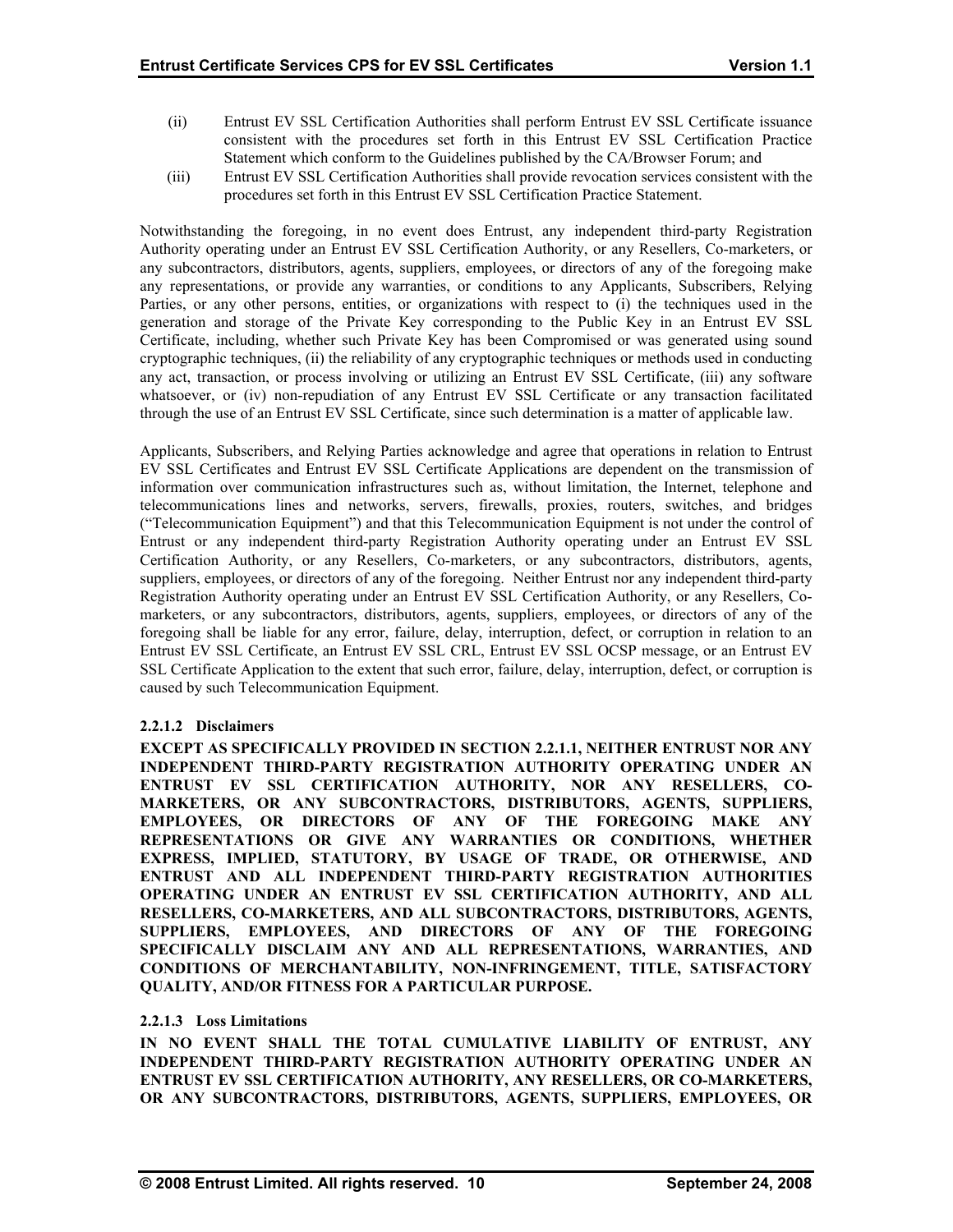(ii) Entrust EV SSL Certification Authorities shall perform Entrust EV SSL Certificate issuance consistent with the procedures set forth in this Entrust EV SSL Certification Practice Statement which conform to the Guidelines published by the CA/Browser Forum; and

(iii) Entrust EV SSL Certification Authorities shall provide revocation services consistent with the procedures set forth in this Entrust EV SSL Certification Practice Statement.

Notwithstanding the foregoing, in no event does Entrust, any independent third-party Registration Authority operating under an Entrust EV SSL Certification Authority, or any Resellers, Co-marketers, or any subcontractors, distributors, agents, suppliers, employees, or directors of any of the foregoing make any representations, or provide any warranties, or conditions to any Applicants, Subscribers, Relying Parties, or any other persons, entities, or organizations with respect to (i) the techniques used in the generation and storage of the Private Key corresponding to the Public Key in an Entrust EV SSL Certificate, including, whether such Private Key has been Compromised or was generated using sound cryptographic techniques, (ii) the reliability of any cryptographic techniques or methods used in conducting any act, transaction, or process involving or utilizing an Entrust EV SSL Certificate, (iii) any software whatsoever, or (iv) non-repudiation of any Entrust EV SSL Certificate or any transaction facilitated through the use of an Entrust EV SSL Certificate, since such determination is a matter of applicable law.

Applicants, Subscribers, and Relying Parties acknowledge and agree that operations in relation to Entrust EV SSL Certificates and Entrust EV SSL Certificate Applications are dependent on the transmission of information over communication infrastructures such as, without limitation, the Internet, telephone and telecommunications lines and networks, servers, firewalls, proxies, routers, switches, and bridges ("Telecommunication Equipment") and that this Telecommunication Equipment is not under the control of Entrust or any independent third-party Registration Authority operating under an Entrust EV SSL Certification Authority, or any Resellers, Co-marketers, or any subcontractors, distributors, agents, suppliers, employees, or directors of any of the foregoing. Neither Entrust nor any independent third-party Registration Authority operating under an Entrust EV SSL Certification Authority, or any Resellers, Co-marketers, or any subcontractors, distributors, agents, suppliers, employees, or directors of any of the foregoing shall be liable for any error, failure, delay, interruption, defect, or corruption in relation to an Entrust EV SSL Certificate, an Entrust EV SSL CRL, Entrust EV SSL OCSP message, or an Entrust EV SSL Certificate Application to the extent that such error, failure, delay, interruption, defect, or corruption is caused by such Telecommunication Equipment.

#### 2.2.1.2 Disclaimers

**EXCEPT AS SPECIFICALLY PROVIDED IN SECTION 2.2.1.1, NEITHER ENTRUST NOR ANY INDEPENDENT THIRD-PARTY REGISTRATION AUTHORITY OPERATING UNDER AN ENTRUST EV SSL CERTIFICATION AUTHORITY, NOR ANY RESELLERS, CO-MARKETERS, OR ANY SUBCONTRACTORS, DISTRIBUTORS, AGENTS, SUPPLIERS, EMPLOYEES, OR DIRECTORS OF ANY OF THE FOREGOING MAKE ANY REPRESENTATIONS OR GIVE ANY WARRANTIES OR CONDITIONS, WHETHER EXPRESS, IMPLIED, STATUTORY, BY USAGE OF TRADE, OR OTHERWISE, AND ENTRUST AND ALL INDEPENDENT THIRD-PARTY REGISTRATION AUTHORITIES OPERATING UNDER AN ENTRUST EV SSL CERTIFICATION AUTHORITY, AND ALL RESELLERS, CO-MARKETERS, AND ALL SUBCONTRACTORS, DISTRIBUTORS, AGENTS, SUPPLIERS, EMPLOYEES, AND DIRECTORS OF ANY OF THE FOREGOING SPECIFICALLY DISCLAIM ANY AND ALL REPRESENTATIONS, WARRANTIES, AND CONDITIONS OF MERCHANTABILITY, NON-INFRINGEMENT, TITLE, SATISFACTORY QUALITY, AND/OR FITNESS FOR A PARTICULAR PURPOSE.**

#### 2.2.1.3 Loss Limitations

**IN NO EVENT SHALL THE TOTAL CUMULATIVE LIABILITY OF ENTRUST, ANY INDEPENDENT THIRD-PARTY REGISTRATION AUTHORITY OPERATING UNDER AN ENTRUST EV SSL CERTIFICATION AUTHORITY, ANY RESELLERS, OR CO-MARKETERS, OR ANY SUBCONTRACTORS, DISTRIBUTORS, AGENTS, SUPPLIERS, EMPLOYEES, OR**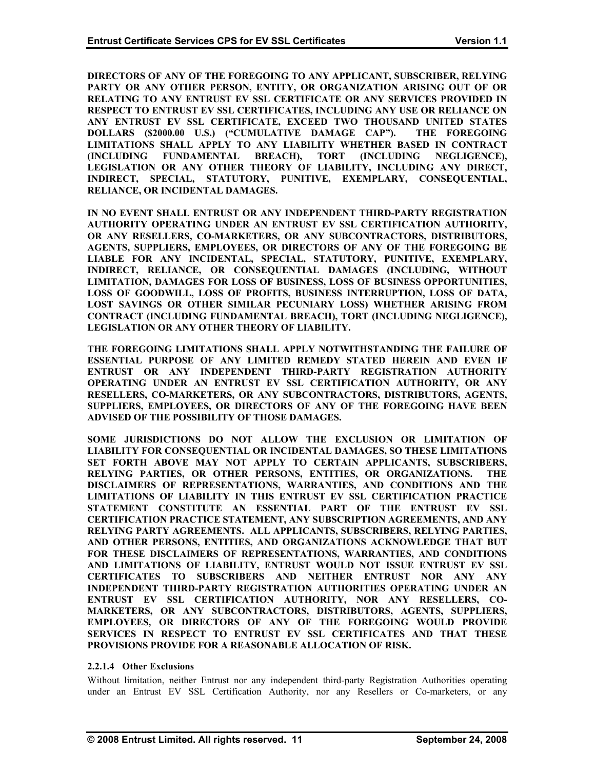**DIRECTORS OF ANY OF THE FOREGOING TO ANY APPLICANT, SUBSCRIBER, RELYING PARTY OR ANY OTHER PERSON, ENTITY, OR ORGANIZATION ARISING OUT OF OR RELATING TO ANY ENTRUST EV SSL CERTIFICATE OR ANY SERVICES PROVIDED IN RESPECT TO ENTRUST EV SSL CERTIFICATES, INCLUDING ANY USE OR RELIANCE ON ANY ENTRUST EV SSL CERTIFICATE, EXCEED TWO THOUSAND UNITED STATES DOLLARS ($2000.00 U.S.) ("CUMULATIVE DAMAGE CAP"). THE FOREGOING LIMITATIONS SHALL APPLY TO ANY LIABILITY WHETHER BASED IN CONTRACT (INCLUDING FUNDAMENTAL BREACH), TORT (INCLUDING NEGLIGENCE), LEGISLATION OR ANY OTHER THEORY OF LIABILITY, INCLUDING ANY DIRECT, INDIRECT, SPECIAL, STATUTORY, PUNITIVE, EXEMPLARY, CONSEQUENTIAL, RELIANCE, OR INCIDENTAL DAMAGES.**

**IN NO EVENT SHALL ENTRUST OR ANY INDEPENDENT THIRD-PARTY REGISTRATION AUTHORITY OPERATING UNDER AN ENTRUST EV SSL CERTIFICATION AUTHORITY, OR ANY RESELLERS, CO-MARKETERS, OR ANY SUBCONTRACTORS, DISTRIBUTORS, AGENTS, SUPPLIERS, EMPLOYEES, OR DIRECTORS OF ANY OF THE FOREGOING BE LIABLE FOR ANY INCIDENTAL, SPECIAL, STATUTORY, PUNITIVE, EXEMPLARY, INDIRECT, RELIANCE, OR CONSEQUENTIAL DAMAGES (INCLUDING, WITHOUT LIMITATION, DAMAGES FOR LOSS OF BUSINESS, LOSS OF BUSINESS OPPORTUNITIES, LOSS OF GOODWILL, LOSS OF PROFITS, BUSINESS INTERRUPTION, LOSS OF DATA, LOST SAVINGS OR OTHER SIMILAR PECUNIARY LOSS) WHETHER ARISING FROM CONTRACT (INCLUDING FUNDAMENTAL BREACH), TORT (INCLUDING NEGLIGENCE), LEGISLATION OR ANY OTHER THEORY OF LIABILITY.**

**THE FOREGOING LIMITATIONS SHALL APPLY NOTWITHSTANDING THE FAILURE OF ESSENTIAL PURPOSE OF ANY LIMITED REMEDY STATED HEREIN AND EVEN IF ENTRUST OR ANY INDEPENDENT THIRD-PARTY REGISTRATION AUTHORITY OPERATING UNDER AN ENTRUST EV SSL CERTIFICATION AUTHORITY, OR ANY RESELLERS, CO-MARKETERS, OR ANY SUBCONTRACTORS, DISTRIBUTORS, AGENTS, SUPPLIERS, EMPLOYEES, OR DIRECTORS OF ANY OF THE FOREGOING HAVE BEEN ADVISED OF THE POSSIBILITY OF THOSE DAMAGES.**

**SOME JURISDICTIONS DO NOT ALLOW THE EXCLUSION OR LIMITATION OF LIABILITY FOR CONSEQUENTIAL OR INCIDENTAL DAMAGES, SO THESE LIMITATIONS SET FORTH ABOVE MAY NOT APPLY TO CERTAIN APPLICANTS, SUBSCRIBERS, RELYING PARTIES, OR OTHER PERSONS, ENTITIES, OR ORGANIZATIONS. THE DISCLAIMERS OF REPRESENTATIONS, WARRANTIES, AND CONDITIONS AND THE LIMITATIONS OF LIABILITY IN THIS ENTRUST EV SSL CERTIFICATION PRACTICE STATEMENT CONSTITUTE AN ESSENTIAL PART OF THE ENTRUST EV SSL CERTIFICATION PRACTICE STATEMENT, ANY SUBSCRIPTION AGREEMENTS, AND ANY RELYING PARTY AGREEMENTS. ALL APPLICANTS, SUBSCRIBERS, RELYING PARTIES, AND OTHER PERSONS, ENTITIES, AND ORGANIZATIONS ACKNOWLEDGE THAT BUT FOR THESE DISCLAIMERS OF REPRESENTATIONS, WARRANTIES, AND CONDITIONS AND LIMITATIONS OF LIABILITY, ENTRUST WOULD NOT ISSUE ENTRUST EV SSL CERTIFICATES TO SUBSCRIBERS AND NEITHER ENTRUST NOR ANY ANY INDEPENDENT THIRD-PARTY REGISTRATION AUTHORITIES OPERATING UNDER AN ENTRUST EV SSL CERTIFICATION AUTHORITY, NOR ANY RESELLERS, CO-MARKETERS, OR ANY SUBCONTRACTORS, DISTRIBUTORS, AGENTS, SUPPLIERS, EMPLOYEES, OR DIRECTORS OF ANY OF THE FOREGOING WOULD PROVIDE SERVICES IN RESPECT TO ENTRUST EV SSL CERTIFICATES AND THAT THESE PROVISIONS PROVIDE FOR A REASONABLE ALLOCATION OF RISK.**

#### 2.2.1.4 Other Exclusions

Without limitation, neither Entrust nor any independent third-party Registration Authorities operating under an Entrust EV SSL Certification Authority, nor any Resellers or Co-marketers, or any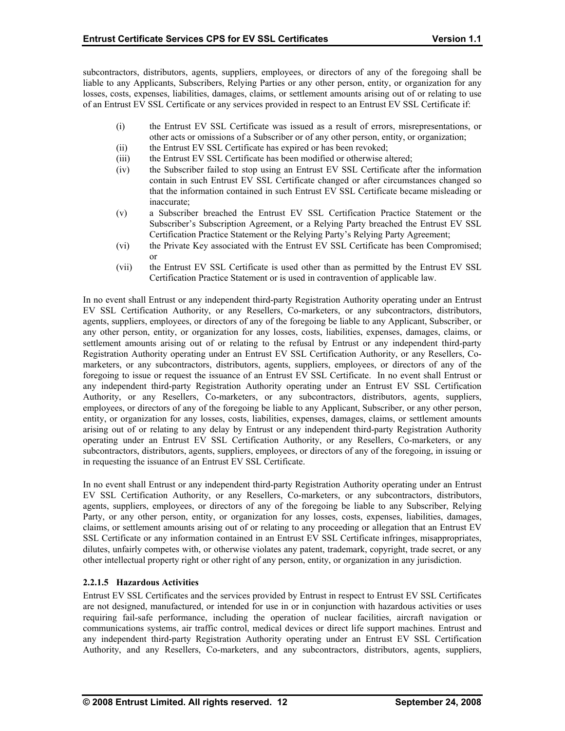subcontractors, distributors, agents, suppliers, employees, or directors of any of the foregoing shall be liable to any Applicants, Subscribers, Relying Parties or any other person, entity, or organization for any losses, costs, expenses, liabilities, damages, claims, or settlement amounts arising out of or relating to use of an Entrust EV SSL Certificate or any services provided in respect to an Entrust EV SSL Certificate if:

- (i) the Entrust EV SSL Certificate was issued as a result of errors, misrepresentations, or other acts or omissions of a Subscriber or of any other person, entity, or organization;
- (ii) the Entrust EV SSL Certificate has expired or has been revoked;
- (iii) the Entrust EV SSL Certificate has been modified or otherwise altered;
- (iv) the Subscriber failed to stop using an Entrust EV SSL Certificate after the information contain in such Entrust EV SSL Certificate changed or after circumstances changed so that the information contained in such Entrust EV SSL Certificate became misleading or inaccurate;
- (v) a Subscriber breached the Entrust EV SSL Certification Practice Statement or the Subscriber's Subscription Agreement, or a Relying Party breached the Entrust EV SSL Certification Practice Statement or the Relying Party's Relying Party Agreement;
- (vi) the Private Key associated with the Entrust EV SSL Certificate has been Compromised; or
- (vii) the Entrust EV SSL Certificate is used other than as permitted by the Entrust EV SSL Certification Practice Statement or is used in contravention of applicable law.

In no event shall Entrust or any independent third-party Registration Authority operating under an Entrust EV SSL Certification Authority, or any Resellers, Co-marketers, or any subcontractors, distributors, agents, suppliers, employees, or directors of any of the foregoing be liable to any Applicant, Subscriber, or any other person, entity, or organization for any losses, costs, liabilities, expenses, damages, claims, or settlement amounts arising out of or relating to the refusal by Entrust or any independent third-party Registration Authority operating under an Entrust EV SSL Certification Authority, or any Resellers, Co-marketers, or any subcontractors, distributors, agents, suppliers, employees, or directors of any of the foregoing to issue or request the issuance of an Entrust EV SSL Certificate. In no event shall Entrust or any independent third-party Registration Authority operating under an Entrust EV SSL Certification Authority, or any Resellers, Co-marketers, or any subcontractors, distributors, agents, suppliers, employees, or directors of any of the foregoing be liable to any Applicant, Subscriber, or any other person, entity, or organization for any losses, costs, liabilities, expenses, damages, claims, or settlement amounts arising out of or relating to any delay by Entrust or any independent third-party Registration Authority operating under an Entrust EV SSL Certification Authority, or any Resellers, Co-marketers, or any subcontractors, distributors, agents, suppliers, employees, or directors of any of the foregoing, in issuing or in requesting the issuance of an Entrust EV SSL Certificate.

In no event shall Entrust or any independent third-party Registration Authority operating under an Entrust EV SSL Certification Authority, or any Resellers, Co-marketers, or any subcontractors, distributors, agents, suppliers, employees, or directors of any of the foregoing be liable to any Subscriber, Relying Party, or any other person, entity, or organization for any losses, costs, expenses, liabilities, damages, claims, or settlement amounts arising out of or relating to any proceeding or allegation that an Entrust EV SSL Certificate or any information contained in an Entrust EV SSL Certificate infringes, misappropriates, dilutes, unfairly competes with, or otherwise violates any patent, trademark, copyright, trade secret, or any other intellectual property right or other right of any person, entity, or organization in any jurisdiction.

#### 2.2.1.5 Hazardous Activities

Entrust EV SSL Certificates and the services provided by Entrust in respect to Entrust EV SSL Certificates are not designed, manufactured, or intended for use in or in conjunction with hazardous activities or uses requiring fail-safe performance, including the operation of nuclear facilities, aircraft navigation or communications systems, air traffic control, medical devices or direct life support machines. Entrust and any independent third-party Registration Authority operating under an Entrust EV SSL Certification Authority, and any Resellers, Co-marketers, and any subcontractors, distributors, agents, suppliers,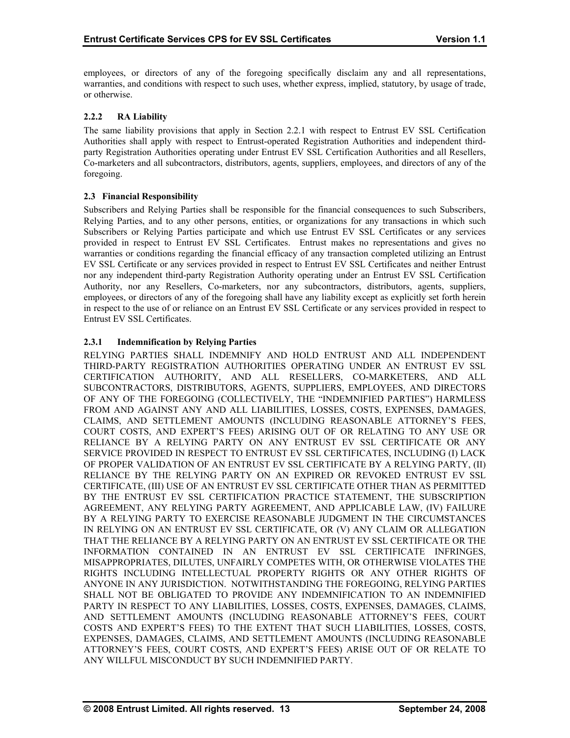employees, or directors of any of the foregoing specifically disclaim any and all representations, warranties, and conditions with respect to such uses, whether express, implied, statutory, by usage of trade, or otherwise.

#### 2.2.2 RA Liability

The same liability provisions that apply in Section 2.2.1 with respect to Entrust EV SSL Certification Authorities shall apply with respect to Entrust-operated Registration Authorities and independent third-party Registration Authorities operating under Entrust EV SSL Certification Authorities and all Resellers, Co-marketers and all subcontractors, distributors, agents, suppliers, employees, and directors of any of the foregoing.

### 2.3 Financial Responsibility

Subscribers and Relying Parties shall be responsible for the financial consequences to such Subscribers, Relying Parties, and to any other persons, entities, or organizations for any transactions in which such Subscribers or Relying Parties participate and which use Entrust EV SSL Certificates or any services provided in respect to Entrust EV SSL Certificates. Entrust makes no representations and gives no warranties or conditions regarding the financial efficacy of any transaction completed utilizing an Entrust EV SSL Certificate or any services provided in respect to Entrust EV SSL Certificates and neither Entrust nor any independent third-party Registration Authority operating under an Entrust EV SSL Certification Authority, nor any Resellers, Co-marketers, nor any subcontractors, distributors, agents, suppliers, employees, or directors of any of the foregoing shall have any liability except as explicitly set forth herein in respect to the use of or reliance on an Entrust EV SSL Certificate or any services provided in respect to Entrust EV SSL Certificates.

#### 2.3.1 Indemnification by Relying Parties

RELYING PARTIES SHALL INDEMNIFY AND HOLD ENTRUST AND ALL INDEPENDENT THIRD-PARTY REGISTRATION AUTHORITIES OPERATING UNDER AN ENTRUST EV SSL CERTIFICATION AUTHORITY, AND ALL RESELLERS, CO-MARKETERS, AND ALL SUBCONTRACTORS, DISTRIBUTORS, AGENTS, SUPPLIERS, EMPLOYEES, AND DIRECTORS OF ANY OF THE FOREGOING (COLLECTIVELY, THE "INDEMNIFIED PARTIES") HARMLESS FROM AND AGAINST ANY AND ALL LIABILITIES, LOSSES, COSTS, EXPENSES, DAMAGES, CLAIMS, AND SETTLEMENT AMOUNTS (INCLUDING REASONABLE ATTORNEY'S FEES, COURT COSTS, AND EXPERT'S FEES) ARISING OUT OF OR RELATING TO ANY USE OR RELIANCE BY A RELYING PARTY ON ANY ENTRUST EV SSL CERTIFICATE OR ANY SERVICE PROVIDED IN RESPECT TO ENTRUST EV SSL CERTIFICATES, INCLUDING (I) LACK OF PROPER VALIDATION OF AN ENTRUST EV SSL CERTIFICATE BY A RELYING PARTY, (II) RELIANCE BY THE RELYING PARTY ON AN EXPIRED OR REVOKED ENTRUST EV SSL CERTIFICATE, (III) USE OF AN ENTRUST EV SSL CERTIFICATE OTHER THAN AS PERMITTED BY THE ENTRUST EV SSL CERTIFICATION PRACTICE STATEMENT, THE SUBSCRIPTION AGREEMENT, ANY RELYING PARTY AGREEMENT, AND APPLICABLE LAW, (IV) FAILURE BY A RELYING PARTY TO EXERCISE REASONABLE JUDGMENT IN THE CIRCUMSTANCES IN RELYING ON AN ENTRUST EV SSL CERTIFICATE, OR (V) ANY CLAIM OR ALLEGATION THAT THE RELIANCE BY A RELYING PARTY ON AN ENTRUST EV SSL CERTIFICATE OR THE INFORMATION CONTAINED IN AN ENTRUST EV SSL CERTIFICATE INFRINGES, MISAPPROPRIATES, DILUTES, UNFAIRLY COMPETES WITH, OR OTHERWISE VIOLATES THE RIGHTS INCLUDING INTELLECTUAL PROPERTY RIGHTS OR ANY OTHER RIGHTS OF ANYONE IN ANY JURISDICTION. NOTWITHSTANDING THE FOREGOING, RELYING PARTIES SHALL NOT BE OBLIGATED TO PROVIDE ANY INDEMNIFICATION TO AN INDEMNIFIED PARTY IN RESPECT TO ANY LIABILITIES, LOSSES, COSTS, EXPENSES, DAMAGES, CLAIMS, AND SETTLEMENT AMOUNTS (INCLUDING REASONABLE ATTORNEY'S FEES, COURT COSTS AND EXPERT'S FEES) TO THE EXTENT THAT SUCH LIABILITIES, LOSSES, COSTS, EXPENSES, DAMAGES, CLAIMS, AND SETTLEMENT AMOUNTS (INCLUDING REASONABLE ATTORNEY'S FEES, COURT COSTS, AND EXPERT'S FEES) ARISE OUT OF OR RELATE TO ANY WILLFUL MISCONDUCT BY SUCH INDEMNIFIED PARTY.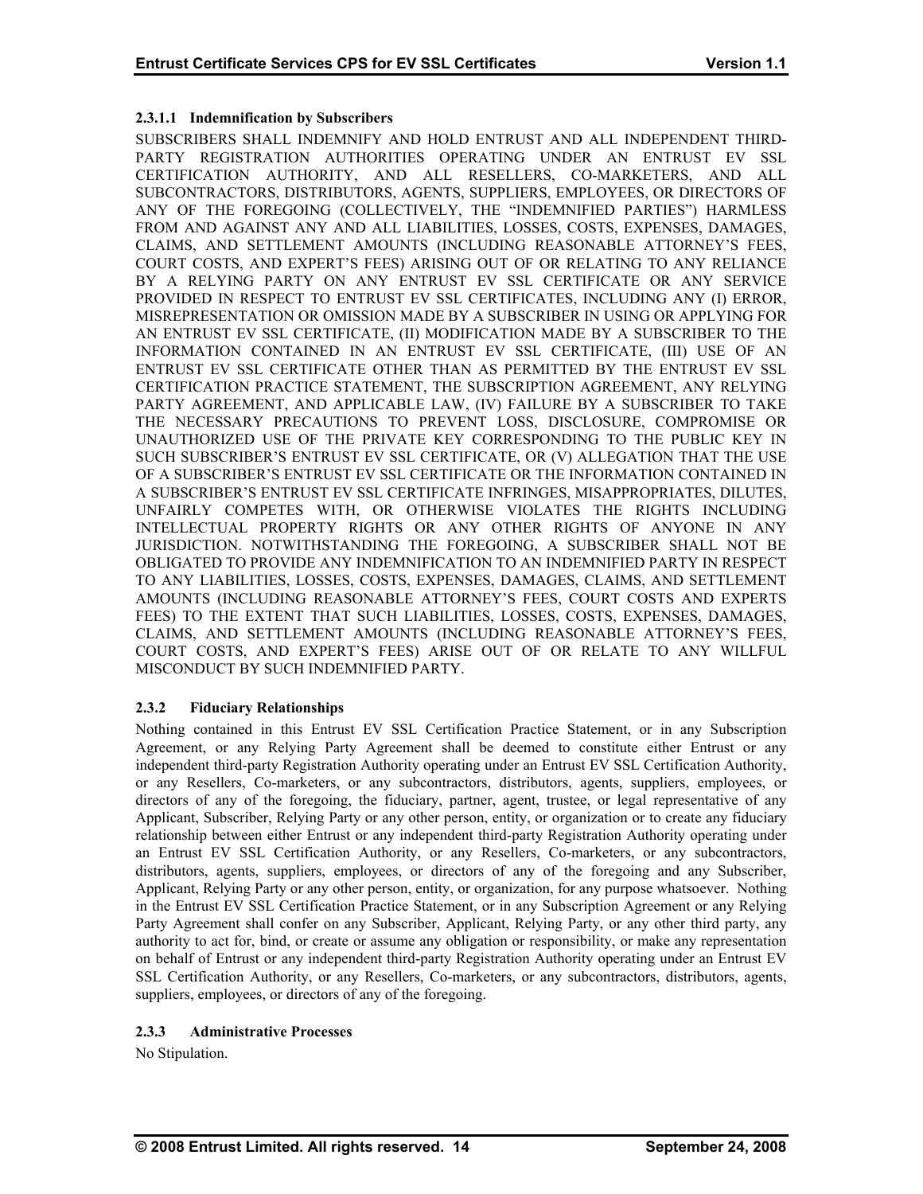#### 2.3.1.1 Indemnification by Subscribers

SUBSCRIBERS SHALL INDEMNIFY AND HOLD ENTRUST AND ALL INDEPENDENT THIRD-PARTY REGISTRATION AUTHORITIES OPERATING UNDER AN ENTRUST EV SSL CERTIFICATION AUTHORITY, AND ALL RESELLERS, CO-MARKETERS, AND ALL SUBCONTRACTORS, DISTRIBUTORS, AGENTS, SUPPLIERS, EMPLOYEES, OR DIRECTORS OF ANY OF THE FOREGOING (COLLECTIVELY, THE "INDEMNIFIED PARTIES") HARMLESS FROM AND AGAINST ANY AND ALL LIABILITIES, LOSSES, COSTS, EXPENSES, DAMAGES, CLAIMS, AND SETTLEMENT AMOUNTS (INCLUDING REASONABLE ATTORNEY'S FEES, COURT COSTS, AND EXPERT'S FEES) ARISING OUT OF OR RELATING TO ANY RELIANCE BY A RELYING PARTY ON ANY ENTRUST EV SSL CERTIFICATE OR ANY SERVICE PROVIDED IN RESPECT TO ENTRUST EV SSL CERTIFICATES, INCLUDING ANY (I) ERROR, MISREPRESENTATION OR OMISSION MADE BY A SUBSCRIBER IN USING OR APPLYING FOR AN ENTRUST EV SSL CERTIFICATE, (II) MODIFICATION MADE BY A SUBSCRIBER TO THE INFORMATION CONTAINED IN AN ENTRUST EV SSL CERTIFICATE, (III) USE OF AN ENTRUST EV SSL CERTIFICATE OTHER THAN AS PERMITTED BY THE ENTRUST EV SSL CERTIFICATION PRACTICE STATEMENT, THE SUBSCRIPTION AGREEMENT, ANY RELYING PARTY AGREEMENT, AND APPLICABLE LAW, (IV) FAILURE BY A SUBSCRIBER TO TAKE THE NECESSARY PRECAUTIONS TO PREVENT LOSS, DISCLOSURE, COMPROMISE OR UNAUTHORIZED USE OF THE PRIVATE KEY CORRESPONDING TO THE PUBLIC KEY IN SUCH SUBSCRIBER'S ENTRUST EV SSL CERTIFICATE, OR (V) ALLEGATION THAT THE USE OF A SUBSCRIBER'S ENTRUST EV SSL CERTIFICATE OR THE INFORMATION CONTAINED IN A SUBSCRIBER'S ENTRUST EV SSL CERTIFICATE INFRINGES, MISAPPROPRIATES, DILUTES, UNFAIRLY COMPETES WITH, OR OTHERWISE VIOLATES THE RIGHTS INCLUDING INTELLECTUAL PROPERTY RIGHTS OR ANY OTHER RIGHTS OF ANYONE IN ANY JURISDICTION. NOTWITHSTANDING THE FOREGOING, A SUBSCRIBER SHALL NOT BE OBLIGATED TO PROVIDE ANY INDEMNIFICATION TO AN INDEMNIFIED PARTY IN RESPECT TO ANY LIABILITIES, LOSSES, COSTS, EXPENSES, DAMAGES, CLAIMS, AND SETTLEMENT AMOUNTS (INCLUDING REASONABLE ATTORNEY'S FEES, COURT COSTS AND EXPERTS FEES) TO THE EXTENT THAT SUCH LIABILITIES, LOSSES, COSTS, EXPENSES, DAMAGES, CLAIMS, AND SETTLEMENT AMOUNTS (INCLUDING REASONABLE ATTORNEY'S FEES, COURT COSTS, AND EXPERT'S FEES) ARISE OUT OF OR RELATE TO ANY WILLFUL MISCONDUCT BY SUCH INDEMNIFIED PARTY.

### 2.3.2 Fiduciary Relationships

Nothing contained in this Entrust EV SSL Certification Practice Statement, or in any Subscription Agreement, or any Relying Party Agreement shall be deemed to constitute either Entrust or any independent third-party Registration Authority operating under an Entrust EV SSL Certification Authority, or any Resellers, Co-marketers, or any subcontractors, distributors, agents, suppliers, employees, or directors of any of the foregoing, the fiduciary, partner, agent, trustee, or legal representative of any Applicant, Subscriber, Relying Party or any other person, entity, or organization or to create any fiduciary relationship between either Entrust or any independent third-party Registration Authority operating under an Entrust EV SSL Certification Authority, or any Resellers, Co-marketers, or any subcontractors, distributors, agents, suppliers, employees, or directors of any of the foregoing and any Subscriber, Applicant, Relying Party or any other person, entity, or organization, for any purpose whatsoever. Nothing in the Entrust EV SSL Certification Practice Statement, or in any Subscription Agreement or any Relying Party Agreement shall confer on any Subscriber, Applicant, Relying Party, or any other third party, any authority to act for, bind, or create or assume any obligation or responsibility, or make any representation on behalf of Entrust or any independent third-party Registration Authority operating under an Entrust EV SSL Certification Authority, or any Resellers, Co-marketers, or any subcontractors, distributors, agents, suppliers, employees, or directors of any of the foregoing.

### 2.3.3 Administrative Processes

No Stipulation.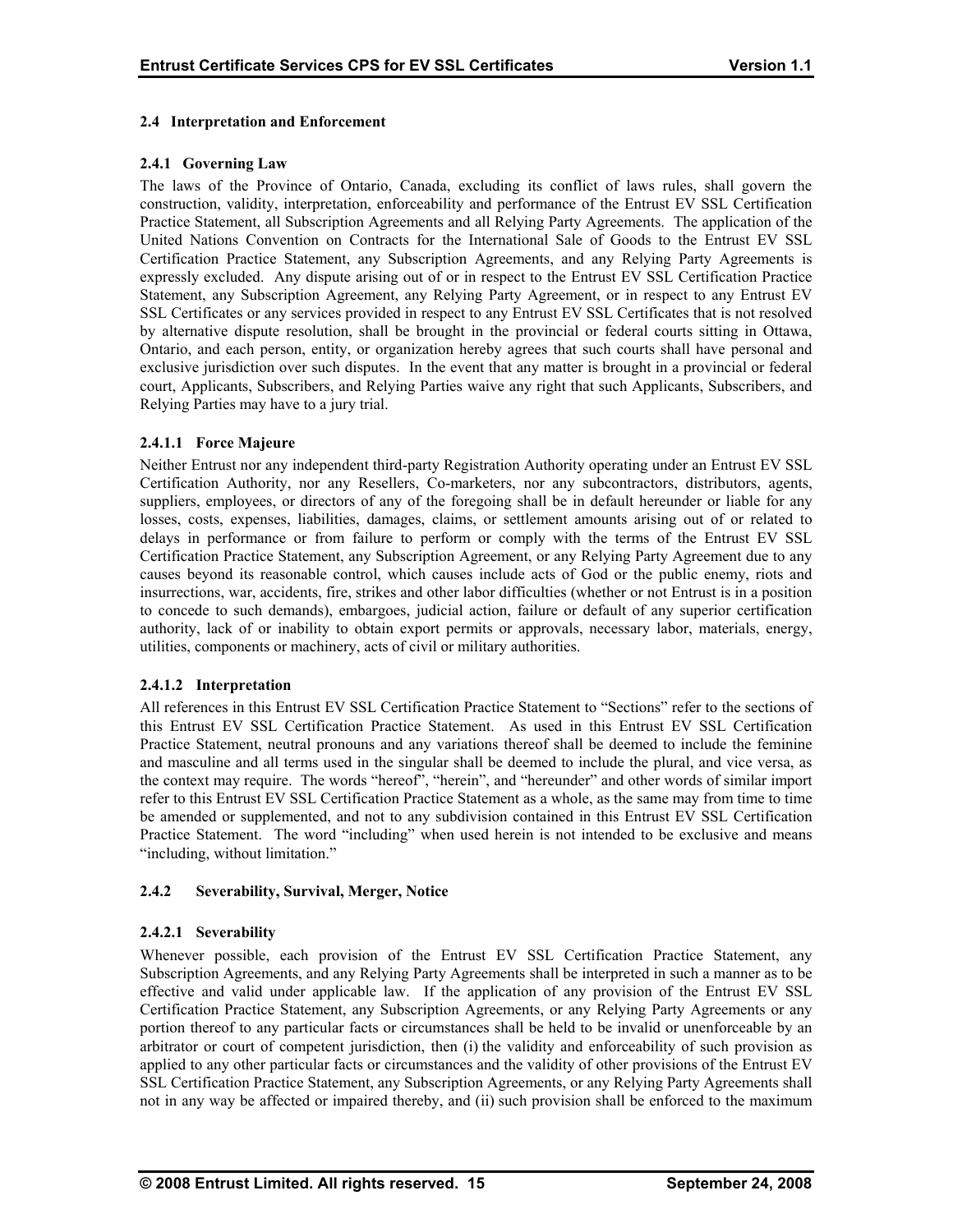### 2.4 Interpretation and Enforcement

#### 2.4.1 Governing Law

The laws of the Province of Ontario, Canada, excluding its conflict of laws rules, shall govern the construction, validity, interpretation, enforceability and performance of the Entrust EV SSL Certification Practice Statement, all Subscription Agreements and all Relying Party Agreements. The application of the United Nations Convention on Contracts for the International Sale of Goods to the Entrust EV SSL Certification Practice Statement, any Subscription Agreements, and any Relying Party Agreements is expressly excluded. Any dispute arising out of or in respect to the Entrust EV SSL Certification Practice Statement, any Subscription Agreement, any Relying Party Agreement, or in respect to any Entrust EV SSL Certificates or any services provided in respect to any Entrust EV SSL Certificates that is not resolved by alternative dispute resolution, shall be brought in the provincial or federal courts sitting in Ottawa, Ontario, and each person, entity, or organization hereby agrees that such courts shall have personal and exclusive jurisdiction over such disputes. In the event that any matter is brought in a provincial or federal court, Applicants, Subscribers, and Relying Parties waive any right that such Applicants, Subscribers, and Relying Parties may have to a jury trial.

##### 2.4.1.1 Force Majeure

Neither Entrust nor any independent third-party Registration Authority operating under an Entrust EV SSL Certification Authority, nor any Resellers, Co-marketers, nor any subcontractors, distributors, agents, suppliers, employees, or directors of any of the foregoing shall be in default hereunder or liable for any losses, costs, expenses, liabilities, damages, claims, or settlement amounts arising out of or related to delays in performance or from failure to perform or comply with the terms of the Entrust EV SSL Certification Practice Statement, any Subscription Agreement, or any Relying Party Agreement due to any causes beyond its reasonable control, which causes include acts of God or the public enemy, riots and insurrections, war, accidents, fire, strikes and other labor difficulties (whether or not Entrust is in a position to concede to such demands), embargoes, judicial action, failure or default of any superior certification authority, lack of or inability to obtain export permits or approvals, necessary labor, materials, energy, utilities, components or machinery, acts of civil or military authorities.

##### 2.4.1.2 Interpretation

All references in this Entrust EV SSL Certification Practice Statement to "Sections" refer to the sections of this Entrust EV SSL Certification Practice Statement. As used in this Entrust EV SSL Certification Practice Statement, neutral pronouns and any variations thereof shall be deemed to include the feminine and masculine and all terms used in the singular shall be deemed to include the plural, and vice versa, as the context may require. The words "hereof", "herein", and "hereunder" and other words of similar import refer to this Entrust EV SSL Certification Practice Statement as a whole, as the same may from time to time be amended or supplemented, and not to any subdivision contained in this Entrust EV SSL Certification Practice Statement. The word "including" when used herein is not intended to be exclusive and means "including, without limitation."

#### 2.4.2 Severability, Survival, Merger, Notice

##### 2.4.2.1 Severability

Whenever possible, each provision of the Entrust EV SSL Certification Practice Statement, any Subscription Agreements, and any Relying Party Agreements shall be interpreted in such a manner as to be effective and valid under applicable law. If the application of any provision of the Entrust EV SSL Certification Practice Statement, any Subscription Agreements, or any Relying Party Agreements or any portion thereof to any particular facts or circumstances shall be held to be invalid or unenforceable by an arbitrator or court of competent jurisdiction, then (i) the validity and enforceability of such provision as applied to any other particular facts or circumstances and the validity of other provisions of the Entrust EV SSL Certification Practice Statement, any Subscription Agreements, or any Relying Party Agreements shall not in any way be affected or impaired thereby, and (ii) such provision shall be enforced to the maximum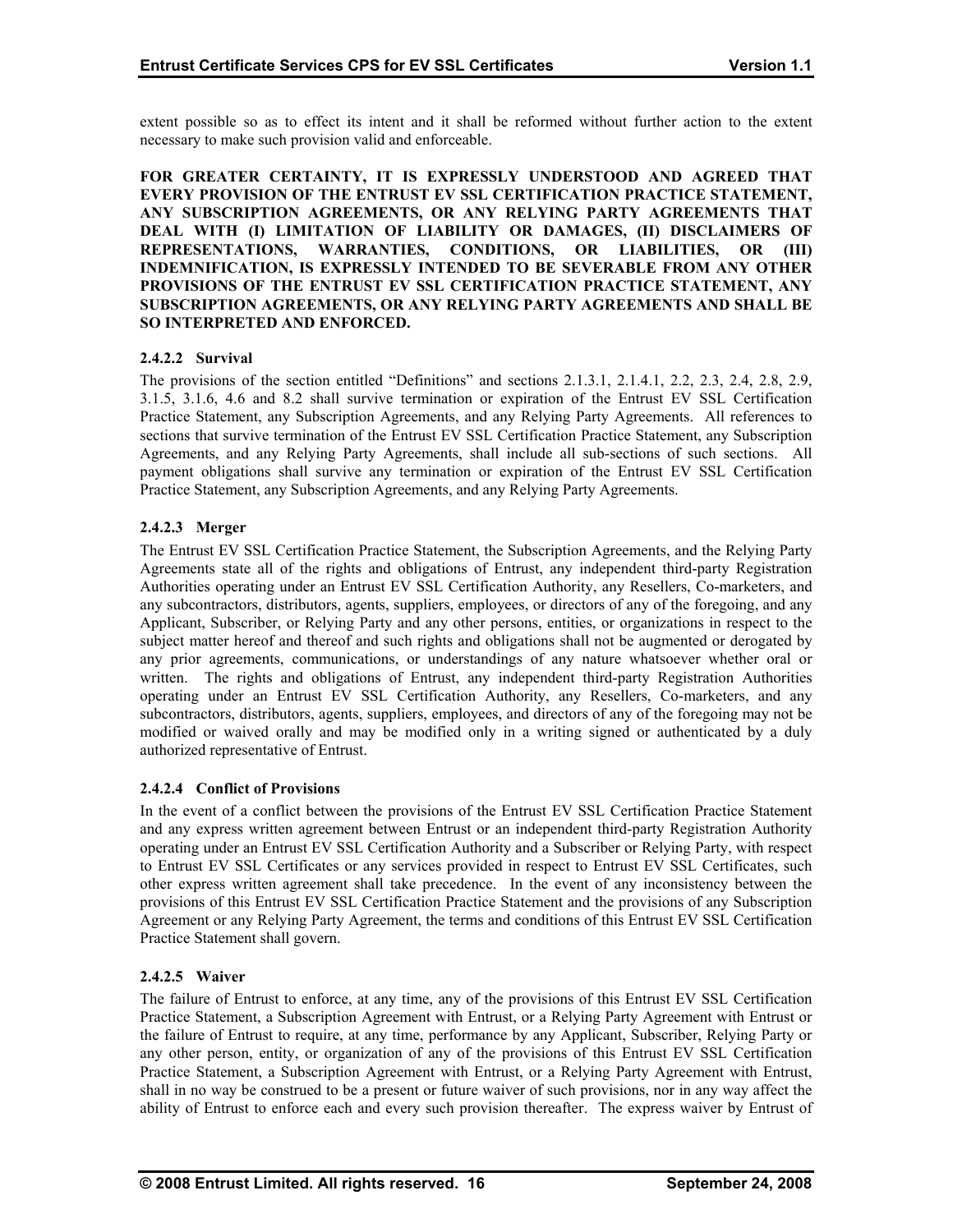extent possible so as to effect its intent and it shall be reformed without further action to the extent necessary to make such provision valid and enforceable.

**FOR GREATER CERTAINTY, IT IS EXPRESSLY UNDERSTOOD AND AGREED THAT EVERY PROVISION OF THE ENTRUST EV SSL CERTIFICATION PRACTICE STATEMENT, ANY SUBSCRIPTION AGREEMENTS, OR ANY RELYING PARTY AGREEMENTS THAT DEAL WITH (I) LIMITATION OF LIABILITY OR DAMAGES, (II) DISCLAIMERS OF REPRESENTATIONS, WARRANTIES, CONDITIONS, OR LIABILITIES, OR (III) INDEMNIFICATION, IS EXPRESSLY INTENDED TO BE SEVERABLE FROM ANY OTHER PROVISIONS OF THE ENTRUST EV SSL CERTIFICATION PRACTICE STATEMENT, ANY SUBSCRIPTION AGREEMENTS, OR ANY RELYING PARTY AGREEMENTS AND SHALL BE SO INTERPRETED AND ENFORCED.**

#### 2.4.2.2 Survival

The provisions of the section entitled "Definitions" and sections 2.1.3.1, 2.1.4.1, 2.2, 2.3, 2.4, 2.8, 2.9, 3.1.5, 3.1.6, 4.6 and 8.2 shall survive termination or expiration of the Entrust EV SSL Certification Practice Statement, any Subscription Agreements, and any Relying Party Agreements. All references to sections that survive termination of the Entrust EV SSL Certification Practice Statement, any Subscription Agreements, and any Relying Party Agreements, shall include all sub-sections of such sections. All payment obligations shall survive any termination or expiration of the Entrust EV SSL Certification Practice Statement, any Subscription Agreements, and any Relying Party Agreements.

#### 2.4.2.3 Merger

The Entrust EV SSL Certification Practice Statement, the Subscription Agreements, and the Relying Party Agreements state all of the rights and obligations of Entrust, any independent third-party Registration Authorities operating under an Entrust EV SSL Certification Authority, any Resellers, Co-marketers, and any subcontractors, distributors, agents, suppliers, employees, or directors of any of the foregoing, and any Applicant, Subscriber, or Relying Party and any other persons, entities, or organizations in respect to the subject matter hereof and thereof and such rights and obligations shall not be augmented or derogated by any prior agreements, communications, or understandings of any nature whatsoever whether oral or written. The rights and obligations of Entrust, any independent third-party Registration Authorities operating under an Entrust EV SSL Certification Authority, any Resellers, Co-marketers, and any subcontractors, distributors, agents, suppliers, employees, and directors of any of the foregoing may not be modified or waived orally and may be modified only in a writing signed or authenticated by a duly authorized representative of Entrust.

#### 2.4.2.4 Conflict of Provisions

In the event of a conflict between the provisions of the Entrust EV SSL Certification Practice Statement and any express written agreement between Entrust or an independent third-party Registration Authority operating under an Entrust EV SSL Certification Authority and a Subscriber or Relying Party, with respect to Entrust EV SSL Certificates or any services provided in respect to Entrust EV SSL Certificates, such other express written agreement shall take precedence. In the event of any inconsistency between the provisions of this Entrust EV SSL Certification Practice Statement and the provisions of any Subscription Agreement or any Relying Party Agreement, the terms and conditions of this Entrust EV SSL Certification Practice Statement shall govern.

#### 2.4.2.5 Waiver

The failure of Entrust to enforce, at any time, any of the provisions of this Entrust EV SSL Certification Practice Statement, a Subscription Agreement with Entrust, or a Relying Party Agreement with Entrust or the failure of Entrust to require, at any time, performance by any Applicant, Subscriber, Relying Party or any other person, entity, or organization of any of the provisions of this Entrust EV SSL Certification Practice Statement, a Subscription Agreement with Entrust, or a Relying Party Agreement with Entrust, shall in no way be construed to be a present or future waiver of such provisions, nor in any way affect the ability of Entrust to enforce each and every such provision thereafter. The express waiver by Entrust of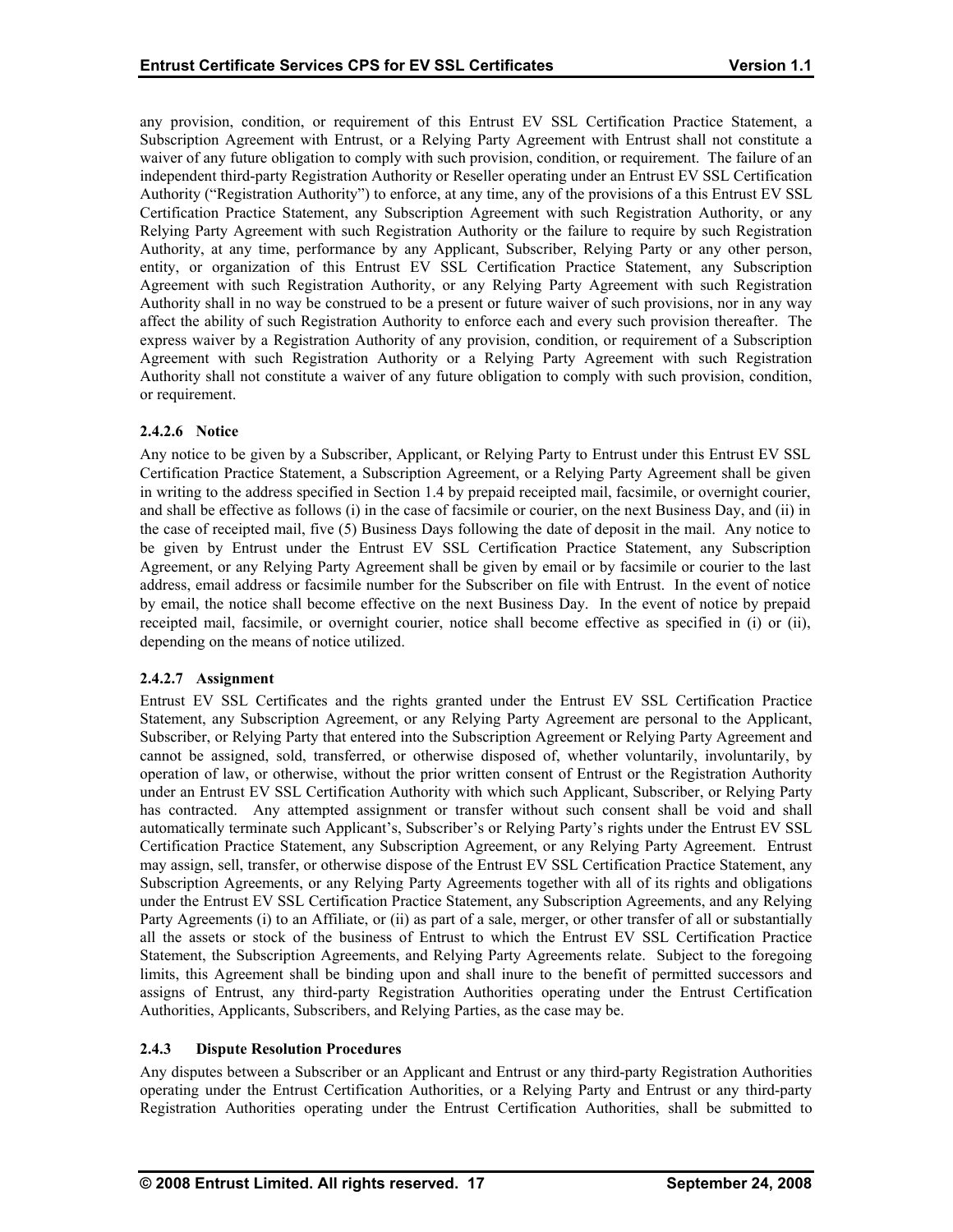any provision, condition, or requirement of this Entrust EV SSL Certification Practice Statement, a Subscription Agreement with Entrust, or a Relying Party Agreement with Entrust shall not constitute a waiver of any future obligation to comply with such provision, condition, or requirement. The failure of an independent third-party Registration Authority or Reseller operating under an Entrust EV SSL Certification Authority ("Registration Authority") to enforce, at any time, any of the provisions of a this Entrust EV SSL Certification Practice Statement, any Subscription Agreement with such Registration Authority, or any Relying Party Agreement with such Registration Authority or the failure to require by such Registration Authority, at any time, performance by any Applicant, Subscriber, Relying Party or any other person, entity, or organization of this Entrust EV SSL Certification Practice Statement, any Subscription Agreement with such Registration Authority, or any Relying Party Agreement with such Registration Authority shall in no way be construed to be a present or future waiver of such provisions, nor in any way affect the ability of such Registration Authority to enforce each and every such provision thereafter. The express waiver by a Registration Authority of any provision, condition, or requirement of a Subscription Agreement with such Registration Authority or a Relying Party Agreement with such Registration Authority shall not constitute a waiver of any future obligation to comply with such provision, condition, or requirement.

#### 2.4.2.6 Notice

Any notice to be given by a Subscriber, Applicant, or Relying Party to Entrust under this Entrust EV SSL Certification Practice Statement, a Subscription Agreement, or a Relying Party Agreement shall be given in writing to the address specified in Section 1.4 by prepaid receipted mail, facsimile, or overnight courier, and shall be effective as follows (i) in the case of facsimile or courier, on the next Business Day, and (ii) in the case of receipted mail, five (5) Business Days following the date of deposit in the mail. Any notice to be given by Entrust under the Entrust EV SSL Certification Practice Statement, any Subscription Agreement, or any Relying Party Agreement shall be given by email or by facsimile or courier to the last address, email address or facsimile number for the Subscriber on file with Entrust. In the event of notice by email, the notice shall become effective on the next Business Day. In the event of notice by prepaid receipted mail, facsimile, or overnight courier, notice shall become effective as specified in (i) or (ii), depending on the means of notice utilized.

#### 2.4.2.7 Assignment

Entrust EV SSL Certificates and the rights granted under the Entrust EV SSL Certification Practice Statement, any Subscription Agreement, or any Relying Party Agreement are personal to the Applicant, Subscriber, or Relying Party that entered into the Subscription Agreement or Relying Party Agreement and cannot be assigned, sold, transferred, or otherwise disposed of, whether voluntarily, involuntarily, by operation of law, or otherwise, without the prior written consent of Entrust or the Registration Authority under an Entrust EV SSL Certification Authority with which such Applicant, Subscriber, or Relying Party has contracted. Any attempted assignment or transfer without such consent shall be void and shall automatically terminate such Applicant's, Subscriber's or Relying Party's rights under the Entrust EV SSL Certification Practice Statement, any Subscription Agreement, or any Relying Party Agreement. Entrust may assign, sell, transfer, or otherwise dispose of the Entrust EV SSL Certification Practice Statement, any Subscription Agreements, or any Relying Party Agreements together with all of its rights and obligations under the Entrust EV SSL Certification Practice Statement, any Subscription Agreements, and any Relying Party Agreements (i) to an Affiliate, or (ii) as part of a sale, merger, or other transfer of all or substantially all the assets or stock of the business of Entrust to which the Entrust EV SSL Certification Practice Statement, the Subscription Agreements, and Relying Party Agreements relate. Subject to the foregoing limits, this Agreement shall be binding upon and shall inure to the benefit of permitted successors and assigns of Entrust, any third-party Registration Authorities operating under the Entrust Certification Authorities, Applicants, Subscribers, and Relying Parties, as the case may be.

### 2.4.3 Dispute Resolution Procedures

Any disputes between a Subscriber or an Applicant and Entrust or any third-party Registration Authorities operating under the Entrust Certification Authorities, or a Relying Party and Entrust or any third-party Registration Authorities operating under the Entrust Certification Authorities, shall be submitted to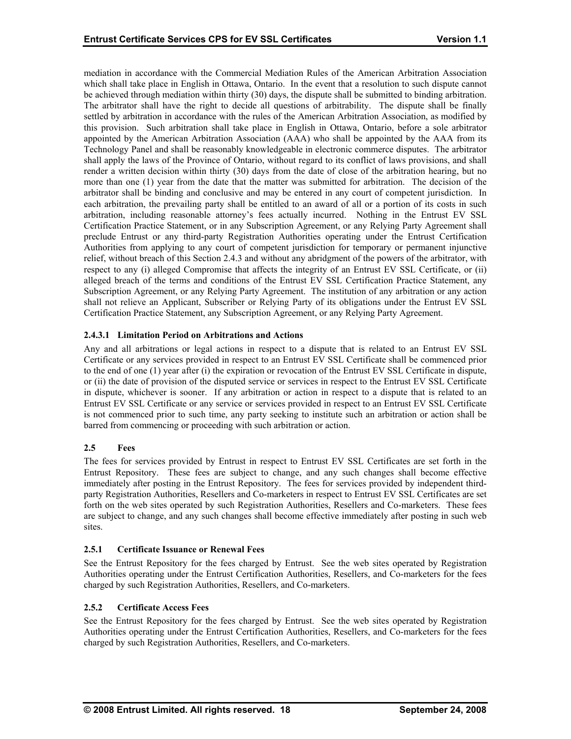mediation in accordance with the Commercial Mediation Rules of the American Arbitration Association which shall take place in English in Ottawa, Ontario. In the event that a resolution to such dispute cannot be achieved through mediation within thirty (30) days, the dispute shall be submitted to binding arbitration. The arbitrator shall have the right to decide all questions of arbitrability. The dispute shall be finally settled by arbitration in accordance with the rules of the American Arbitration Association, as modified by this provision. Such arbitration shall take place in English in Ottawa, Ontario, before a sole arbitrator appointed by the American Arbitration Association (AAA) who shall be appointed by the AAA from its Technology Panel and shall be reasonably knowledgeable in electronic commerce disputes. The arbitrator shall apply the laws of the Province of Ontario, without regard to its conflict of laws provisions, and shall render a written decision within thirty (30) days from the date of close of the arbitration hearing, but no more than one (1) year from the date that the matter was submitted for arbitration. The decision of the arbitrator shall be binding and conclusive and may be entered in any court of competent jurisdiction. In each arbitration, the prevailing party shall be entitled to an award of all or a portion of its costs in such arbitration, including reasonable attorney's fees actually incurred. Nothing in the Entrust EV SSL Certification Practice Statement, or in any Subscription Agreement, or any Relying Party Agreement shall preclude Entrust or any third-party Registration Authorities operating under the Entrust Certification Authorities from applying to any court of competent jurisdiction for temporary or permanent injunctive relief, without breach of this Section 2.4.3 and without any abridgment of the powers of the arbitrator, with respect to any (i) alleged Compromise that affects the integrity of an Entrust EV SSL Certificate, or (ii) alleged breach of the terms and conditions of the Entrust EV SSL Certification Practice Statement, any Subscription Agreement, or any Relying Party Agreement. The institution of any arbitration or any action shall not relieve an Applicant, Subscriber or Relying Party of its obligations under the Entrust EV SSL Certification Practice Statement, any Subscription Agreement, or any Relying Party Agreement.

#### 2.4.3.1 Limitation Period on Arbitrations and Actions

Any and all arbitrations or legal actions in respect to a dispute that is related to an Entrust EV SSL Certificate or any services provided in respect to an Entrust EV SSL Certificate shall be commenced prior to the end of one (1) year after (i) the expiration or revocation of the Entrust EV SSL Certificate in dispute, or (ii) the date of provision of the disputed service or services in respect to the Entrust EV SSL Certificate in dispute, whichever is sooner. If any arbitration or action in respect to a dispute that is related to an Entrust EV SSL Certificate or any service or services provided in respect to an Entrust EV SSL Certificate is not commenced prior to such time, any party seeking to institute such an arbitration or action shall be barred from commencing or proceeding with such arbitration or action.

## 2.5 Fees

The fees for services provided by Entrust in respect to Entrust EV SSL Certificates are set forth in the Entrust Repository. These fees are subject to change, and any such changes shall become effective immediately after posting in the Entrust Repository. The fees for services provided by independent third-party Registration Authorities, Resellers and Co-marketers in respect to Entrust EV SSL Certificates are set forth on the web sites operated by such Registration Authorities, Resellers and Co-marketers. These fees are subject to change, and any such changes shall become effective immediately after posting in such web sites.

### 2.5.1 Certificate Issuance or Renewal Fees

See the Entrust Repository for the fees charged by Entrust. See the web sites operated by Registration Authorities operating under the Entrust Certification Authorities, Resellers, and Co-marketers for the fees charged by such Registration Authorities, Resellers, and Co-marketers.

### 2.5.2 Certificate Access Fees

See the Entrust Repository for the fees charged by Entrust. See the web sites operated by Registration Authorities operating under the Entrust Certification Authorities, Resellers, and Co-marketers for the fees charged by such Registration Authorities, Resellers, and Co-marketers.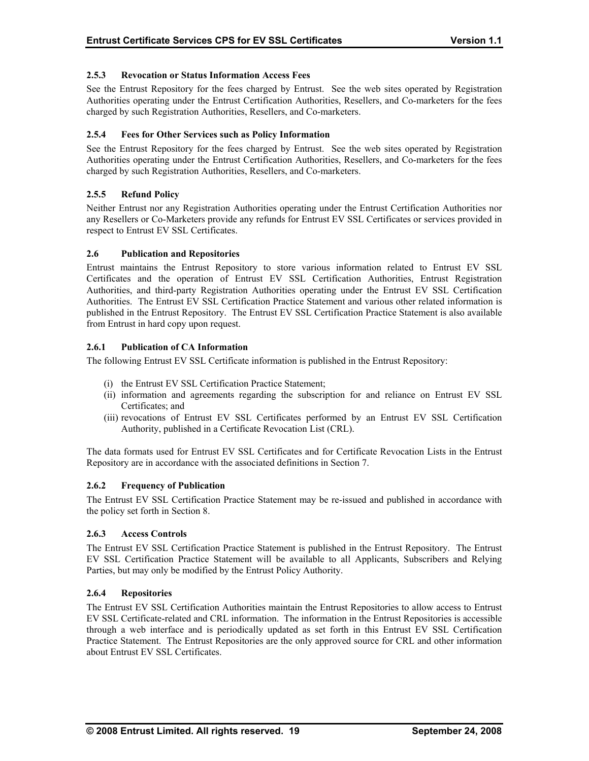### 2.5.3 Revocation or Status Information Access Fees

See the Entrust Repository for the fees charged by Entrust. See the web sites operated by Registration Authorities operating under the Entrust Certification Authorities, Resellers, and Co-marketers for the fees charged by such Registration Authorities, Resellers, and Co-marketers.

### 2.5.4 Fees for Other Services such as Policy Information

See the Entrust Repository for the fees charged by Entrust. See the web sites operated by Registration Authorities operating under the Entrust Certification Authorities, Resellers, and Co-marketers for the fees charged by such Registration Authorities, Resellers, and Co-marketers.

### 2.5.5 Refund Policy

Neither Entrust nor any Registration Authorities operating under the Entrust Certification Authorities nor any Resellers or Co-Marketers provide any refunds for Entrust EV SSL Certificates or services provided in respect to Entrust EV SSL Certificates.

## 2.6 Publication and Repositories

Entrust maintains the Entrust Repository to store various information related to Entrust EV SSL Certificates and the operation of Entrust EV SSL Certification Authorities, Entrust Registration Authorities, and third-party Registration Authorities operating under the Entrust EV SSL Certification Authorities. The Entrust EV SSL Certification Practice Statement and various other related information is published in the Entrust Repository. The Entrust EV SSL Certification Practice Statement is also available from Entrust in hard copy upon request.

### 2.6.1 Publication of CA Information

The following Entrust EV SSL Certificate information is published in the Entrust Repository:

(i) the Entrust EV SSL Certification Practice Statement;
(ii) information and agreements regarding the subscription for and reliance on Entrust EV SSL Certificates; and
(iii) revocations of Entrust EV SSL Certificates performed by an Entrust EV SSL Certification Authority, published in a Certificate Revocation List (CRL).

The data formats used for Entrust EV SSL Certificates and for Certificate Revocation Lists in the Entrust Repository are in accordance with the associated definitions in Section 7.

### 2.6.2 Frequency of Publication

The Entrust EV SSL Certification Practice Statement may be re-issued and published in accordance with the policy set forth in Section 8.

### 2.6.3 Access Controls

The Entrust EV SSL Certification Practice Statement is published in the Entrust Repository. The Entrust EV SSL Certification Practice Statement will be available to all Applicants, Subscribers and Relying Parties, but may only be modified by the Entrust Policy Authority.

### 2.6.4 Repositories

The Entrust EV SSL Certification Authorities maintain the Entrust Repositories to allow access to Entrust EV SSL Certificate-related and CRL information. The information in the Entrust Repositories is accessible through a web interface and is periodically updated as set forth in this Entrust EV SSL Certification Practice Statement. The Entrust Repositories are the only approved source for CRL and other information about Entrust EV SSL Certificates.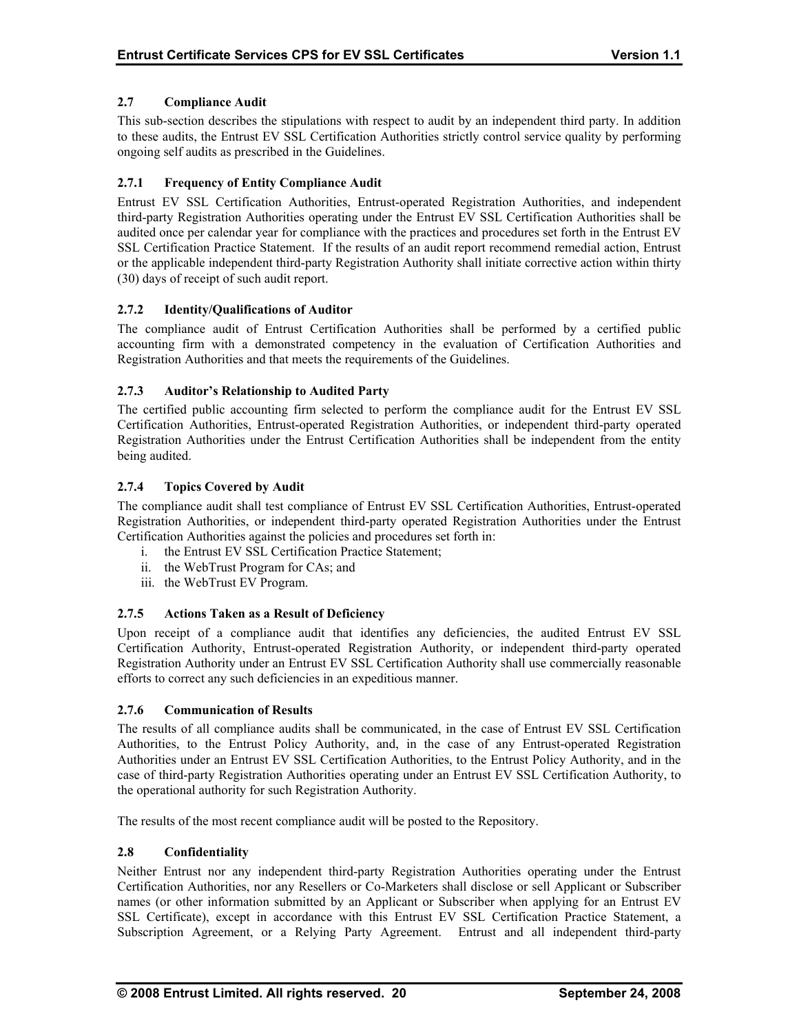## 2.7 Compliance Audit

This sub-section describes the stipulations with respect to audit by an independent third party. In addition to these audits, the Entrust EV SSL Certification Authorities strictly control service quality by performing ongoing self audits as prescribed in the Guidelines.

### 2.7.1 Frequency of Entity Compliance Audit

Entrust EV SSL Certification Authorities, Entrust-operated Registration Authorities, and independent third-party Registration Authorities operating under the Entrust EV SSL Certification Authorities shall be audited once per calendar year for compliance with the practices and procedures set forth in the Entrust EV SSL Certification Practice Statement. If the results of an audit report recommend remedial action, Entrust or the applicable independent third-party Registration Authority shall initiate corrective action within thirty (30) days of receipt of such audit report.

### 2.7.2 Identity/Qualifications of Auditor

The compliance audit of Entrust Certification Authorities shall be performed by a certified public accounting firm with a demonstrated competency in the evaluation of Certification Authorities and Registration Authorities and that meets the requirements of the Guidelines.

### 2.7.3 Auditor's Relationship to Audited Party

The certified public accounting firm selected to perform the compliance audit for the Entrust EV SSL Certification Authorities, Entrust-operated Registration Authorities, or independent third-party operated Registration Authorities under the Entrust Certification Authorities shall be independent from the entity being audited.

### 2.7.4 Topics Covered by Audit

The compliance audit shall test compliance of Entrust EV SSL Certification Authorities, Entrust-operated Registration Authorities, or independent third-party operated Registration Authorities under the Entrust Certification Authorities against the policies and procedures set forth in:

i. the Entrust EV SSL Certification Practice Statement;
ii. the WebTrust Program for CAs; and
iii. the WebTrust EV Program.

### 2.7.5 Actions Taken as a Result of Deficiency

Upon receipt of a compliance audit that identifies any deficiencies, the audited Entrust EV SSL Certification Authority, Entrust-operated Registration Authority, or independent third-party operated Registration Authority under an Entrust EV SSL Certification Authority shall use commercially reasonable efforts to correct any such deficiencies in an expeditious manner.

### 2.7.6 Communication of Results

The results of all compliance audits shall be communicated, in the case of Entrust EV SSL Certification Authorities, to the Entrust Policy Authority, and, in the case of any Entrust-operated Registration Authorities under an Entrust EV SSL Certification Authorities, to the Entrust Policy Authority, and in the case of third-party Registration Authorities operating under an Entrust EV SSL Certification Authority, to the operational authority for such Registration Authority.

The results of the most recent compliance audit will be posted to the Repository.

## 2.8 Confidentiality

Neither Entrust nor any independent third-party Registration Authorities operating under the Entrust Certification Authorities, nor any Resellers or Co-Marketers shall disclose or sell Applicant or Subscriber names (or other information submitted by an Applicant or Subscriber when applying for an Entrust EV SSL Certificate), except in accordance with this Entrust EV SSL Certification Practice Statement, a Subscription Agreement, or a Relying Party Agreement. Entrust and all independent third-party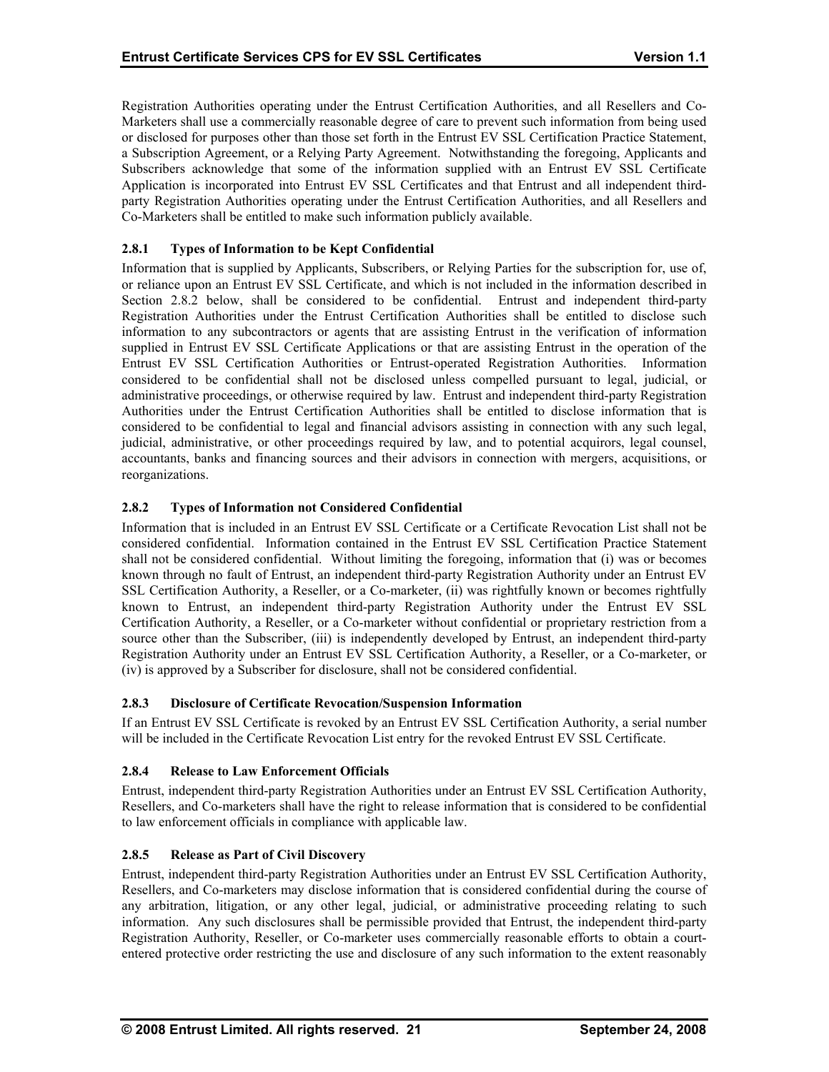Registration Authorities operating under the Entrust Certification Authorities, and all Resellers and Co-Marketers shall use a commercially reasonable degree of care to prevent such information from being used or disclosed for purposes other than those set forth in the Entrust EV SSL Certification Practice Statement, a Subscription Agreement, or a Relying Party Agreement. Notwithstanding the foregoing, Applicants and Subscribers acknowledge that some of the information supplied with an Entrust EV SSL Certificate Application is incorporated into Entrust EV SSL Certificates and that Entrust and all independent third-party Registration Authorities operating under the Entrust Certification Authorities, and all Resellers and Co-Marketers shall be entitled to make such information publicly available.

### 2.8.1 Types of Information to be Kept Confidential

Information that is supplied by Applicants, Subscribers, or Relying Parties for the subscription for, use of, or reliance upon an Entrust EV SSL Certificate, and which is not included in the information described in Section 2.8.2 below, shall be considered to be confidential. Entrust and independent third-party Registration Authorities under the Entrust Certification Authorities shall be entitled to disclose such information to any subcontractors or agents that are assisting Entrust in the verification of information supplied in Entrust EV SSL Certificate Applications or that are assisting Entrust in the operation of the Entrust EV SSL Certification Authorities or Entrust-operated Registration Authorities. Information considered to be confidential shall not be disclosed unless compelled pursuant to legal, judicial, or administrative proceedings, or otherwise required by law. Entrust and independent third-party Registration Authorities under the Entrust Certification Authorities shall be entitled to disclose information that is considered to be confidential to legal and financial advisors assisting in connection with any such legal, judicial, administrative, or other proceedings required by law, and to potential acquirors, legal counsel, accountants, banks and financing sources and their advisors in connection with mergers, acquisitions, or reorganizations.

### 2.8.2 Types of Information not Considered Confidential

Information that is included in an Entrust EV SSL Certificate or a Certificate Revocation List shall not be considered confidential. Information contained in the Entrust EV SSL Certification Practice Statement shall not be considered confidential. Without limiting the foregoing, information that (i) was or becomes known through no fault of Entrust, an independent third-party Registration Authority under an Entrust EV SSL Certification Authority, a Reseller, or a Co-marketer, (ii) was rightfully known or becomes rightfully known to Entrust, an independent third-party Registration Authority under the Entrust EV SSL Certification Authority, a Reseller, or a Co-marketer without confidential or proprietary restriction from a source other than the Subscriber, (iii) is independently developed by Entrust, an independent third-party Registration Authority under an Entrust EV SSL Certification Authority, a Reseller, or a Co-marketer, or (iv) is approved by a Subscriber for disclosure, shall not be considered confidential.

### 2.8.3 Disclosure of Certificate Revocation/Suspension Information

If an Entrust EV SSL Certificate is revoked by an Entrust EV SSL Certification Authority, a serial number will be included in the Certificate Revocation List entry for the revoked Entrust EV SSL Certificate.

### 2.8.4 Release to Law Enforcement Officials

Entrust, independent third-party Registration Authorities under an Entrust EV SSL Certification Authority, Resellers, and Co-marketers shall have the right to release information that is considered to be confidential to law enforcement officials in compliance with applicable law.

### 2.8.5 Release as Part of Civil Discovery

Entrust, independent third-party Registration Authorities under an Entrust EV SSL Certification Authority, Resellers, and Co-marketers may disclose information that is considered confidential during the course of any arbitration, litigation, or any other legal, judicial, or administrative proceeding relating to such information. Any such disclosures shall be permissible provided that Entrust, the independent third-party Registration Authority, Reseller, or Co-marketer uses commercially reasonable efforts to obtain a court-entered protective order restricting the use and disclosure of any such information to the extent reasonably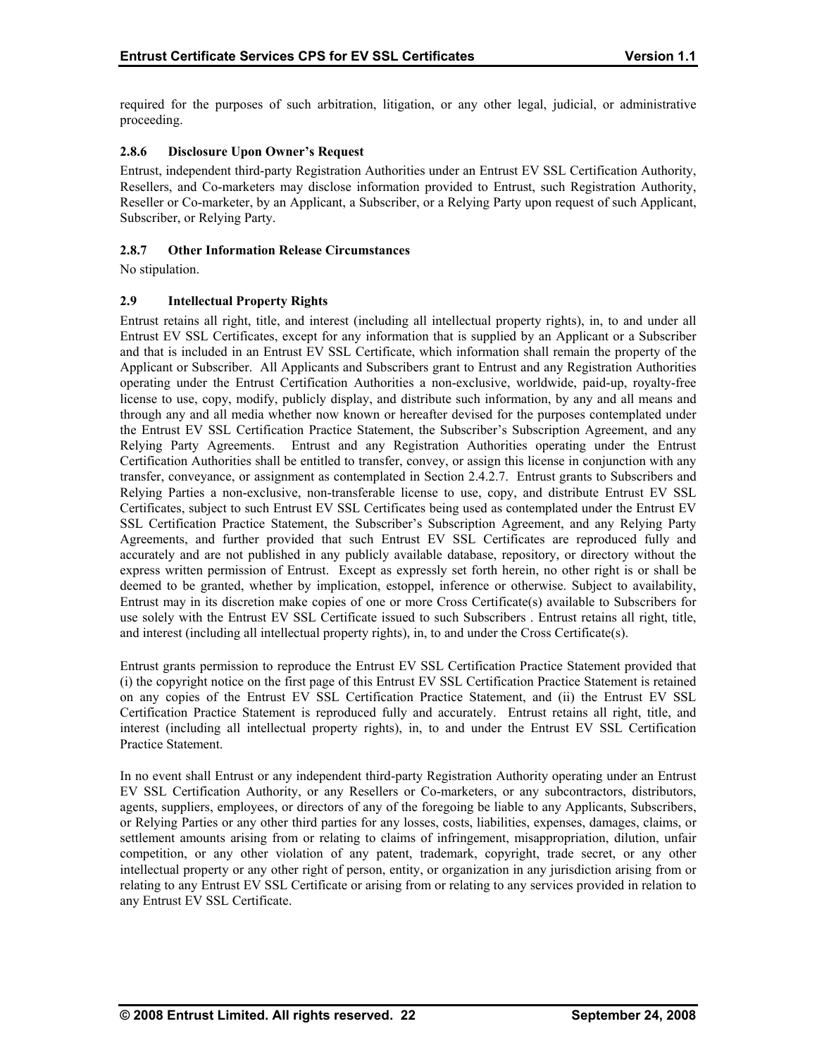required for the purposes of such arbitration, litigation, or any other legal, judicial, or administrative proceeding.

### 2.8.6 Disclosure Upon Owner's Request

Entrust, independent third-party Registration Authorities under an Entrust EV SSL Certification Authority, Resellers, and Co-marketers may disclose information provided to Entrust, such Registration Authority, Reseller or Co-marketer, by an Applicant, a Subscriber, or a Relying Party upon request of such Applicant, Subscriber, or Relying Party.

### 2.8.7 Other Information Release Circumstances

No stipulation.

## 2.9 Intellectual Property Rights

Entrust retains all right, title, and interest (including all intellectual property rights), in, to and under all Entrust EV SSL Certificates, except for any information that is supplied by an Applicant or a Subscriber and that is included in an Entrust EV SSL Certificate, which information shall remain the property of the Applicant or Subscriber. All Applicants and Subscribers grant to Entrust and any Registration Authorities operating under the Entrust Certification Authorities a non-exclusive, worldwide, paid-up, royalty-free license to use, copy, modify, publicly display, and distribute such information, by any and all means and through any and all media whether now known or hereafter devised for the purposes contemplated under the Entrust EV SSL Certification Practice Statement, the Subscriber's Subscription Agreement, and any Relying Party Agreements. Entrust and any Registration Authorities operating under the Entrust Certification Authorities shall be entitled to transfer, convey, or assign this license in conjunction with any transfer, conveyance, or assignment as contemplated in Section 2.4.2.7. Entrust grants to Subscribers and Relying Parties a non-exclusive, non-transferable license to use, copy, and distribute Entrust EV SSL Certificates, subject to such Entrust EV SSL Certificates being used as contemplated under the Entrust EV SSL Certification Practice Statement, the Subscriber's Subscription Agreement, and any Relying Party Agreements, and further provided that such Entrust EV SSL Certificates are reproduced fully and accurately and are not published in any publicly available database, repository, or directory without the express written permission of Entrust. Except as expressly set forth herein, no other right is or shall be deemed to be granted, whether by implication, estoppel, inference or otherwise. Subject to availability, Entrust may in its discretion make copies of one or more Cross Certificate(s) available to Subscribers for use solely with the Entrust EV SSL Certificate issued to such Subscribers . Entrust retains all right, title, and interest (including all intellectual property rights), in, to and under the Cross Certificate(s).

Entrust grants permission to reproduce the Entrust EV SSL Certification Practice Statement provided that (i) the copyright notice on the first page of this Entrust EV SSL Certification Practice Statement is retained on any copies of the Entrust EV SSL Certification Practice Statement, and (ii) the Entrust EV SSL Certification Practice Statement is reproduced fully and accurately. Entrust retains all right, title, and interest (including all intellectual property rights), in, to and under the Entrust EV SSL Certification Practice Statement.

In no event shall Entrust or any independent third-party Registration Authority operating under an Entrust EV SSL Certification Authority, or any Resellers or Co-marketers, or any subcontractors, distributors, agents, suppliers, employees, or directors of any of the foregoing be liable to any Applicants, Subscribers, or Relying Parties or any other third parties for any losses, costs, liabilities, expenses, damages, claims, or settlement amounts arising from or relating to claims of infringement, misappropriation, dilution, unfair competition, or any other violation of any patent, trademark, copyright, trade secret, or any other intellectual property or any other right of person, entity, or organization in any jurisdiction arising from or relating to any Entrust EV SSL Certificate or arising from or relating to any services provided in relation to any Entrust EV SSL Certificate.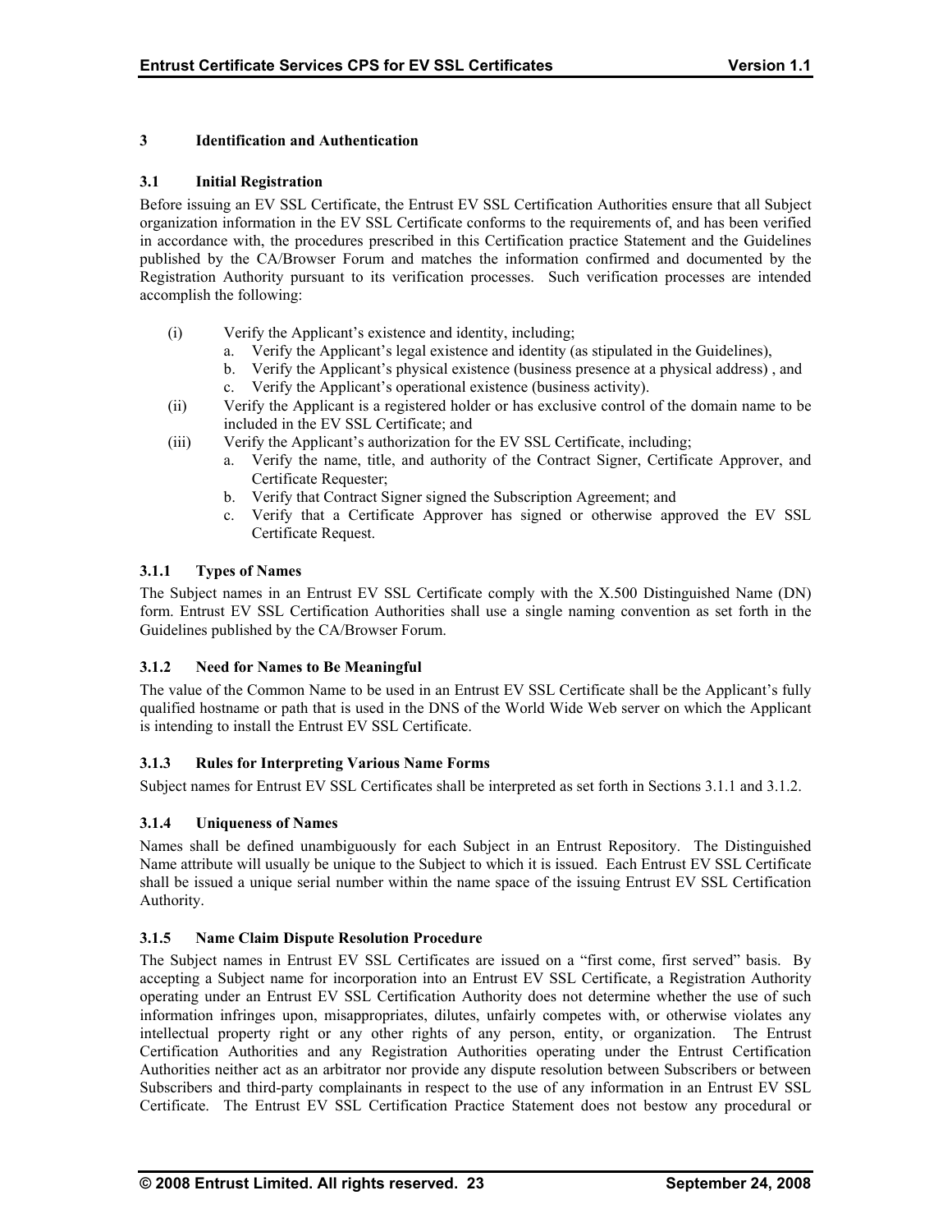# 3 Identification and Authentication

## 3.1 Initial Registration

Before issuing an EV SSL Certificate, the Entrust EV SSL Certification Authorities ensure that all Subject organization information in the EV SSL Certificate conforms to the requirements of, and has been verified in accordance with, the procedures prescribed in this Certification practice Statement and the Guidelines published by the CA/Browser Forum and matches the information confirmed and documented by the Registration Authority pursuant to its verification processes. Such verification processes are intended accomplish the following:

(i) Verify the Applicant's existence and identity, including;
   a. Verify the Applicant's legal existence and identity (as stipulated in the Guidelines),
   b. Verify the Applicant's physical existence (business presence at a physical address) , and
   c. Verify the Applicant's operational existence (business activity).

(ii) Verify the Applicant is a registered holder or has exclusive control of the domain name to be included in the EV SSL Certificate; and

(iii) Verify the Applicant's authorization for the EV SSL Certificate, including;
   a. Verify the name, title, and authority of the Contract Signer, Certificate Approver, and Certificate Requester;
   b. Verify that Contract Signer signed the Subscription Agreement; and
   c. Verify that a Certificate Approver has signed or otherwise approved the EV SSL Certificate Request.

### 3.1.1 Types of Names

The Subject names in an Entrust EV SSL Certificate comply with the X.500 Distinguished Name (DN) form. Entrust EV SSL Certification Authorities shall use a single naming convention as set forth in the Guidelines published by the CA/Browser Forum.

### 3.1.2 Need for Names to Be Meaningful

The value of the Common Name to be used in an Entrust EV SSL Certificate shall be the Applicant's fully qualified hostname or path that is used in the DNS of the World Wide Web server on which the Applicant is intending to install the Entrust EV SSL Certificate.

### 3.1.3 Rules for Interpreting Various Name Forms

Subject names for Entrust EV SSL Certificates shall be interpreted as set forth in Sections 3.1.1 and 3.1.2.

### 3.1.4 Uniqueness of Names

Names shall be defined unambiguously for each Subject in an Entrust Repository. The Distinguished Name attribute will usually be unique to the Subject to which it is issued. Each Entrust EV SSL Certificate shall be issued a unique serial number within the name space of the issuing Entrust EV SSL Certification Authority.

### 3.1.5 Name Claim Dispute Resolution Procedure

The Subject names in Entrust EV SSL Certificates are issued on a "first come, first served" basis. By accepting a Subject name for incorporation into an Entrust EV SSL Certificate, a Registration Authority operating under an Entrust EV SSL Certification Authority does not determine whether the use of such information infringes upon, misappropriates, dilutes, unfairly competes with, or otherwise violates any intellectual property right or any other rights of any person, entity, or organization. The Entrust Certification Authorities and any Registration Authorities operating under the Entrust Certification Authorities neither act as an arbitrator nor provide any dispute resolution between Subscribers or between Subscribers and third-party complainants in respect to the use of any information in an Entrust EV SSL Certificate. The Entrust EV SSL Certification Practice Statement does not bestow any procedural or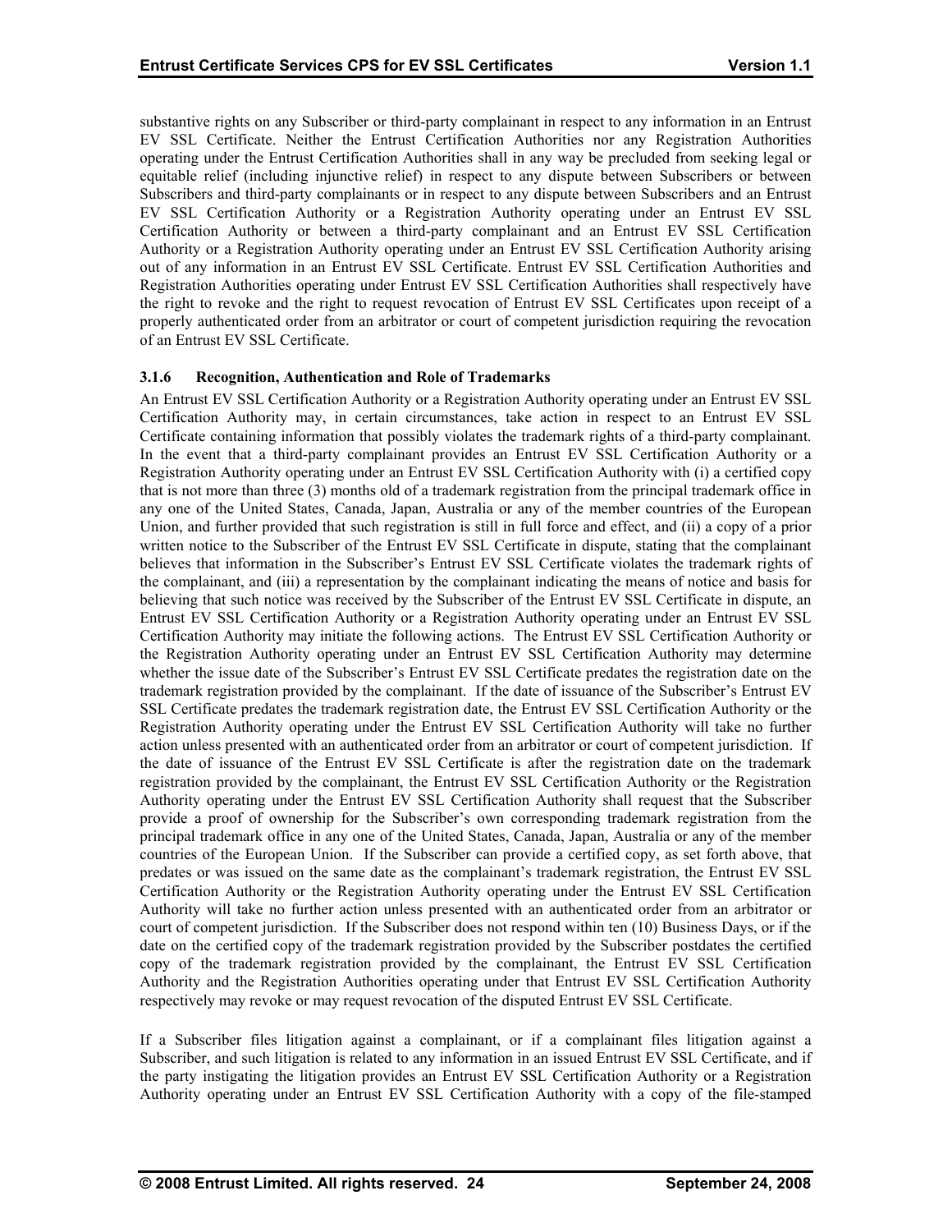substantive rights on any Subscriber or third-party complainant in respect to any information in an Entrust EV SSL Certificate. Neither the Entrust Certification Authorities nor any Registration Authorities operating under the Entrust Certification Authorities shall in any way be precluded from seeking legal or equitable relief (including injunctive relief) in respect to any dispute between Subscribers or between Subscribers and third-party complainants or in respect to any dispute between Subscribers and an Entrust EV SSL Certification Authority or a Registration Authority operating under an Entrust EV SSL Certification Authority or between a third-party complainant and an Entrust EV SSL Certification Authority or a Registration Authority operating under an Entrust EV SSL Certification Authority arising out of any information in an Entrust EV SSL Certificate. Entrust EV SSL Certification Authorities and Registration Authorities operating under Entrust EV SSL Certification Authorities shall respectively have the right to revoke and the right to request revocation of Entrust EV SSL Certificates upon receipt of a properly authenticated order from an arbitrator or court of competent jurisdiction requiring the revocation of an Entrust EV SSL Certificate.

### 3.1.6 Recognition, Authentication and Role of Trademarks

An Entrust EV SSL Certification Authority or a Registration Authority operating under an Entrust EV SSL Certification Authority may, in certain circumstances, take action in respect to an Entrust EV SSL Certificate containing information that possibly violates the trademark rights of a third-party complainant. In the event that a third-party complainant provides an Entrust EV SSL Certification Authority or a Registration Authority operating under an Entrust EV SSL Certification Authority with (i) a certified copy that is not more than three (3) months old of a trademark registration from the principal trademark office in any one of the United States, Canada, Japan, Australia or any of the member countries of the European Union, and further provided that such registration is still in full force and effect, and (ii) a copy of a prior written notice to the Subscriber of the Entrust EV SSL Certificate in dispute, stating that the complainant believes that information in the Subscriber's Entrust EV SSL Certificate violates the trademark rights of the complainant, and (iii) a representation by the complainant indicating the means of notice and basis for believing that such notice was received by the Subscriber of the Entrust EV SSL Certificate in dispute, an Entrust EV SSL Certification Authority or a Registration Authority operating under an Entrust EV SSL Certification Authority may initiate the following actions. The Entrust EV SSL Certification Authority or the Registration Authority operating under an Entrust EV SSL Certification Authority may determine whether the issue date of the Subscriber's Entrust EV SSL Certificate predates the registration date on the trademark registration provided by the complainant. If the date of issuance of the Subscriber's Entrust EV SSL Certificate predates the trademark registration date, the Entrust EV SSL Certification Authority or the Registration Authority operating under the Entrust EV SSL Certification Authority will take no further action unless presented with an authenticated order from an arbitrator or court of competent jurisdiction. If the date of issuance of the Entrust EV SSL Certificate is after the registration date on the trademark registration provided by the complainant, the Entrust EV SSL Certification Authority or the Registration Authority operating under the Entrust EV SSL Certification Authority shall request that the Subscriber provide a proof of ownership for the Subscriber's own corresponding trademark registration from the principal trademark office in any one of the United States, Canada, Japan, Australia or any of the member countries of the European Union. If the Subscriber can provide a certified copy, as set forth above, that predates or was issued on the same date as the complainant's trademark registration, the Entrust EV SSL Certification Authority or the Registration Authority operating under the Entrust EV SSL Certification Authority will take no further action unless presented with an authenticated order from an arbitrator or court of competent jurisdiction. If the Subscriber does not respond within ten (10) Business Days, or if the date on the certified copy of the trademark registration provided by the Subscriber postdates the certified copy of the trademark registration provided by the complainant, the Entrust EV SSL Certification Authority and the Registration Authorities operating under that Entrust EV SSL Certification Authority respectively may revoke or may request revocation of the disputed Entrust EV SSL Certificate.

If a Subscriber files litigation against a complainant, or if a complainant files litigation against a Subscriber, and such litigation is related to any information in an issued Entrust EV SSL Certificate, and if the party instigating the litigation provides an Entrust EV SSL Certification Authority or a Registration Authority operating under an Entrust EV SSL Certification Authority with a copy of the file-stamped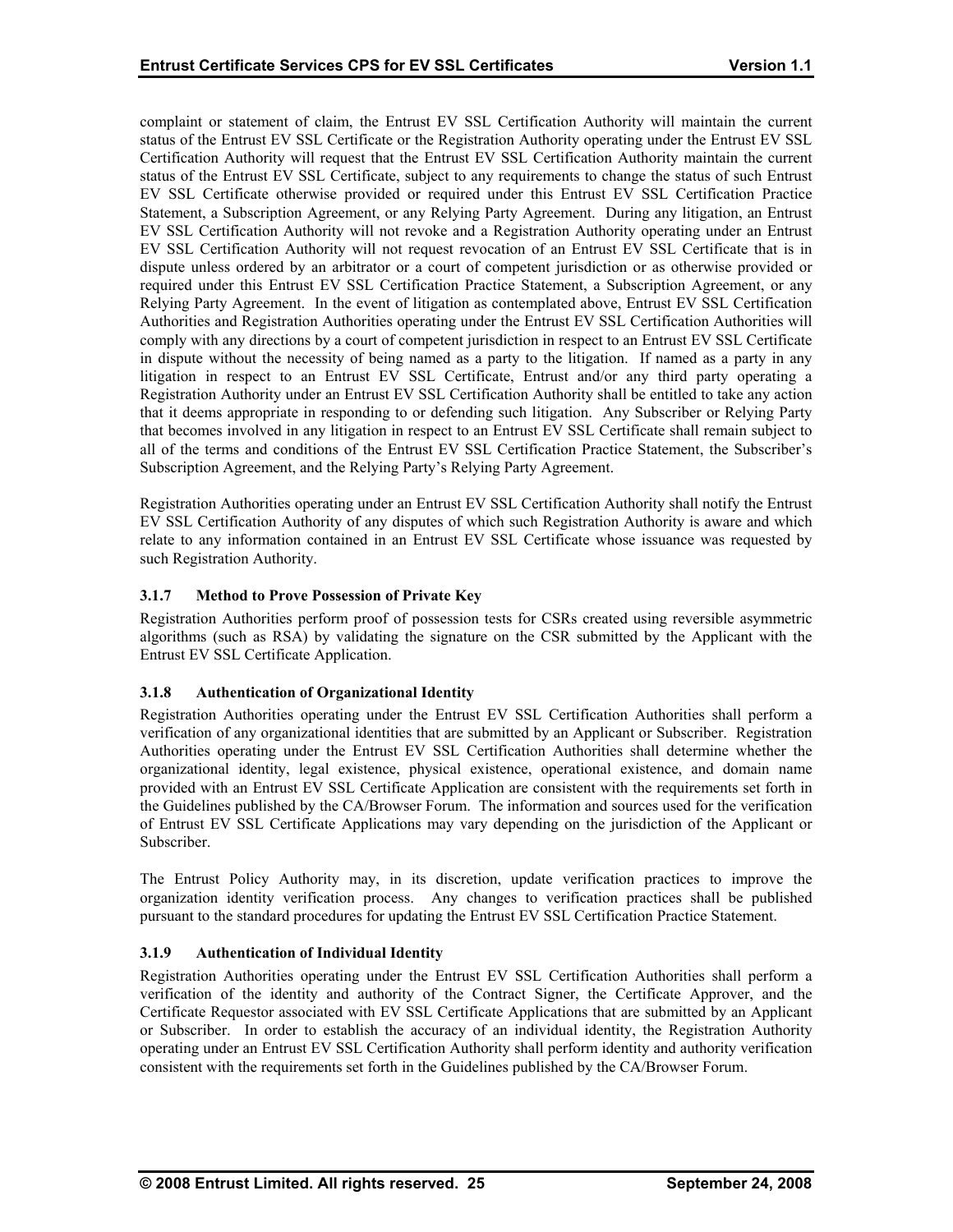complaint or statement of claim, the Entrust EV SSL Certification Authority will maintain the current status of the Entrust EV SSL Certificate or the Registration Authority operating under the Entrust EV SSL Certification Authority will request that the Entrust EV SSL Certification Authority maintain the current status of the Entrust EV SSL Certificate, subject to any requirements to change the status of such Entrust EV SSL Certificate otherwise provided or required under this Entrust EV SSL Certification Practice Statement, a Subscription Agreement, or any Relying Party Agreement. During any litigation, an Entrust EV SSL Certification Authority will not revoke and a Registration Authority operating under an Entrust EV SSL Certification Authority will not request revocation of an Entrust EV SSL Certificate that is in dispute unless ordered by an arbitrator or a court of competent jurisdiction or as otherwise provided or required under this Entrust EV SSL Certification Practice Statement, a Subscription Agreement, or any Relying Party Agreement. In the event of litigation as contemplated above, Entrust EV SSL Certification Authorities and Registration Authorities operating under the Entrust EV SSL Certification Authorities will comply with any directions by a court of competent jurisdiction in respect to an Entrust EV SSL Certificate in dispute without the necessity of being named as a party to the litigation. If named as a party in any litigation in respect to an Entrust EV SSL Certificate, Entrust and/or any third party operating a Registration Authority under an Entrust EV SSL Certification Authority shall be entitled to take any action that it deems appropriate in responding to or defending such litigation. Any Subscriber or Relying Party that becomes involved in any litigation in respect to an Entrust EV SSL Certificate shall remain subject to all of the terms and conditions of the Entrust EV SSL Certification Practice Statement, the Subscriber's Subscription Agreement, and the Relying Party's Relying Party Agreement.

Registration Authorities operating under an Entrust EV SSL Certification Authority shall notify the Entrust EV SSL Certification Authority of any disputes of which such Registration Authority is aware and which relate to any information contained in an Entrust EV SSL Certificate whose issuance was requested by such Registration Authority.

### 3.1.7 Method to Prove Possession of Private Key

Registration Authorities perform proof of possession tests for CSRs created using reversible asymmetric algorithms (such as RSA) by validating the signature on the CSR submitted by the Applicant with the Entrust EV SSL Certificate Application.

### 3.1.8 Authentication of Organizational Identity

Registration Authorities operating under the Entrust EV SSL Certification Authorities shall perform a verification of any organizational identities that are submitted by an Applicant or Subscriber. Registration Authorities operating under the Entrust EV SSL Certification Authorities shall determine whether the organizational identity, legal existence, physical existence, operational existence, and domain name provided with an Entrust EV SSL Certificate Application are consistent with the requirements set forth in the Guidelines published by the CA/Browser Forum. The information and sources used for the verification of Entrust EV SSL Certificate Applications may vary depending on the jurisdiction of the Applicant or Subscriber.

The Entrust Policy Authority may, in its discretion, update verification practices to improve the organization identity verification process. Any changes to verification practices shall be published pursuant to the standard procedures for updating the Entrust EV SSL Certification Practice Statement.

### 3.1.9 Authentication of Individual Identity

Registration Authorities operating under the Entrust EV SSL Certification Authorities shall perform a verification of the identity and authority of the Contract Signer, the Certificate Approver, and the Certificate Requestor associated with EV SSL Certificate Applications that are submitted by an Applicant or Subscriber. In order to establish the accuracy of an individual identity, the Registration Authority operating under an Entrust EV SSL Certification Authority shall perform identity and authority verification consistent with the requirements set forth in the Guidelines published by the CA/Browser Forum.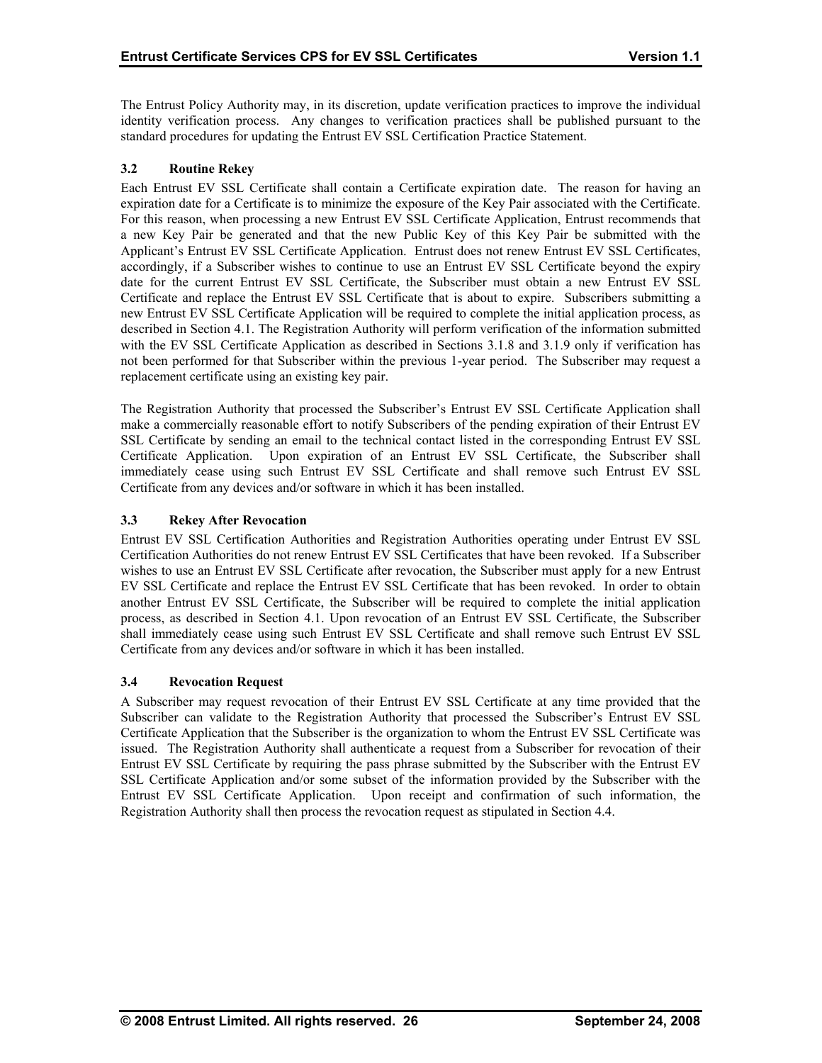The Entrust Policy Authority may, in its discretion, update verification practices to improve the individual identity verification process. Any changes to verification practices shall be published pursuant to the standard procedures for updating the Entrust EV SSL Certification Practice Statement.

### 3.2 Routine Rekey

Each Entrust EV SSL Certificate shall contain a Certificate expiration date. The reason for having an expiration date for a Certificate is to minimize the exposure of the Key Pair associated with the Certificate. For this reason, when processing a new Entrust EV SSL Certificate Application, Entrust recommends that a new Key Pair be generated and that the new Public Key of this Key Pair be submitted with the Applicant's Entrust EV SSL Certificate Application. Entrust does not renew Entrust EV SSL Certificates, accordingly, if a Subscriber wishes to continue to use an Entrust EV SSL Certificate beyond the expiry date for the current Entrust EV SSL Certificate, the Subscriber must obtain a new Entrust EV SSL Certificate and replace the Entrust EV SSL Certificate that is about to expire. Subscribers submitting a new Entrust EV SSL Certificate Application will be required to complete the initial application process, as described in Section 4.1. The Registration Authority will perform verification of the information submitted with the EV SSL Certificate Application as described in Sections 3.1.8 and 3.1.9 only if verification has not been performed for that Subscriber within the previous 1-year period. The Subscriber may request a replacement certificate using an existing key pair.

The Registration Authority that processed the Subscriber's Entrust EV SSL Certificate Application shall make a commercially reasonable effort to notify Subscribers of the pending expiration of their Entrust EV SSL Certificate by sending an email to the technical contact listed in the corresponding Entrust EV SSL Certificate Application. Upon expiration of an Entrust EV SSL Certificate, the Subscriber shall immediately cease using such Entrust EV SSL Certificate and shall remove such Entrust EV SSL Certificate from any devices and/or software in which it has been installed.

### 3.3 Rekey After Revocation

Entrust EV SSL Certification Authorities and Registration Authorities operating under Entrust EV SSL Certification Authorities do not renew Entrust EV SSL Certificates that have been revoked. If a Subscriber wishes to use an Entrust EV SSL Certificate after revocation, the Subscriber must apply for a new Entrust EV SSL Certificate and replace the Entrust EV SSL Certificate that has been revoked. In order to obtain another Entrust EV SSL Certificate, the Subscriber will be required to complete the initial application process, as described in Section 4.1. Upon revocation of an Entrust EV SSL Certificate, the Subscriber shall immediately cease using such Entrust EV SSL Certificate and shall remove such Entrust EV SSL Certificate from any devices and/or software in which it has been installed.

### 3.4 Revocation Request

A Subscriber may request revocation of their Entrust EV SSL Certificate at any time provided that the Subscriber can validate to the Registration Authority that processed the Subscriber's Entrust EV SSL Certificate Application that the Subscriber is the organization to whom the Entrust EV SSL Certificate was issued. The Registration Authority shall authenticate a request from a Subscriber for revocation of their Entrust EV SSL Certificate by requiring the pass phrase submitted by the Subscriber with the Entrust EV SSL Certificate Application and/or some subset of the information provided by the Subscriber with the Entrust EV SSL Certificate Application. Upon receipt and confirmation of such information, the Registration Authority shall then process the revocation request as stipulated in Section 4.4.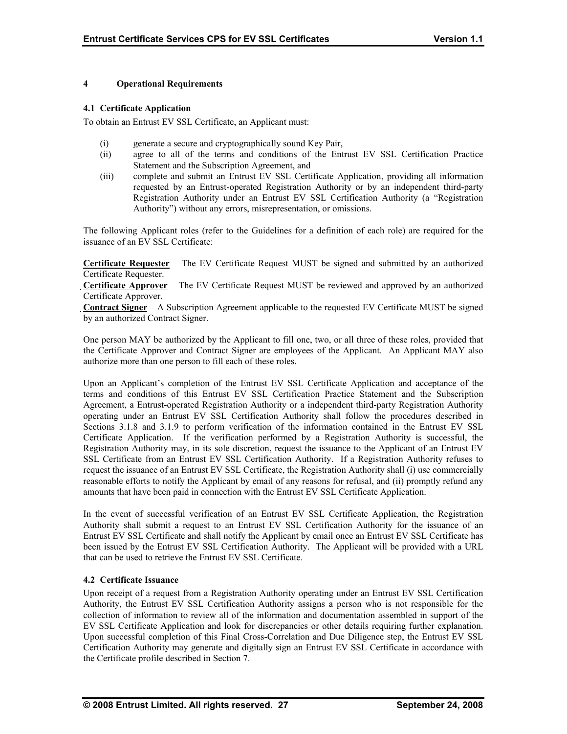# 4 Operational Requirements

## 4.1 Certificate Application

To obtain an Entrust EV SSL Certificate, an Applicant must:

(i) generate a secure and cryptographically sound Key Pair,

(ii) agree to all of the terms and conditions of the Entrust EV SSL Certification Practice Statement and the Subscription Agreement, and

(iii) complete and submit an Entrust EV SSL Certificate Application, providing all information requested by an Entrust-operated Registration Authority or by an independent third-party Registration Authority under an Entrust EV SSL Certification Authority (a "Registration Authority") without any errors, misrepresentation, or omissions.

The following Applicant roles (refer to the Guidelines for a definition of each role) are required for the issuance of an EV SSL Certificate:

**Certificate Requester** – The EV Certificate Request MUST be signed and submitted by an authorized Certificate Requester.

**Certificate Approver** – The EV Certificate Request MUST be reviewed and approved by an authorized Certificate Approver.

**Contract Signer** – A Subscription Agreement applicable to the requested EV Certificate MUST be signed by an authorized Contract Signer.

One person MAY be authorized by the Applicant to fill one, two, or all three of these roles, provided that the Certificate Approver and Contract Signer are employees of the Applicant. An Applicant MAY also authorize more than one person to fill each of these roles.

Upon an Applicant's completion of the Entrust EV SSL Certificate Application and acceptance of the terms and conditions of this Entrust EV SSL Certification Practice Statement and the Subscription Agreement, a Entrust-operated Registration Authority or a independent third-party Registration Authority operating under an Entrust EV SSL Certification Authority shall follow the procedures described in Sections 3.1.8 and 3.1.9 to perform verification of the information contained in the Entrust EV SSL Certificate Application. If the verification performed by a Registration Authority is successful, the Registration Authority may, in its sole discretion, request the issuance to the Applicant of an Entrust EV SSL Certificate from an Entrust EV SSL Certification Authority. If a Registration Authority refuses to request the issuance of an Entrust EV SSL Certificate, the Registration Authority shall (i) use commercially reasonable efforts to notify the Applicant by email of any reasons for refusal, and (ii) promptly refund any amounts that have been paid in connection with the Entrust EV SSL Certificate Application.

In the event of successful verification of an Entrust EV SSL Certificate Application, the Registration Authority shall submit a request to an Entrust EV SSL Certification Authority for the issuance of an Entrust EV SSL Certificate and shall notify the Applicant by email once an Entrust EV SSL Certificate has been issued by the Entrust EV SSL Certification Authority. The Applicant will be provided with a URL that can be used to retrieve the Entrust EV SSL Certificate.

## 4.2 Certificate Issuance

Upon receipt of a request from a Registration Authority operating under an Entrust EV SSL Certification Authority, the Entrust EV SSL Certification Authority assigns a person who is not responsible for the collection of information to review all of the information and documentation assembled in support of the EV SSL Certificate Application and look for discrepancies or other details requiring further explanation. Upon successful completion of this Final Cross-Correlation and Due Diligence step, the Entrust EV SSL Certification Authority may generate and digitally sign an Entrust EV SSL Certificate in accordance with the Certificate profile described in Section 7.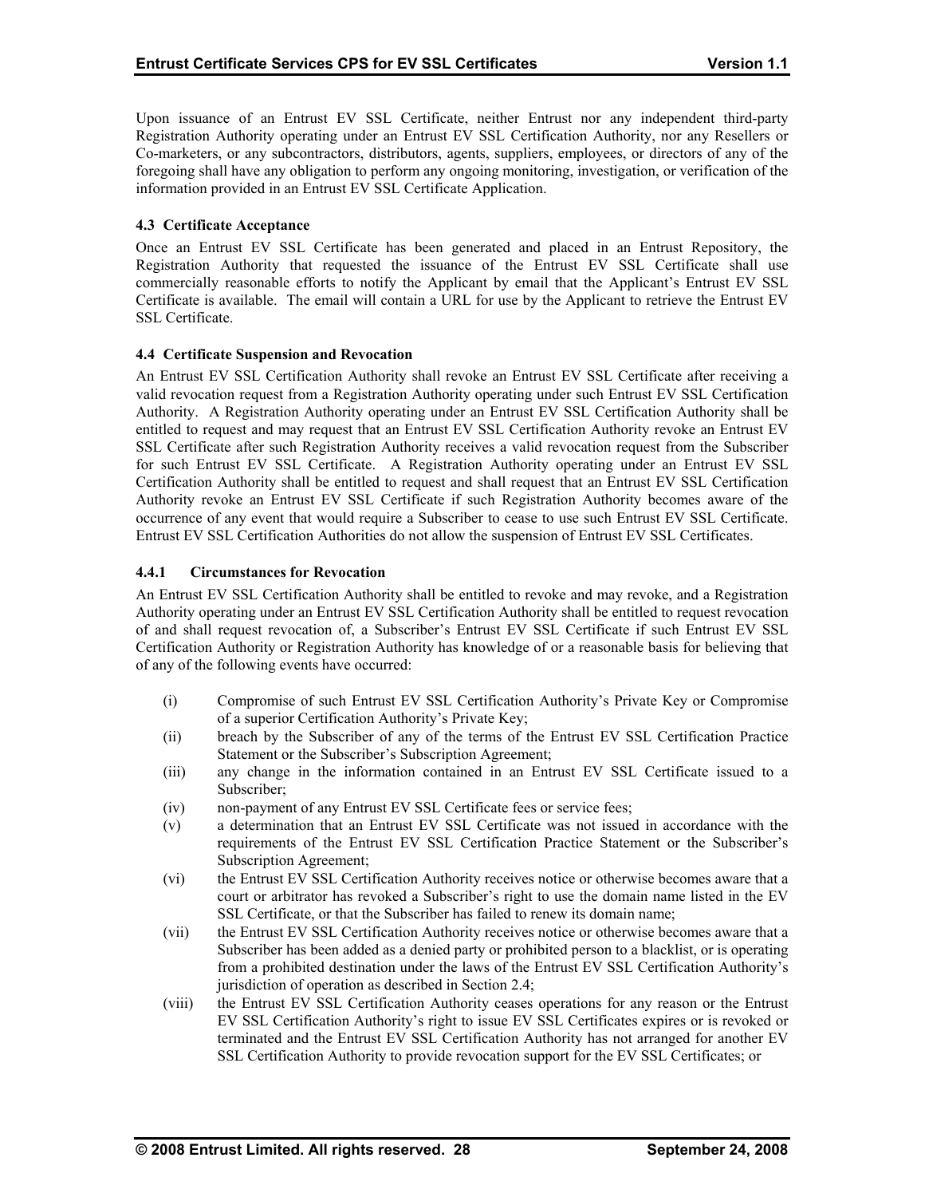Upon issuance of an Entrust EV SSL Certificate, neither Entrust nor any independent third-party Registration Authority operating under an Entrust EV SSL Certification Authority, nor any Resellers or Co-marketers, or any subcontractors, distributors, agents, suppliers, employees, or directors of any of the foregoing shall have any obligation to perform any ongoing monitoring, investigation, or verification of the information provided in an Entrust EV SSL Certificate Application.

### 4.3 Certificate Acceptance

Once an Entrust EV SSL Certificate has been generated and placed in an Entrust Repository, the Registration Authority that requested the issuance of the Entrust EV SSL Certificate shall use commercially reasonable efforts to notify the Applicant by email that the Applicant's Entrust EV SSL Certificate is available. The email will contain a URL for use by the Applicant to retrieve the Entrust EV SSL Certificate.

### 4.4 Certificate Suspension and Revocation

An Entrust EV SSL Certification Authority shall revoke an Entrust EV SSL Certificate after receiving a valid revocation request from a Registration Authority operating under such Entrust EV SSL Certification Authority. A Registration Authority operating under an Entrust EV SSL Certification Authority shall be entitled to request and may request that an Entrust EV SSL Certification Authority revoke an Entrust EV SSL Certificate after such Registration Authority receives a valid revocation request from the Subscriber for such Entrust EV SSL Certificate. A Registration Authority operating under an Entrust EV SSL Certification Authority shall be entitled to request and shall request that an Entrust EV SSL Certification Authority revoke an Entrust EV SSL Certificate if such Registration Authority becomes aware of the occurrence of any event that would require a Subscriber to cease to use such Entrust EV SSL Certificate. Entrust EV SSL Certification Authorities do not allow the suspension of Entrust EV SSL Certificates.

#### 4.4.1 Circumstances for Revocation

An Entrust EV SSL Certification Authority shall be entitled to revoke and may revoke, and a Registration Authority operating under an Entrust EV SSL Certification Authority shall be entitled to request revocation of and shall request revocation of, a Subscriber's Entrust EV SSL Certificate if such Entrust EV SSL Certification Authority or Registration Authority has knowledge of or a reasonable basis for believing that of any of the following events have occurred:

(i) Compromise of such Entrust EV SSL Certification Authority's Private Key or Compromise of a superior Certification Authority's Private Key;

(ii) breach by the Subscriber of any of the terms of the Entrust EV SSL Certification Practice Statement or the Subscriber's Subscription Agreement;

(iii) any change in the information contained in an Entrust EV SSL Certificate issued to a Subscriber;

(iv) non-payment of any Entrust EV SSL Certificate fees or service fees;

(v) a determination that an Entrust EV SSL Certificate was not issued in accordance with the requirements of the Entrust EV SSL Certification Practice Statement or the Subscriber's Subscription Agreement;

(vi) the Entrust EV SSL Certification Authority receives notice or otherwise becomes aware that a court or arbitrator has revoked a Subscriber's right to use the domain name listed in the EV SSL Certificate, or that the Subscriber has failed to renew its domain name;

(vii) the Entrust EV SSL Certification Authority receives notice or otherwise becomes aware that a Subscriber has been added as a denied party or prohibited person to a blacklist, or is operating from a prohibited destination under the laws of the Entrust EV SSL Certification Authority's jurisdiction of operation as described in Section 2.4;

(viii) the Entrust EV SSL Certification Authority ceases operations for any reason or the Entrust EV SSL Certification Authority's right to issue EV SSL Certificates expires or is revoked or terminated and the Entrust EV SSL Certification Authority has not arranged for another EV SSL Certification Authority to provide revocation support for the EV SSL Certificates; or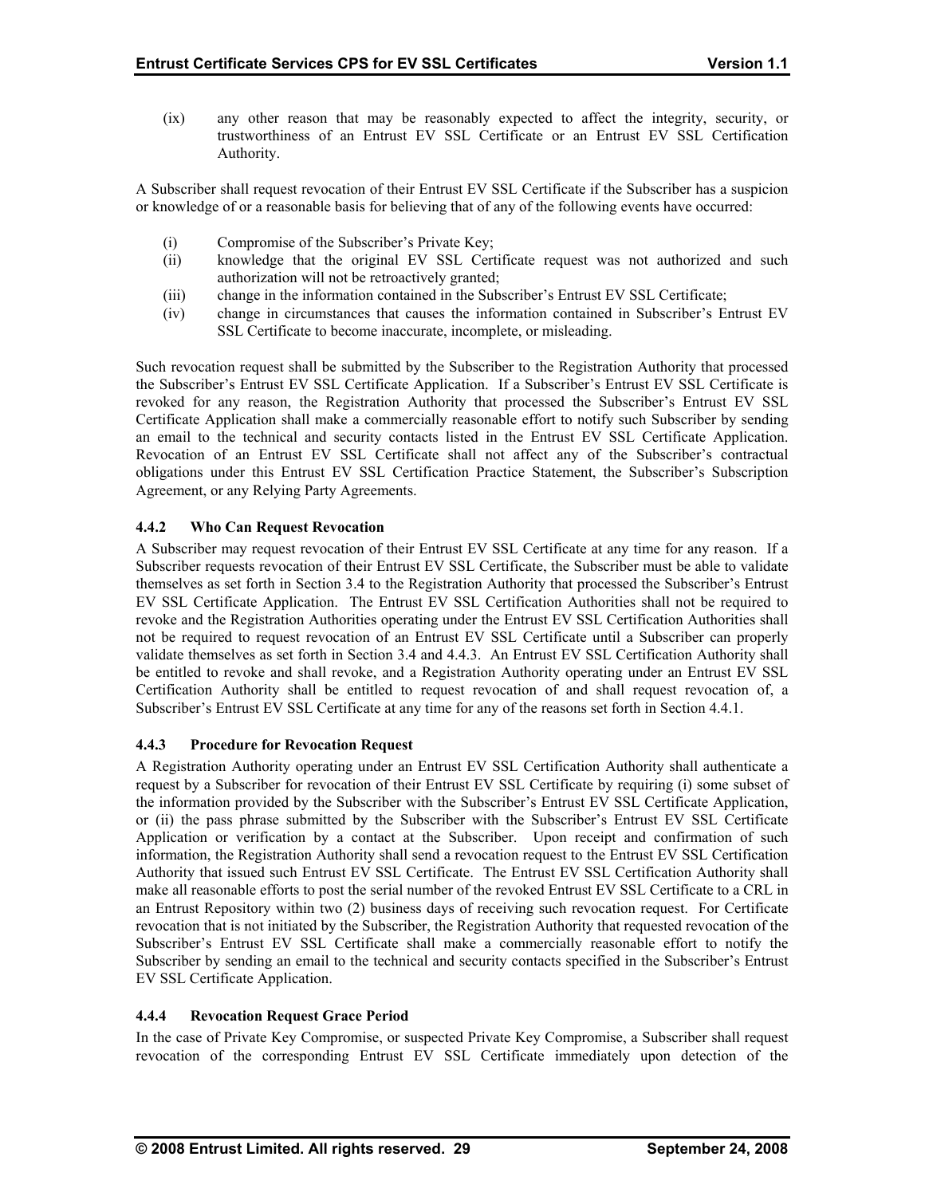(ix) any other reason that may be reasonably expected to affect the integrity, security, or trustworthiness of an Entrust EV SSL Certificate or an Entrust EV SSL Certification Authority.

A Subscriber shall request revocation of their Entrust EV SSL Certificate if the Subscriber has a suspicion or knowledge of or a reasonable basis for believing that of any of the following events have occurred:

(i) Compromise of the Subscriber's Private Key;
(ii) knowledge that the original EV SSL Certificate request was not authorized and such authorization will not be retroactively granted;
(iii) change in the information contained in the Subscriber's Entrust EV SSL Certificate;
(iv) change in circumstances that causes the information contained in Subscriber's Entrust EV SSL Certificate to become inaccurate, incomplete, or misleading.

Such revocation request shall be submitted by the Subscriber to the Registration Authority that processed the Subscriber's Entrust EV SSL Certificate Application. If a Subscriber's Entrust EV SSL Certificate is revoked for any reason, the Registration Authority that processed the Subscriber's Entrust EV SSL Certificate Application shall make a commercially reasonable effort to notify such Subscriber by sending an email to the technical and security contacts listed in the Entrust EV SSL Certificate Application. Revocation of an Entrust EV SSL Certificate shall not affect any of the Subscriber's contractual obligations under this Entrust EV SSL Certification Practice Statement, the Subscriber's Subscription Agreement, or any Relying Party Agreements.

### 4.4.2 Who Can Request Revocation

A Subscriber may request revocation of their Entrust EV SSL Certificate at any time for any reason. If a Subscriber requests revocation of their Entrust EV SSL Certificate, the Subscriber must be able to validate themselves as set forth in Section 3.4 to the Registration Authority that processed the Subscriber's Entrust EV SSL Certificate Application. The Entrust EV SSL Certification Authorities shall not be required to revoke and the Registration Authorities operating under the Entrust EV SSL Certification Authorities shall not be required to request revocation of an Entrust EV SSL Certificate until a Subscriber can properly validate themselves as set forth in Section 3.4 and 4.4.3. An Entrust EV SSL Certification Authority shall be entitled to revoke and shall revoke, and a Registration Authority operating under an Entrust EV SSL Certification Authority shall be entitled to request revocation of and shall request revocation of, a Subscriber's Entrust EV SSL Certificate at any time for any of the reasons set forth in Section 4.4.1.

### 4.4.3 Procedure for Revocation Request

A Registration Authority operating under an Entrust EV SSL Certification Authority shall authenticate a request by a Subscriber for revocation of their Entrust EV SSL Certificate by requiring (i) some subset of the information provided by the Subscriber with the Subscriber's Entrust EV SSL Certificate Application, or (ii) the pass phrase submitted by the Subscriber with the Subscriber's Entrust EV SSL Certificate Application or verification by a contact at the Subscriber. Upon receipt and confirmation of such information, the Registration Authority shall send a revocation request to the Entrust EV SSL Certification Authority that issued such Entrust EV SSL Certificate. The Entrust EV SSL Certification Authority shall make all reasonable efforts to post the serial number of the revoked Entrust EV SSL Certificate to a CRL in an Entrust Repository within two (2) business days of receiving such revocation request. For Certificate revocation that is not initiated by the Subscriber, the Registration Authority that requested revocation of the Subscriber's Entrust EV SSL Certificate shall make a commercially reasonable effort to notify the Subscriber by sending an email to the technical and security contacts specified in the Subscriber's Entrust EV SSL Certificate Application.

### 4.4.4 Revocation Request Grace Period

In the case of Private Key Compromise, or suspected Private Key Compromise, a Subscriber shall request revocation of the corresponding Entrust EV SSL Certificate immediately upon detection of the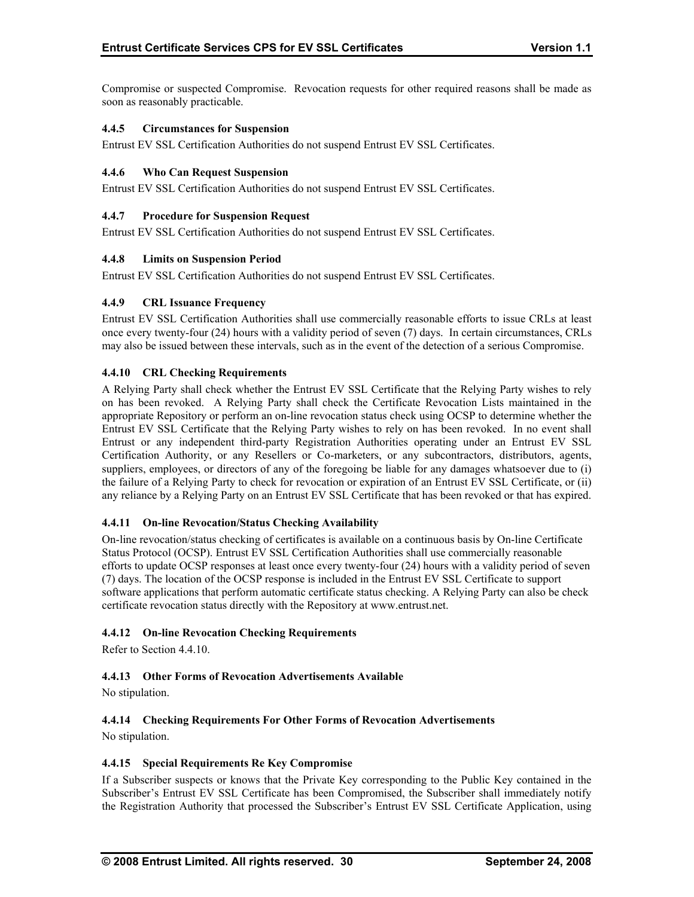Compromise or suspected Compromise. Revocation requests for other required reasons shall be made as soon as reasonably practicable.

### 4.4.5 Circumstances for Suspension

Entrust EV SSL Certification Authorities do not suspend Entrust EV SSL Certificates.

### 4.4.6 Who Can Request Suspension

Entrust EV SSL Certification Authorities do not suspend Entrust EV SSL Certificates.

### 4.4.7 Procedure for Suspension Request

Entrust EV SSL Certification Authorities do not suspend Entrust EV SSL Certificates.

### 4.4.8 Limits on Suspension Period

Entrust EV SSL Certification Authorities do not suspend Entrust EV SSL Certificates.

### 4.4.9 CRL Issuance Frequency

Entrust EV SSL Certification Authorities shall use commercially reasonable efforts to issue CRLs at least once every twenty-four (24) hours with a validity period of seven (7) days. In certain circumstances, CRLs may also be issued between these intervals, such as in the event of the detection of a serious Compromise.

### 4.4.10 CRL Checking Requirements

A Relying Party shall check whether the Entrust EV SSL Certificate that the Relying Party wishes to rely on has been revoked. A Relying Party shall check the Certificate Revocation Lists maintained in the appropriate Repository or perform an on-line revocation status check using OCSP to determine whether the Entrust EV SSL Certificate that the Relying Party wishes to rely on has been revoked. In no event shall Entrust or any independent third-party Registration Authorities operating under an Entrust EV SSL Certification Authority, or any Resellers or Co-marketers, or any subcontractors, distributors, agents, suppliers, employees, or directors of any of the foregoing be liable for any damages whatsoever due to (i) the failure of a Relying Party to check for revocation or expiration of an Entrust EV SSL Certificate, or (ii) any reliance by a Relying Party on an Entrust EV SSL Certificate that has been revoked or that has expired.

### 4.4.11 On-line Revocation/Status Checking Availability

On-line revocation/status checking of certificates is available on a continuous basis by On-line Certificate Status Protocol (OCSP). Entrust EV SSL Certification Authorities shall use commercially reasonable efforts to update OCSP responses at least once every twenty-four (24) hours with a validity period of seven (7) days. The location of the OCSP response is included in the Entrust EV SSL Certificate to support software applications that perform automatic certificate status checking. A Relying Party can also be check certificate revocation status directly with the Repository at www.entrust.net.

### 4.4.12 On-line Revocation Checking Requirements

Refer to Section 4.4.10.

### 4.4.13 Other Forms of Revocation Advertisements Available

No stipulation.

### 4.4.14 Checking Requirements For Other Forms of Revocation Advertisements

No stipulation.

### 4.4.15 Special Requirements Re Key Compromise

If a Subscriber suspects or knows that the Private Key corresponding to the Public Key contained in the Subscriber's Entrust EV SSL Certificate has been Compromised, the Subscriber shall immediately notify the Registration Authority that processed the Subscriber's Entrust EV SSL Certificate Application, using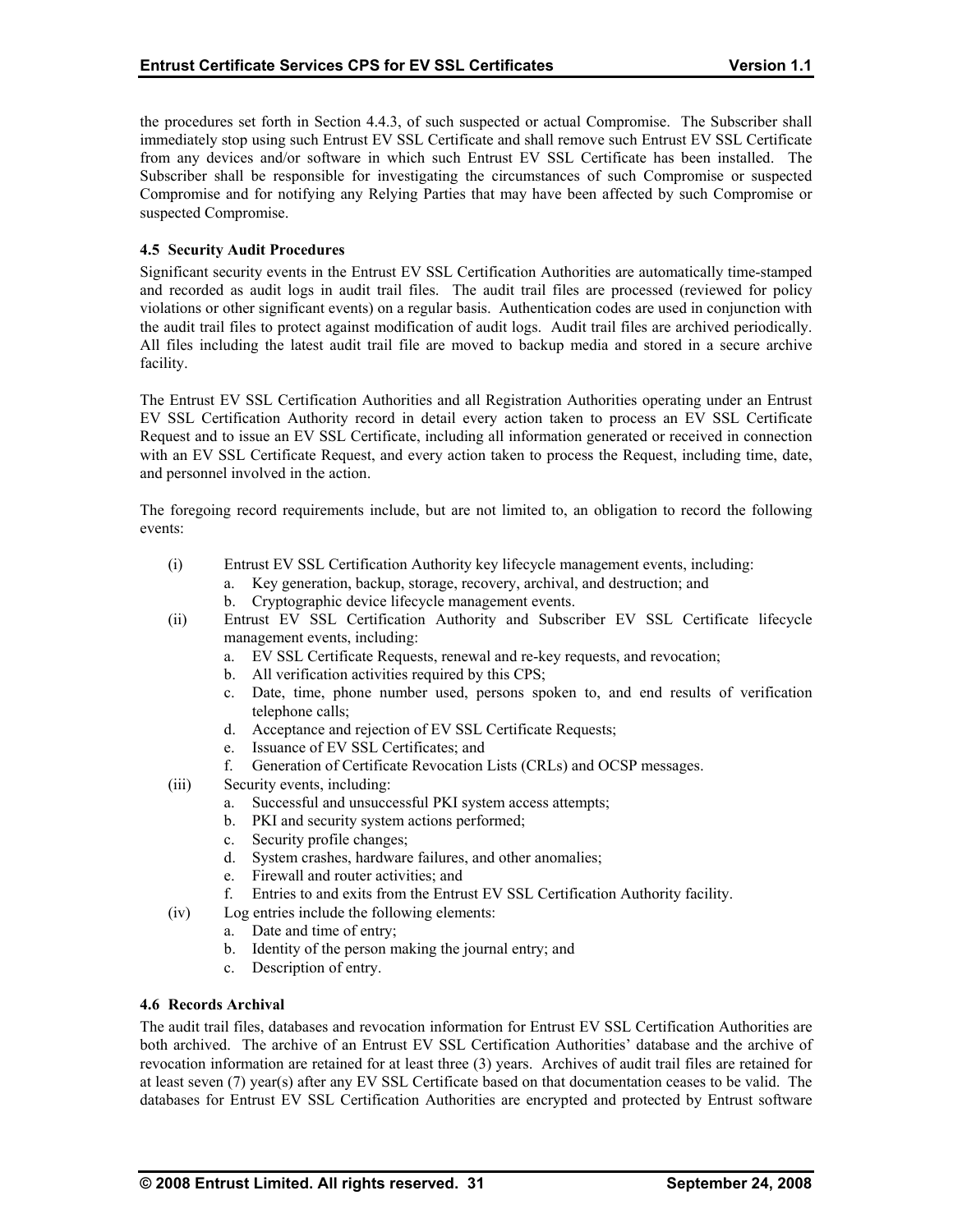the procedures set forth in Section 4.4.3, of such suspected or actual Compromise. The Subscriber shall immediately stop using such Entrust EV SSL Certificate and shall remove such Entrust EV SSL Certificate from any devices and/or software in which such Entrust EV SSL Certificate has been installed. The Subscriber shall be responsible for investigating the circumstances of such Compromise or suspected Compromise and for notifying any Relying Parties that may have been affected by such Compromise or suspected Compromise.

### 4.5 Security Audit Procedures

Significant security events in the Entrust EV SSL Certification Authorities are automatically time-stamped and recorded as audit logs in audit trail files. The audit trail files are processed (reviewed for policy violations or other significant events) on a regular basis. Authentication codes are used in conjunction with the audit trail files to protect against modification of audit logs. Audit trail files are archived periodically. All files including the latest audit trail file are moved to backup media and stored in a secure archive facility.

The Entrust EV SSL Certification Authorities and all Registration Authorities operating under an Entrust EV SSL Certification Authority record in detail every action taken to process an EV SSL Certificate Request and to issue an EV SSL Certificate, including all information generated or received in connection with an EV SSL Certificate Request, and every action taken to process the Request, including time, date, and personnel involved in the action.

The foregoing record requirements include, but are not limited to, an obligation to record the following events:

(i) Entrust EV SSL Certification Authority key lifecycle management events, including:
   a. Key generation, backup, storage, recovery, archival, and destruction; and
   b. Cryptographic device lifecycle management events.

(ii) Entrust EV SSL Certification Authority and Subscriber EV SSL Certificate lifecycle management events, including:
   a. EV SSL Certificate Requests, renewal and re-key requests, and revocation;
   b. All verification activities required by this CPS;
   c. Date, time, phone number used, persons spoken to, and end results of verification telephone calls;
   d. Acceptance and rejection of EV SSL Certificate Requests;
   e. Issuance of EV SSL Certificates; and
   f. Generation of Certificate Revocation Lists (CRLs) and OCSP messages.

(iii) Security events, including:
   a. Successful and unsuccessful PKI system access attempts;
   b. PKI and security system actions performed;
   c. Security profile changes;
   d. System crashes, hardware failures, and other anomalies;
   e. Firewall and router activities; and
   f. Entries to and exits from the Entrust EV SSL Certification Authority facility.

(iv) Log entries include the following elements:
   a. Date and time of entry;
   b. Identity of the person making the journal entry; and
   c. Description of entry.

### 4.6 Records Archival

The audit trail files, databases and revocation information for Entrust EV SSL Certification Authorities are both archived. The archive of an Entrust EV SSL Certification Authorities' database and the archive of revocation information are retained for at least three (3) years. Archives of audit trail files are retained for at least seven (7) year(s) after any EV SSL Certificate based on that documentation ceases to be valid. The databases for Entrust EV SSL Certification Authorities are encrypted and protected by Entrust software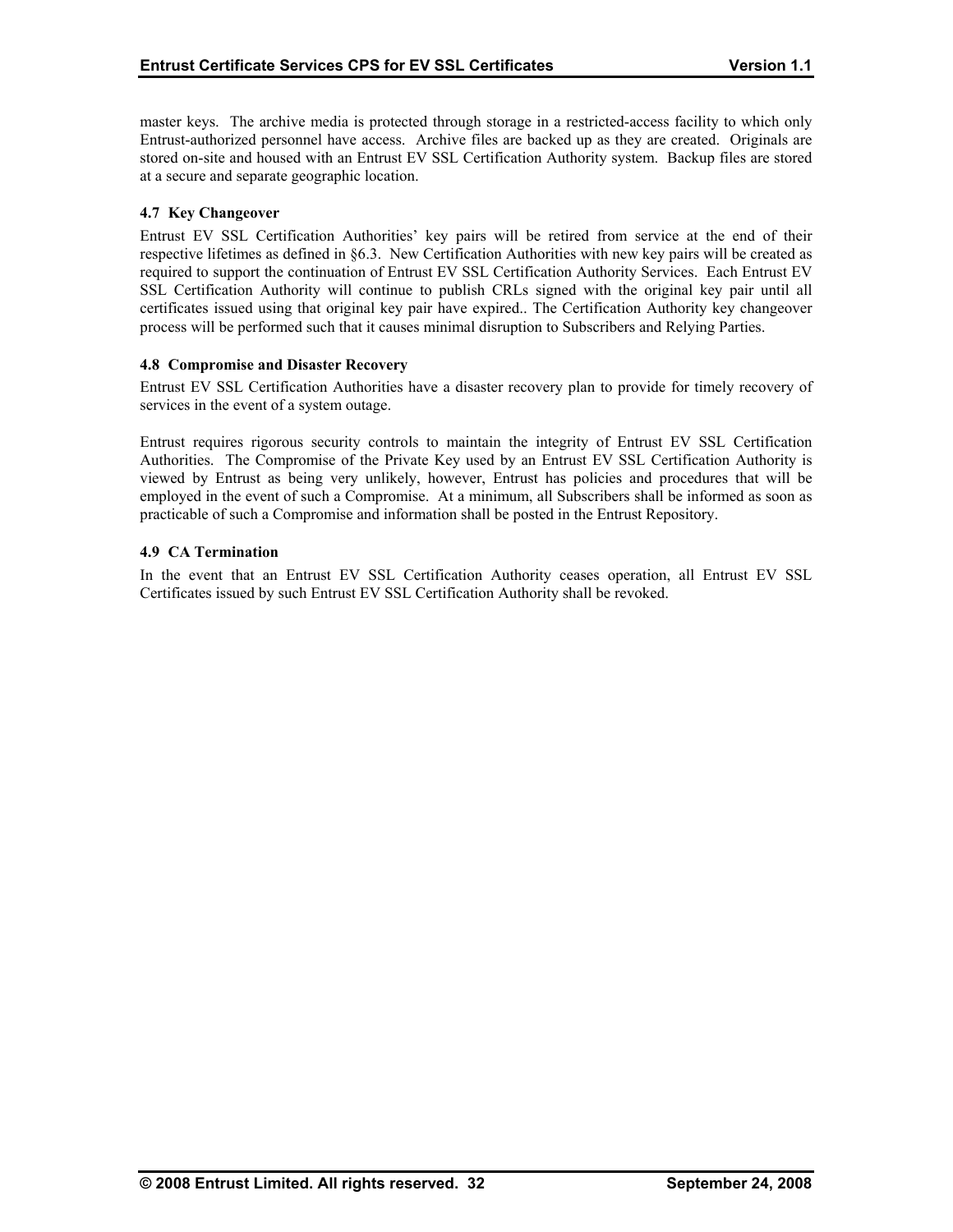master keys. The archive media is protected through storage in a restricted-access facility to which only Entrust-authorized personnel have access. Archive files are backed up as they are created. Originals are stored on-site and housed with an Entrust EV SSL Certification Authority system. Backup files are stored at a secure and separate geographic location.

### 4.7 Key Changeover

Entrust EV SSL Certification Authorities' key pairs will be retired from service at the end of their respective lifetimes as defined in §6.3. New Certification Authorities with new key pairs will be created as required to support the continuation of Entrust EV SSL Certification Authority Services. Each Entrust EV SSL Certification Authority will continue to publish CRLs signed with the original key pair until all certificates issued using that original key pair have expired.. The Certification Authority key changeover process will be performed such that it causes minimal disruption to Subscribers and Relying Parties.

### 4.8 Compromise and Disaster Recovery

Entrust EV SSL Certification Authorities have a disaster recovery plan to provide for timely recovery of services in the event of a system outage.

Entrust requires rigorous security controls to maintain the integrity of Entrust EV SSL Certification Authorities. The Compromise of the Private Key used by an Entrust EV SSL Certification Authority is viewed by Entrust as being very unlikely, however, Entrust has policies and procedures that will be employed in the event of such a Compromise. At a minimum, all Subscribers shall be informed as soon as practicable of such a Compromise and information shall be posted in the Entrust Repository.

### 4.9 CA Termination

In the event that an Entrust EV SSL Certification Authority ceases operation, all Entrust EV SSL Certificates issued by such Entrust EV SSL Certification Authority shall be revoked.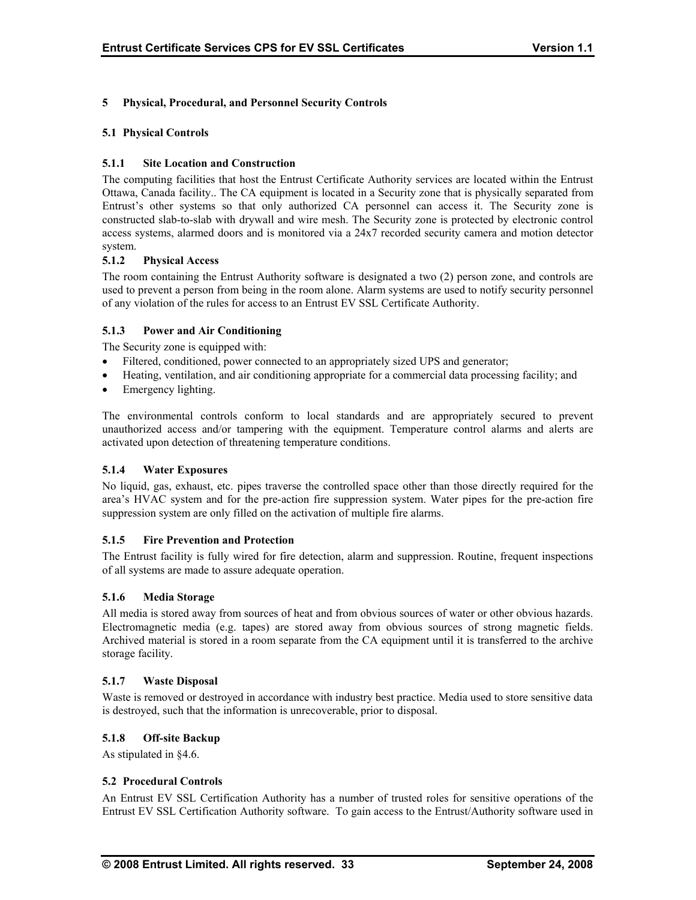# 5 Physical, Procedural, and Personnel Security Controls

## 5.1 Physical Controls

### 5.1.1 Site Location and Construction

The computing facilities that host the Entrust Certificate Authority services are located within the Entrust Ottawa, Canada facility.. The CA equipment is located in a Security zone that is physically separated from Entrust's other systems so that only authorized CA personnel can access it. The Security zone is constructed slab-to-slab with drywall and wire mesh. The Security zone is protected by electronic control access systems, alarmed doors and is monitored via a 24x7 recorded security camera and motion detector system.

### 5.1.2 Physical Access

The room containing the Entrust Authority software is designated a two (2) person zone, and controls are used to prevent a person from being in the room alone. Alarm systems are used to notify security personnel of any violation of the rules for access to an Entrust EV SSL Certificate Authority.

### 5.1.3 Power and Air Conditioning

The Security zone is equipped with:

- Filtered, conditioned, power connected to an appropriately sized UPS and generator;
- Heating, ventilation, and air conditioning appropriate for a commercial data processing facility; and
- Emergency lighting.

The environmental controls conform to local standards and are appropriately secured to prevent unauthorized access and/or tampering with the equipment. Temperature control alarms and alerts are activated upon detection of threatening temperature conditions.

### 5.1.4 Water Exposures

No liquid, gas, exhaust, etc. pipes traverse the controlled space other than those directly required for the area's HVAC system and for the pre-action fire suppression system. Water pipes for the pre-action fire suppression system are only filled on the activation of multiple fire alarms.

### 5.1.5 Fire Prevention and Protection

The Entrust facility is fully wired for fire detection, alarm and suppression. Routine, frequent inspections of all systems are made to assure adequate operation.

### 5.1.6 Media Storage

All media is stored away from sources of heat and from obvious sources of water or other obvious hazards. Electromagnetic media (e.g. tapes) are stored away from obvious sources of strong magnetic fields. Archived material is stored in a room separate from the CA equipment until it is transferred to the archive storage facility.

### 5.1.7 Waste Disposal

Waste is removed or destroyed in accordance with industry best practice. Media used to store sensitive data is destroyed, such that the information is unrecoverable, prior to disposal.

### 5.1.8 Off-site Backup

As stipulated in §4.6.

## 5.2 Procedural Controls

An Entrust EV SSL Certification Authority has a number of trusted roles for sensitive operations of the Entrust EV SSL Certification Authority software. To gain access to the Entrust/Authority software used in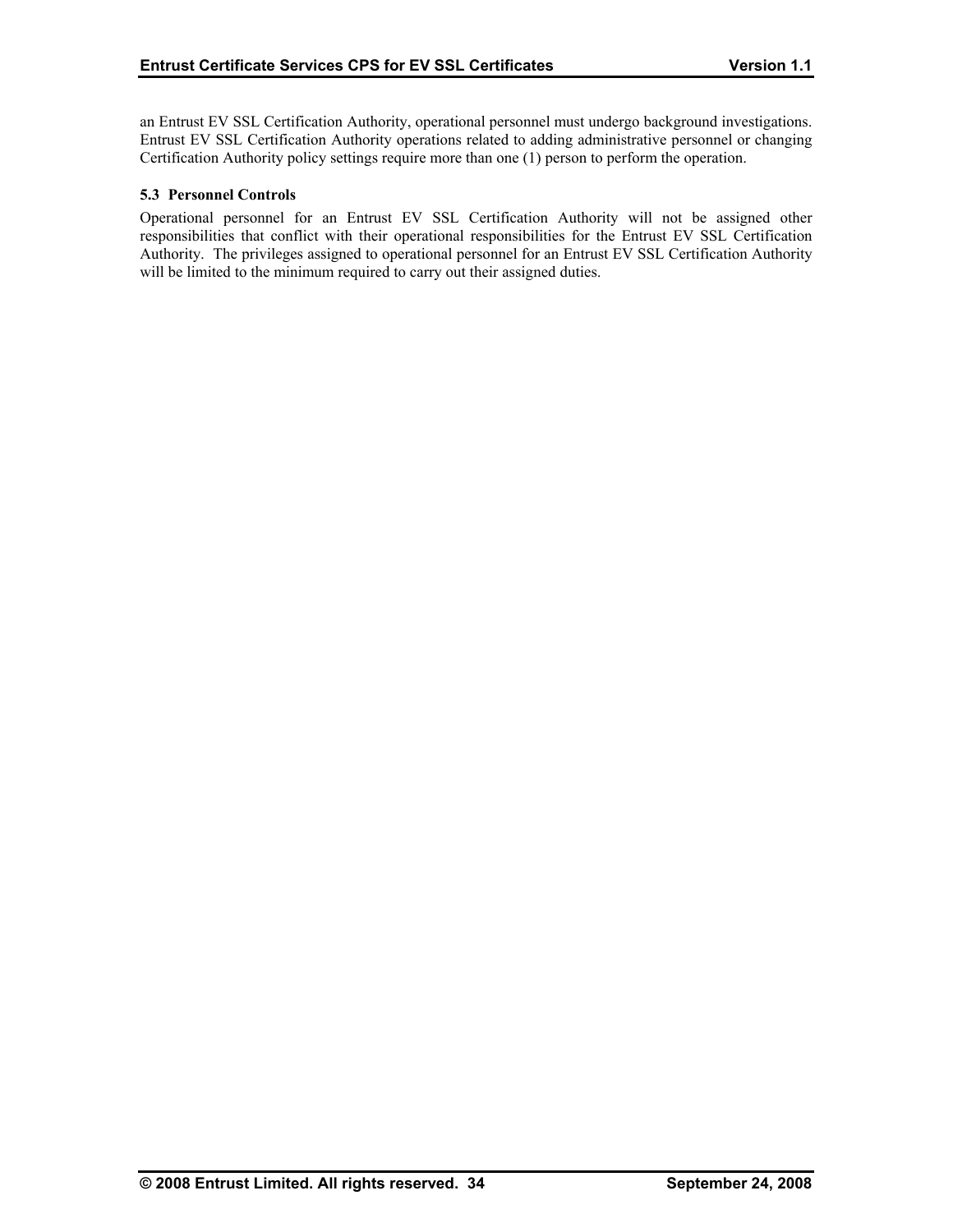an Entrust EV SSL Certification Authority, operational personnel must undergo background investigations. Entrust EV SSL Certification Authority operations related to adding administrative personnel or changing Certification Authority policy settings require more than one (1) person to perform the operation.

### 5.3 Personnel Controls

Operational personnel for an Entrust EV SSL Certification Authority will not be assigned other responsibilities that conflict with their operational responsibilities for the Entrust EV SSL Certification Authority. The privileges assigned to operational personnel for an Entrust EV SSL Certification Authority will be limited to the minimum required to carry out their assigned duties.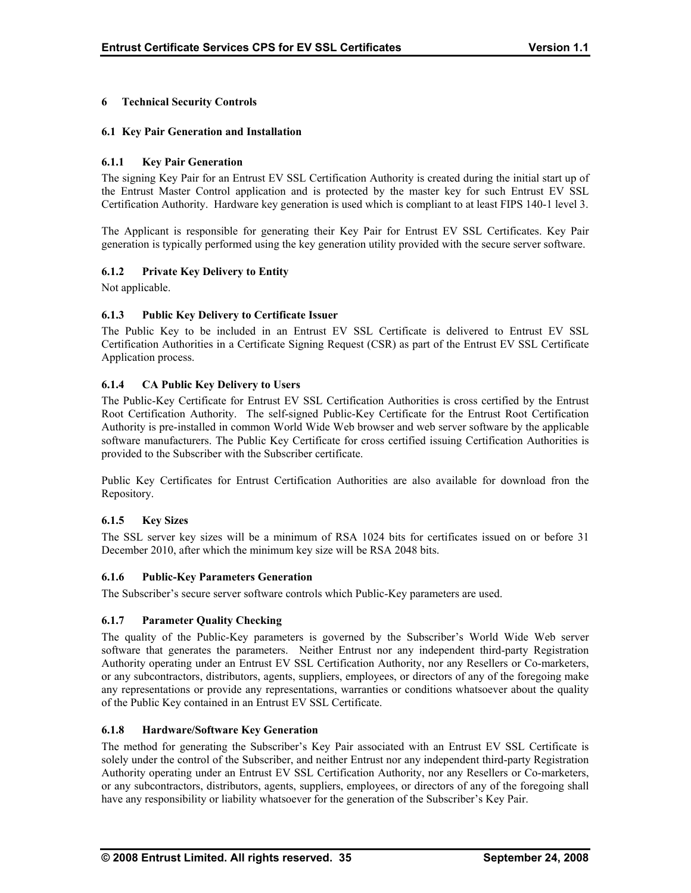# 6 Technical Security Controls

## 6.1 Key Pair Generation and Installation

### 6.1.1 Key Pair Generation

The signing Key Pair for an Entrust EV SSL Certification Authority is created during the initial start up of the Entrust Master Control application and is protected by the master key for such Entrust EV SSL Certification Authority. Hardware key generation is used which is compliant to at least FIPS 140-1 level 3.

The Applicant is responsible for generating their Key Pair for Entrust EV SSL Certificates. Key Pair generation is typically performed using the key generation utility provided with the secure server software.

### 6.1.2 Private Key Delivery to Entity

Not applicable.

### 6.1.3 Public Key Delivery to Certificate Issuer

The Public Key to be included in an Entrust EV SSL Certificate is delivered to Entrust EV SSL Certification Authorities in a Certificate Signing Request (CSR) as part of the Entrust EV SSL Certificate Application process.

### 6.1.4 CA Public Key Delivery to Users

The Public-Key Certificate for Entrust EV SSL Certification Authorities is cross certified by the Entrust Root Certification Authority. The self-signed Public-Key Certificate for the Entrust Root Certification Authority is pre-installed in common World Wide Web browser and web server software by the applicable software manufacturers. The Public Key Certificate for cross certified issuing Certification Authorities is provided to the Subscriber with the Subscriber certificate.

Public Key Certificates for Entrust Certification Authorities are also available for download fron the Repository.

### 6.1.5 Key Sizes

The SSL server key sizes will be a minimum of RSA 1024 bits for certificates issued on or before 31 December 2010, after which the minimum key size will be RSA 2048 bits.

### 6.1.6 Public-Key Parameters Generation

The Subscriber's secure server software controls which Public-Key parameters are used.

### 6.1.7 Parameter Quality Checking

The quality of the Public-Key parameters is governed by the Subscriber's World Wide Web server software that generates the parameters. Neither Entrust nor any independent third-party Registration Authority operating under an Entrust EV SSL Certification Authority, nor any Resellers or Co-marketers, or any subcontractors, distributors, agents, suppliers, employees, or directors of any of the foregoing make any representations or provide any representations, warranties or conditions whatsoever about the quality of the Public Key contained in an Entrust EV SSL Certificate.

### 6.1.8 Hardware/Software Key Generation

The method for generating the Subscriber's Key Pair associated with an Entrust EV SSL Certificate is solely under the control of the Subscriber, and neither Entrust nor any independent third-party Registration Authority operating under an Entrust EV SSL Certification Authority, nor any Resellers or Co-marketers, or any subcontractors, distributors, agents, suppliers, employees, or directors of any of the foregoing shall have any responsibility or liability whatsoever for the generation of the Subscriber's Key Pair.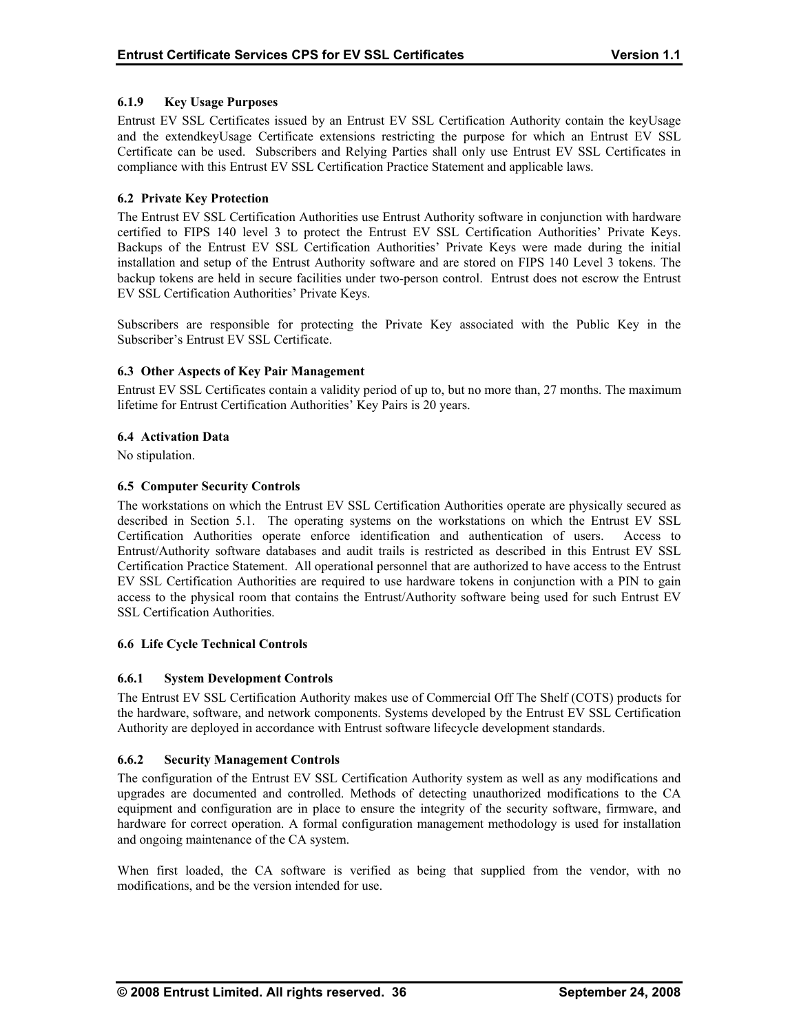#### 6.1.9 Key Usage Purposes

Entrust EV SSL Certificates issued by an Entrust EV SSL Certification Authority contain the keyUsage and the extendkeyUsage Certificate extensions restricting the purpose for which an Entrust EV SSL Certificate can be used. Subscribers and Relying Parties shall only use Entrust EV SSL Certificates in compliance with this Entrust EV SSL Certification Practice Statement and applicable laws.

### 6.2 Private Key Protection

The Entrust EV SSL Certification Authorities use Entrust Authority software in conjunction with hardware certified to FIPS 140 level 3 to protect the Entrust EV SSL Certification Authorities' Private Keys. Backups of the Entrust EV SSL Certification Authorities' Private Keys were made during the initial installation and setup of the Entrust Authority software and are stored on FIPS 140 Level 3 tokens. The backup tokens are held in secure facilities under two-person control. Entrust does not escrow the Entrust EV SSL Certification Authorities' Private Keys.

Subscribers are responsible for protecting the Private Key associated with the Public Key in the Subscriber's Entrust EV SSL Certificate.

### 6.3 Other Aspects of Key Pair Management

Entrust EV SSL Certificates contain a validity period of up to, but no more than, 27 months. The maximum lifetime for Entrust Certification Authorities' Key Pairs is 20 years.

### 6.4 Activation Data

No stipulation.

### 6.5 Computer Security Controls

The workstations on which the Entrust EV SSL Certification Authorities operate are physically secured as described in Section 5.1. The operating systems on the workstations on which the Entrust EV SSL Certification Authorities operate enforce identification and authentication of users. Access to Entrust/Authority software databases and audit trails is restricted as described in this Entrust EV SSL Certification Practice Statement. All operational personnel that are authorized to have access to the Entrust EV SSL Certification Authorities are required to use hardware tokens in conjunction with a PIN to gain access to the physical room that contains the Entrust/Authority software being used for such Entrust EV SSL Certification Authorities.

### 6.6 Life Cycle Technical Controls

#### 6.6.1 System Development Controls

The Entrust EV SSL Certification Authority makes use of Commercial Off The Shelf (COTS) products for the hardware, software, and network components. Systems developed by the Entrust EV SSL Certification Authority are deployed in accordance with Entrust software lifecycle development standards.

#### 6.6.2 Security Management Controls

The configuration of the Entrust EV SSL Certification Authority system as well as any modifications and upgrades are documented and controlled. Methods of detecting unauthorized modifications to the CA equipment and configuration are in place to ensure the integrity of the security software, firmware, and hardware for correct operation. A formal configuration management methodology is used for installation and ongoing maintenance of the CA system.

When first loaded, the CA software is verified as being that supplied from the vendor, with no modifications, and be the version intended for use.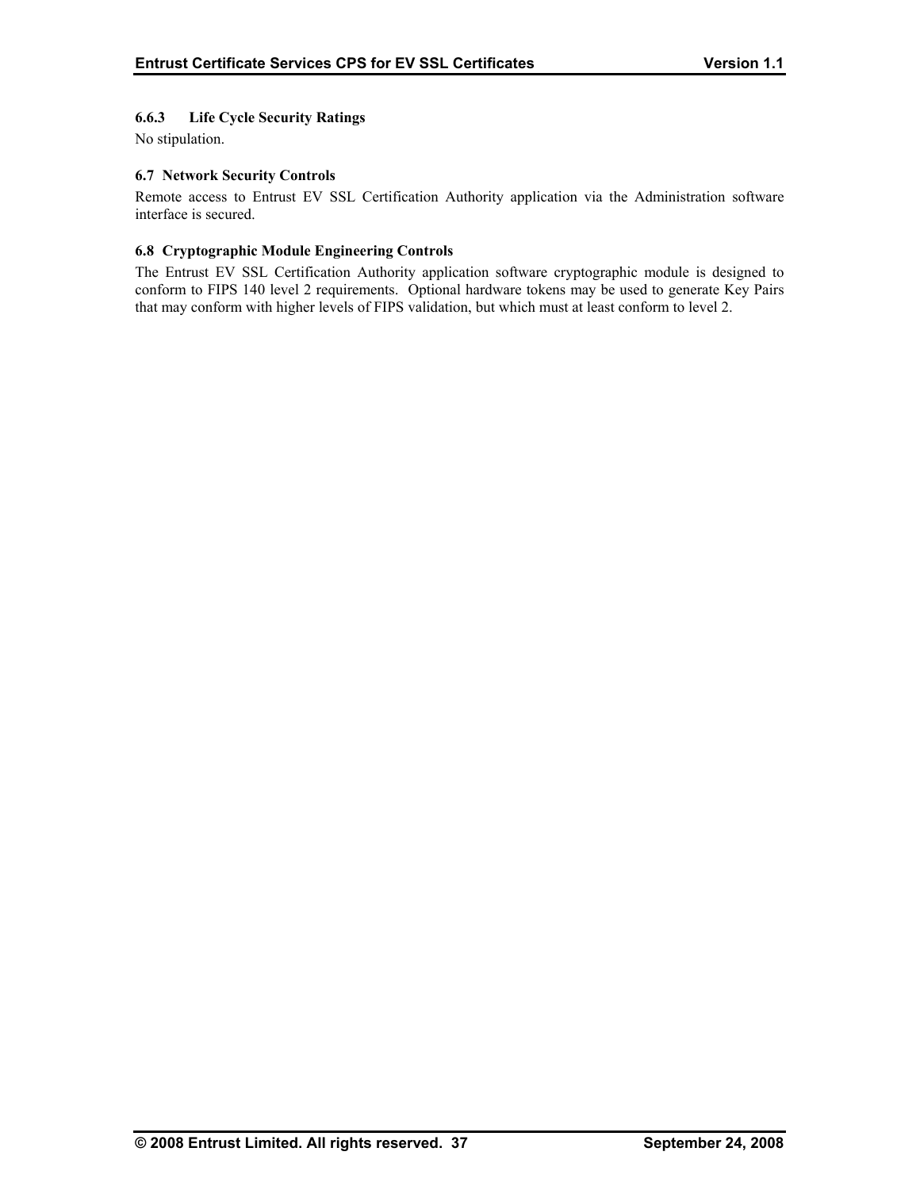#### 6.6.3 Life Cycle Security Ratings

No stipulation.

### 6.7 Network Security Controls

Remote access to Entrust EV SSL Certification Authority application via the Administration software interface is secured.

### 6.8 Cryptographic Module Engineering Controls

The Entrust EV SSL Certification Authority application software cryptographic module is designed to conform to FIPS 140 level 2 requirements. Optional hardware tokens may be used to generate Key Pairs that may conform with higher levels of FIPS validation, but which must at least conform to level 2.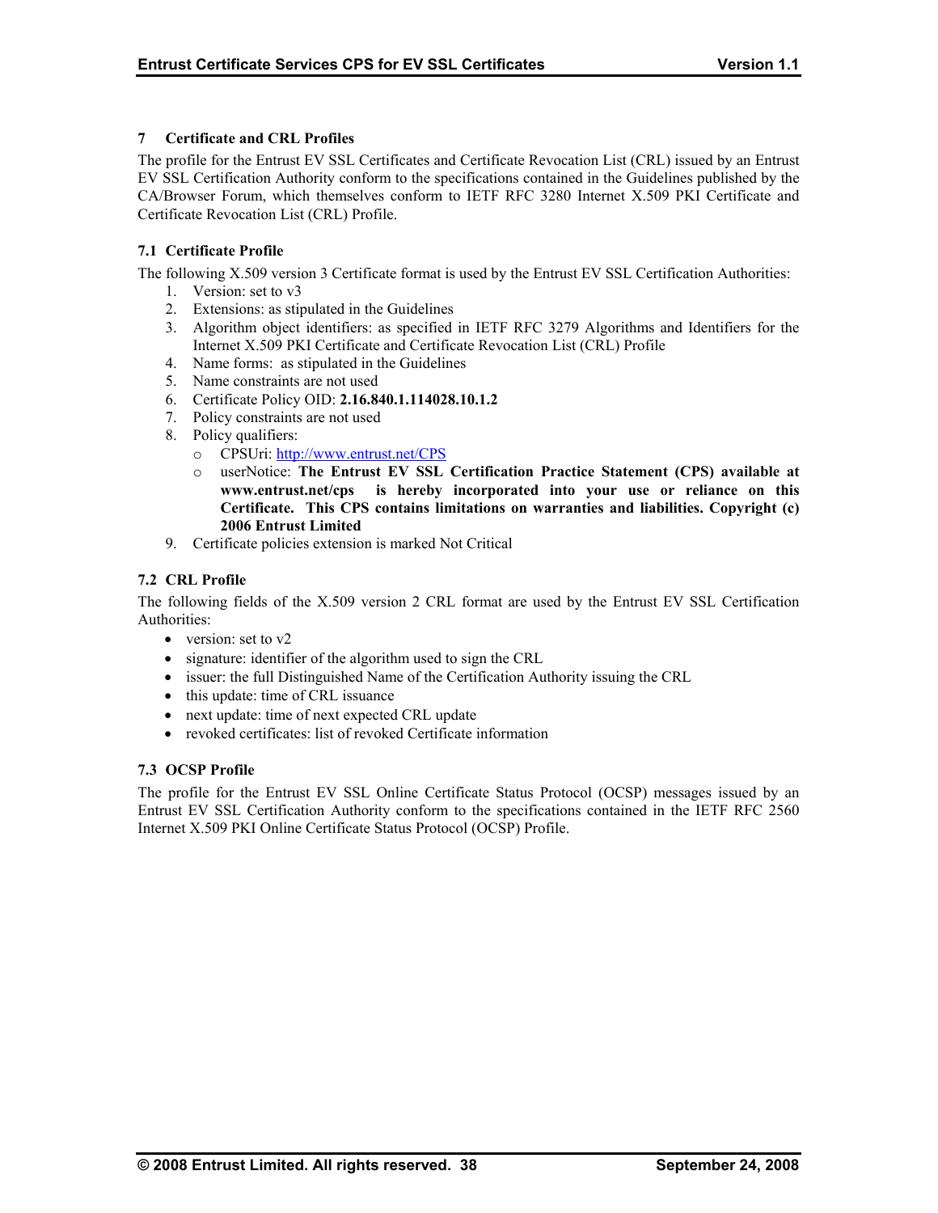# 7 Certificate and CRL Profiles

The profile for the Entrust EV SSL Certificates and Certificate Revocation List (CRL) issued by an Entrust EV SSL Certification Authority conform to the specifications contained in the Guidelines published by the CA/Browser Forum, which themselves conform to IETF RFC 3280 Internet X.509 PKI Certificate and Certificate Revocation List (CRL) Profile.

## 7.1 Certificate Profile

The following X.509 version 3 Certificate format is used by the Entrust EV SSL Certification Authorities:

1. Version: set to v3
2. Extensions: as stipulated in the Guidelines
3. Algorithm object identifiers: as specified in IETF RFC 3279 Algorithms and Identifiers for the Internet X.509 PKI Certificate and Certificate Revocation List (CRL) Profile
4. Name forms: as stipulated in the Guidelines
5. Name constraints are not used
6. Certificate Policy OID: **2.16.840.1.114028.10.1.2**
7. Policy constraints are not used
8. Policy qualifiers:
   - CPSUri: http://www.entrust.net/CPS
   - userNotice: **The Entrust EV SSL Certification Practice Statement (CPS) available at www.entrust.net/cps is hereby incorporated into your use or reliance on this Certificate. This CPS contains limitations on warranties and liabilities. Copyright (c) 2006 Entrust Limited**
9. Certificate policies extension is marked Not Critical

## 7.2 CRL Profile

The following fields of the X.509 version 2 CRL format are used by the Entrust EV SSL Certification Authorities:

- version: set to v2
- signature: identifier of the algorithm used to sign the CRL
- issuer: the full Distinguished Name of the Certification Authority issuing the CRL
- this update: time of CRL issuance
- next update: time of next expected CRL update
- revoked certificates: list of revoked Certificate information

## 7.3 OCSP Profile

The profile for the Entrust EV SSL Online Certificate Status Protocol (OCSP) messages issued by an Entrust EV SSL Certification Authority conform to the specifications contained in the IETF RFC 2560 Internet X.509 PKI Online Certificate Status Protocol (OCSP) Profile.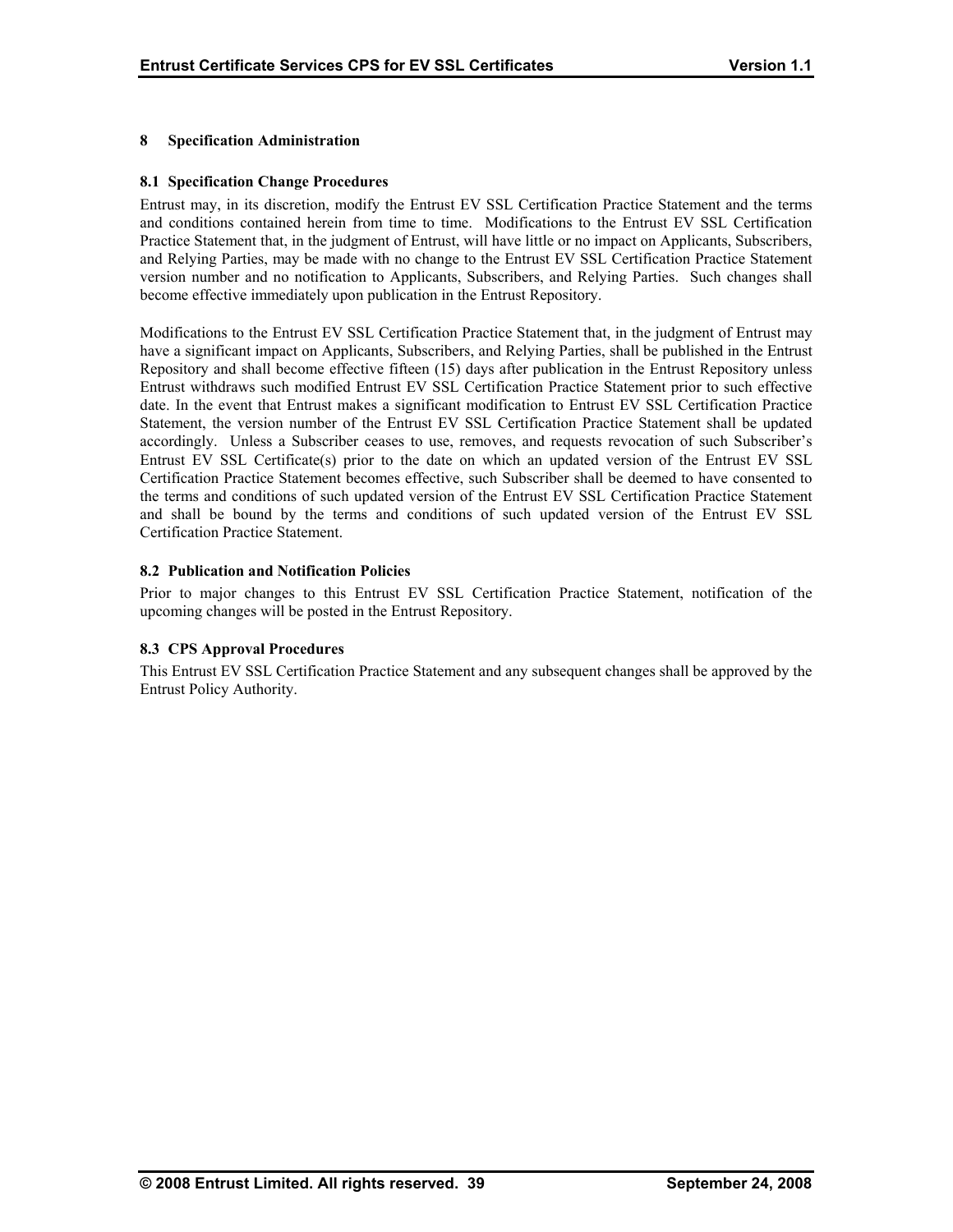# 8 Specification Administration

## 8.1 Specification Change Procedures

Entrust may, in its discretion, modify the Entrust EV SSL Certification Practice Statement and the terms and conditions contained herein from time to time. Modifications to the Entrust EV SSL Certification Practice Statement that, in the judgment of Entrust, will have little or no impact on Applicants, Subscribers, and Relying Parties, may be made with no change to the Entrust EV SSL Certification Practice Statement version number and no notification to Applicants, Subscribers, and Relying Parties. Such changes shall become effective immediately upon publication in the Entrust Repository.

Modifications to the Entrust EV SSL Certification Practice Statement that, in the judgment of Entrust may have a significant impact on Applicants, Subscribers, and Relying Parties, shall be published in the Entrust Repository and shall become effective fifteen (15) days after publication in the Entrust Repository unless Entrust withdraws such modified Entrust EV SSL Certification Practice Statement prior to such effective date. In the event that Entrust makes a significant modification to Entrust EV SSL Certification Practice Statement, the version number of the Entrust EV SSL Certification Practice Statement shall be updated accordingly. Unless a Subscriber ceases to use, removes, and requests revocation of such Subscriber's Entrust EV SSL Certificate(s) prior to the date on which an updated version of the Entrust EV SSL Certification Practice Statement becomes effective, such Subscriber shall be deemed to have consented to the terms and conditions of such updated version of the Entrust EV SSL Certification Practice Statement and shall be bound by the terms and conditions of such updated version of the Entrust EV SSL Certification Practice Statement.

## 8.2 Publication and Notification Policies

Prior to major changes to this Entrust EV SSL Certification Practice Statement, notification of the upcoming changes will be posted in the Entrust Repository.

## 8.3 CPS Approval Procedures

This Entrust EV SSL Certification Practice Statement and any subsequent changes shall be approved by the Entrust Policy Authority.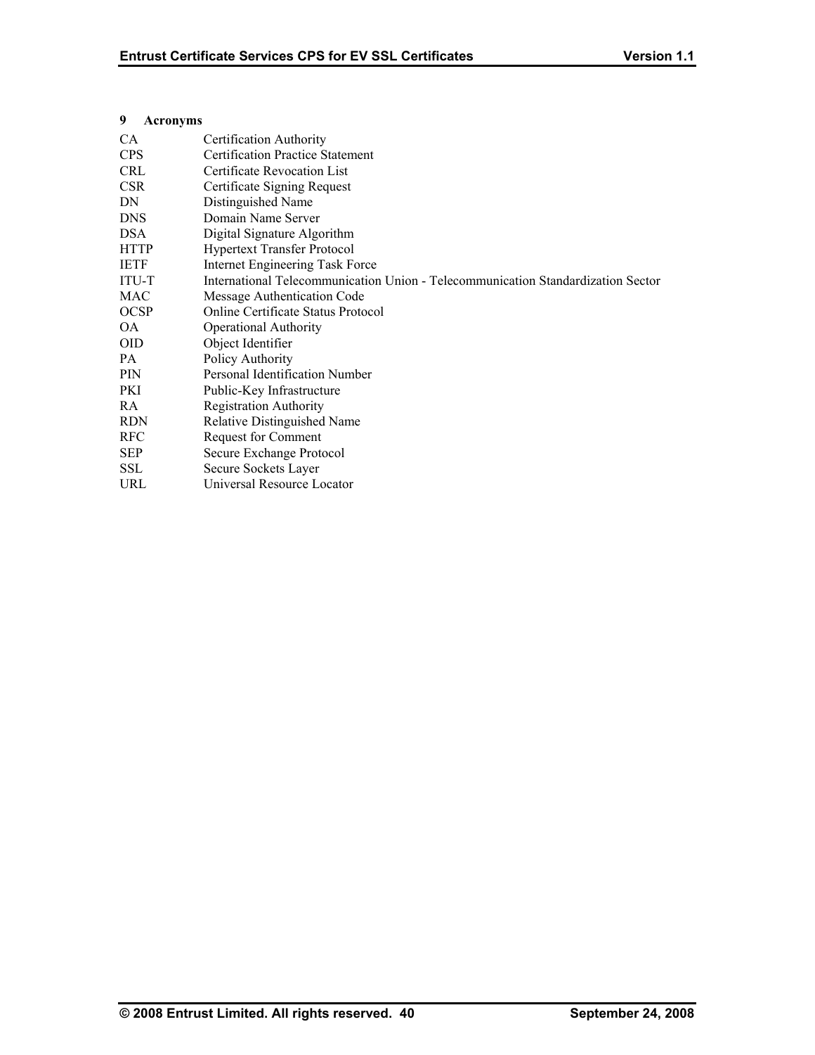# 9 Acronyms

| | |
|---|---|
| CA | Certification Authority |
| CPS | Certification Practice Statement |
| CRL | Certificate Revocation List |
| CSR | Certificate Signing Request |
| DN | Distinguished Name |
| DNS | Domain Name Server |
| DSA | Digital Signature Algorithm |
| HTTP | Hypertext Transfer Protocol |
| IETF | Internet Engineering Task Force |
| ITU-T | International Telecommunication Union - Telecommunication Standardization Sector |
| MAC | Message Authentication Code |
| OCSP | Online Certificate Status Protocol |
| OA | Operational Authority |
| OID | Object Identifier |
| PA | Policy Authority |
| PIN | Personal Identification Number |
| PKI | Public-Key Infrastructure |
| RA | Registration Authority |
| RDN | Relative Distinguished Name |
| RFC | Request for Comment |
| SEP | Secure Exchange Protocol |
| SSL | Secure Sockets Layer |
| URL | Universal Resource Locator |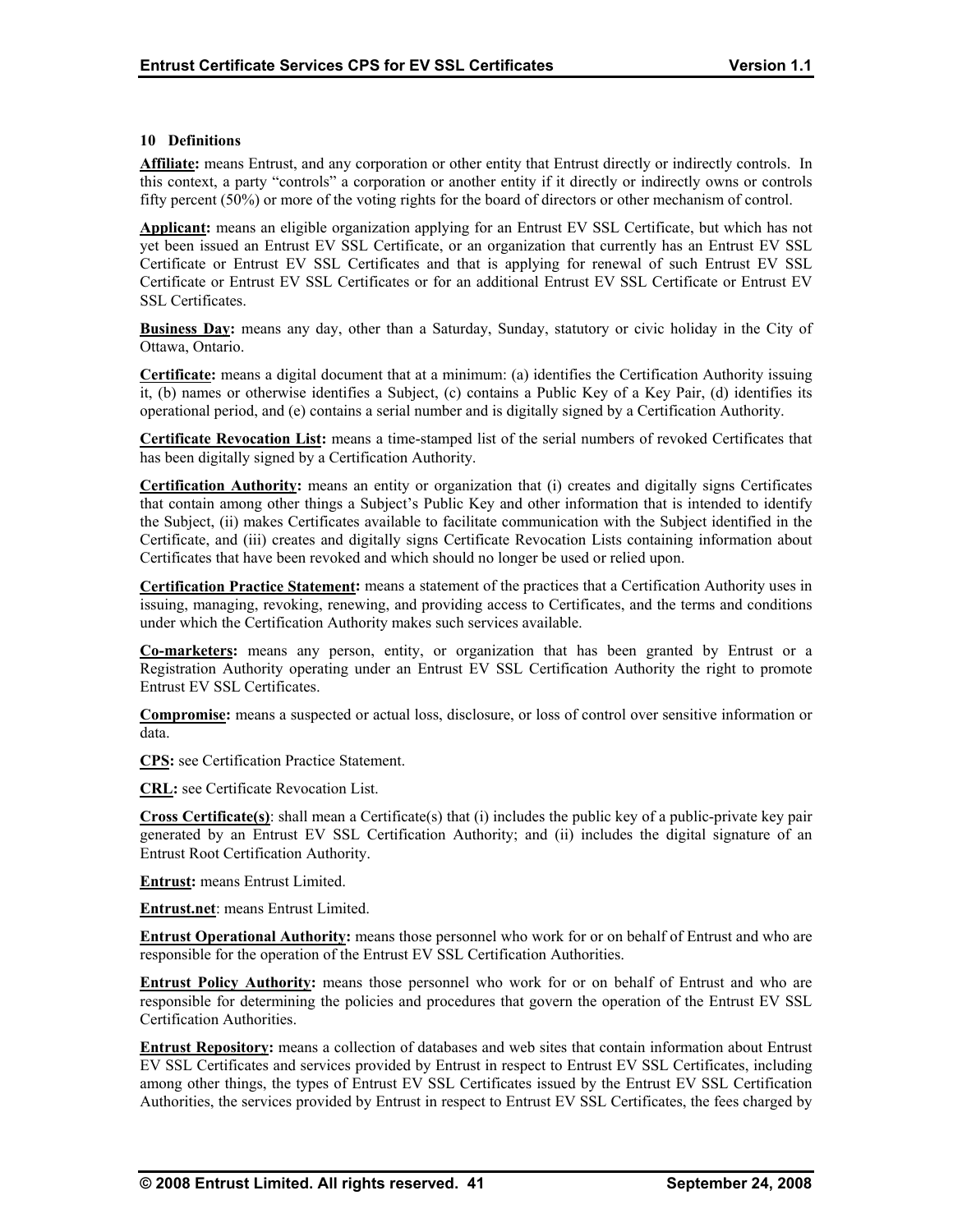## 10 Definitions

**Affiliate:** means Entrust, and any corporation or other entity that Entrust directly or indirectly controls. In this context, a party "controls" a corporation or another entity if it directly or indirectly owns or controls fifty percent (50%) or more of the voting rights for the board of directors or other mechanism of control.

**Applicant:** means an eligible organization applying for an Entrust EV SSL Certificate, but which has not yet been issued an Entrust EV SSL Certificate, or an organization that currently has an Entrust EV SSL Certificate or Entrust EV SSL Certificates and that is applying for renewal of such Entrust EV SSL Certificate or Entrust EV SSL Certificates or for an additional Entrust EV SSL Certificate or Entrust EV SSL Certificates.

**Business Day:** means any day, other than a Saturday, Sunday, statutory or civic holiday in the City of Ottawa, Ontario.

**Certificate:** means a digital document that at a minimum: (a) identifies the Certification Authority issuing it, (b) names or otherwise identifies a Subject, (c) contains a Public Key of a Key Pair, (d) identifies its operational period, and (e) contains a serial number and is digitally signed by a Certification Authority.

**Certificate Revocation List:** means a time-stamped list of the serial numbers of revoked Certificates that has been digitally signed by a Certification Authority.

**Certification Authority:** means an entity or organization that (i) creates and digitally signs Certificates that contain among other things a Subject's Public Key and other information that is intended to identify the Subject, (ii) makes Certificates available to facilitate communication with the Subject identified in the Certificate, and (iii) creates and digitally signs Certificate Revocation Lists containing information about Certificates that have been revoked and which should no longer be used or relied upon.

**Certification Practice Statement:** means a statement of the practices that a Certification Authority uses in issuing, managing, revoking, renewing, and providing access to Certificates, and the terms and conditions under which the Certification Authority makes such services available.

**Co-marketers:** means any person, entity, or organization that has been granted by Entrust or a Registration Authority operating under an Entrust EV SSL Certification Authority the right to promote Entrust EV SSL Certificates.

**Compromise:** means a suspected or actual loss, disclosure, or loss of control over sensitive information or data.

**CPS:** see Certification Practice Statement.

**CRL:** see Certificate Revocation List.

**Cross Certificate(s)**: shall mean a Certificate(s) that (i) includes the public key of a public-private key pair generated by an Entrust EV SSL Certification Authority; and (ii) includes the digital signature of an Entrust Root Certification Authority.

**Entrust:** means Entrust Limited.

**Entrust.net**: means Entrust Limited.

**Entrust Operational Authority:** means those personnel who work for or on behalf of Entrust and who are responsible for the operation of the Entrust EV SSL Certification Authorities.

**Entrust Policy Authority:** means those personnel who work for or on behalf of Entrust and who are responsible for determining the policies and procedures that govern the operation of the Entrust EV SSL Certification Authorities.

**Entrust Repository:** means a collection of databases and web sites that contain information about Entrust EV SSL Certificates and services provided by Entrust in respect to Entrust EV SSL Certificates, including among other things, the types of Entrust EV SSL Certificates issued by the Entrust EV SSL Certification Authorities, the services provided by Entrust in respect to Entrust EV SSL Certificates, the fees charged by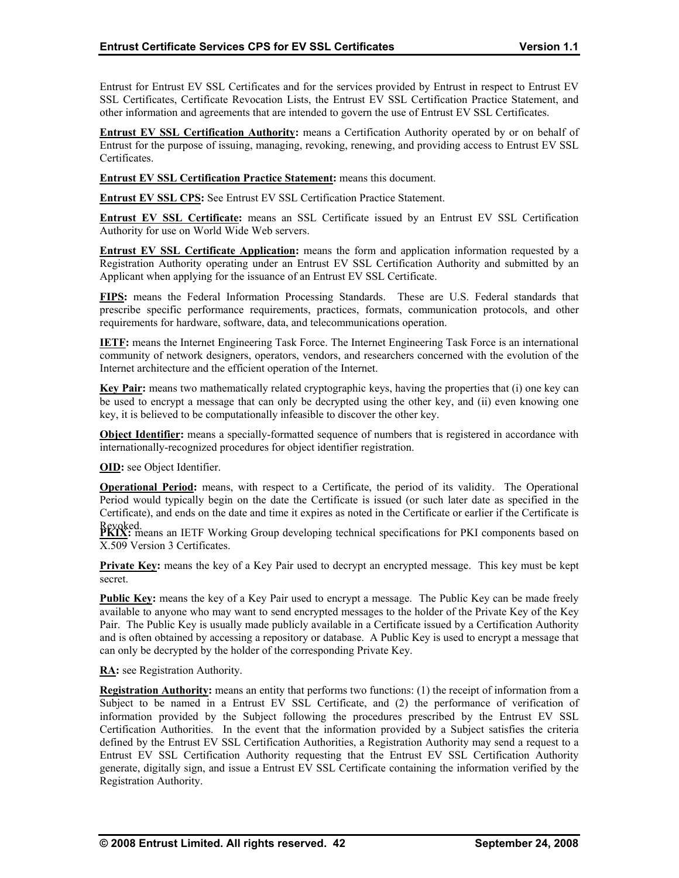Entrust for Entrust EV SSL Certificates and for the services provided by Entrust in respect to Entrust EV SSL Certificates, Certificate Revocation Lists, the Entrust EV SSL Certification Practice Statement, and other information and agreements that are intended to govern the use of Entrust EV SSL Certificates.

**Entrust EV SSL Certification Authority:** means a Certification Authority operated by or on behalf of Entrust for the purpose of issuing, managing, revoking, renewing, and providing access to Entrust EV SSL Certificates.

**Entrust EV SSL Certification Practice Statement:** means this document.

**Entrust EV SSL CPS:** See Entrust EV SSL Certification Practice Statement.

**Entrust EV SSL Certificate:** means an SSL Certificate issued by an Entrust EV SSL Certification Authority for use on World Wide Web servers.

**Entrust EV SSL Certificate Application:** means the form and application information requested by a Registration Authority operating under an Entrust EV SSL Certification Authority and submitted by an Applicant when applying for the issuance of an Entrust EV SSL Certificate.

**FIPS:** means the Federal Information Processing Standards. These are U.S. Federal standards that prescribe specific performance requirements, practices, formats, communication protocols, and other requirements for hardware, software, data, and telecommunications operation.

**IETF:** means the Internet Engineering Task Force. The Internet Engineering Task Force is an international community of network designers, operators, vendors, and researchers concerned with the evolution of the Internet architecture and the efficient operation of the Internet.

**Key Pair:** means two mathematically related cryptographic keys, having the properties that (i) one key can be used to encrypt a message that can only be decrypted using the other key, and (ii) even knowing one key, it is believed to be computationally infeasible to discover the other key.

**Object Identifier:** means a specially-formatted sequence of numbers that is registered in accordance with internationally-recognized procedures for object identifier registration.

**OID:** see Object Identifier.

**Operational Period:** means, with respect to a Certificate, the period of its validity. The Operational Period would typically begin on the date the Certificate is issued (or such later date as specified in the Certificate), and ends on the date and time it expires as noted in the Certificate or earlier if the Certificate is Revoked.

**PKIX:** means an IETF Working Group developing technical specifications for PKI components based on X.509 Version 3 Certificates.

**Private Key:** means the key of a Key Pair used to decrypt an encrypted message. This key must be kept secret.

**Public Key:** means the key of a Key Pair used to encrypt a message. The Public Key can be made freely available to anyone who may want to send encrypted messages to the holder of the Private Key of the Key Pair. The Public Key is usually made publicly available in a Certificate issued by a Certification Authority and is often obtained by accessing a repository or database. A Public Key is used to encrypt a message that can only be decrypted by the holder of the corresponding Private Key.

**RA:** see Registration Authority.

**Registration Authority:** means an entity that performs two functions: (1) the receipt of information from a Subject to be named in a Entrust EV SSL Certificate, and (2) the performance of verification of information provided by the Subject following the procedures prescribed by the Entrust EV SSL Certification Authorities. In the event that the information provided by a Subject satisfies the criteria defined by the Entrust EV SSL Certification Authorities, a Registration Authority may send a request to a Entrust EV SSL Certification Authority requesting that the Entrust EV SSL Certification Authority generate, digitally sign, and issue a Entrust EV SSL Certificate containing the information verified by the Registration Authority.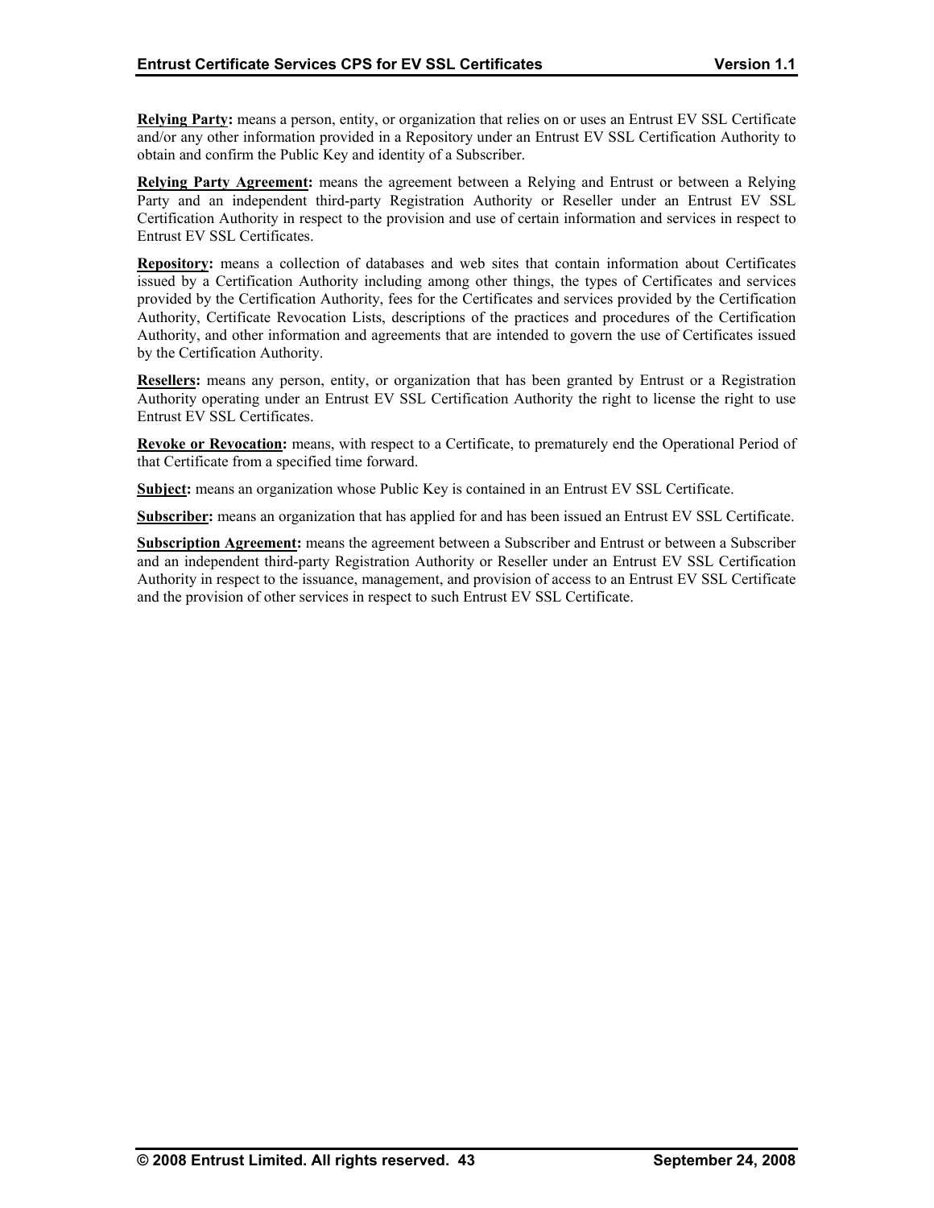**Relying Party:** means a person, entity, or organization that relies on or uses an Entrust EV SSL Certificate and/or any other information provided in a Repository under an Entrust EV SSL Certification Authority to obtain and confirm the Public Key and identity of a Subscriber.

**Relying Party Agreement:** means the agreement between a Relying and Entrust or between a Relying Party and an independent third-party Registration Authority or Reseller under an Entrust EV SSL Certification Authority in respect to the provision and use of certain information and services in respect to Entrust EV SSL Certificates.

**Repository:** means a collection of databases and web sites that contain information about Certificates issued by a Certification Authority including among other things, the types of Certificates and services provided by the Certification Authority, fees for the Certificates and services provided by the Certification Authority, Certificate Revocation Lists, descriptions of the practices and procedures of the Certification Authority, and other information and agreements that are intended to govern the use of Certificates issued by the Certification Authority.

**Resellers:** means any person, entity, or organization that has been granted by Entrust or a Registration Authority operating under an Entrust EV SSL Certification Authority the right to license the right to use Entrust EV SSL Certificates.

**Revoke or Revocation:** means, with respect to a Certificate, to prematurely end the Operational Period of that Certificate from a specified time forward.

**Subject:** means an organization whose Public Key is contained in an Entrust EV SSL Certificate.

**Subscriber:** means an organization that has applied for and has been issued an Entrust EV SSL Certificate.

**Subscription Agreement:** means the agreement between a Subscriber and Entrust or between a Subscriber and an independent third-party Registration Authority or Reseller under an Entrust EV SSL Certification Authority in respect to the issuance, management, and provision of access to an Entrust EV SSL Certificate and the provision of other services in respect to such Entrust EV SSL Certificate.